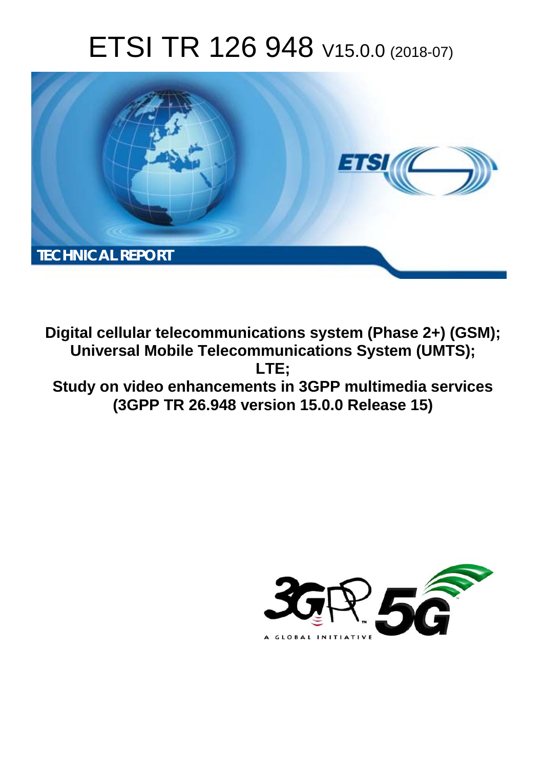# ETSI TR 126 948 V15.0.0 (2018-07)

TECHNICAL REPORT

**Digital cellular telecommunications system (Phase 2+) (GSM);**
**Universal Mobile Telecommunications System (UMTS);**
**LTE;**
**Study on video enhancements in 3GPP multimedia services**
**(3GPP TR 26.948 version 15.0.0 Release 15)**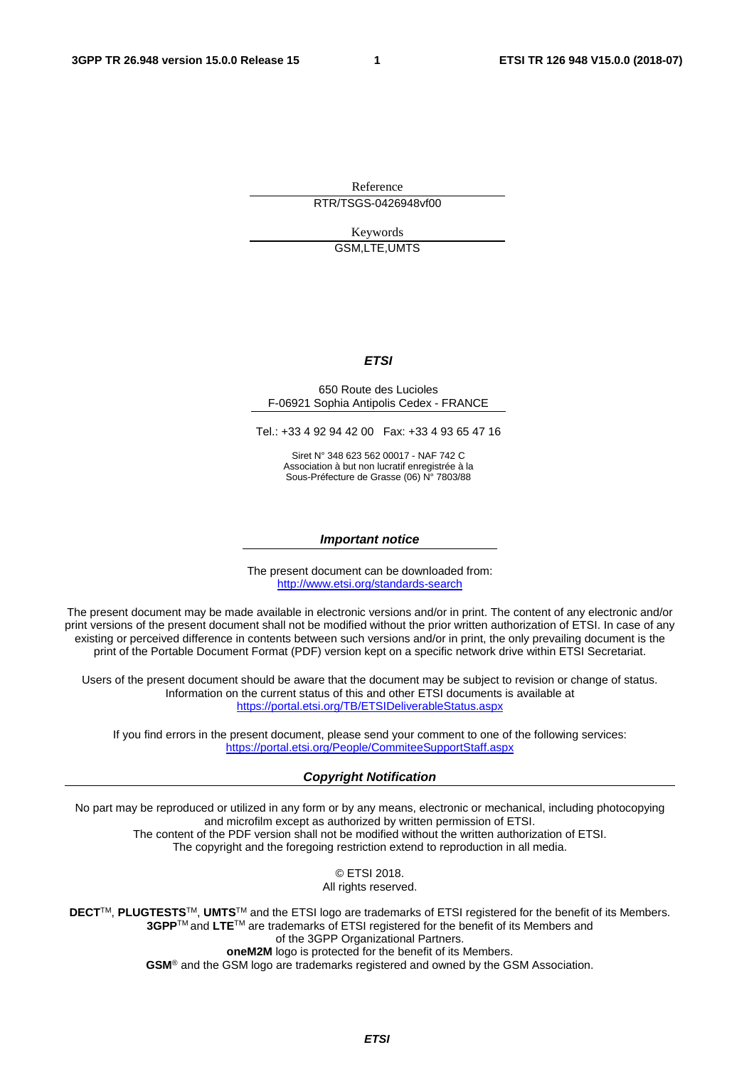Reference

RTR/TSGS-0426948vf00

Keywords

GSM,LTE,UMTS

***ETSI***

650 Route des Lucioles
F-06921 Sophia Antipolis Cedex - FRANCE

Tel.: +33 4 92 94 42 00 Fax: +33 4 93 65 47 16

Siret N° 348 623 562 00017 - NAF 742 C
Association à but non lucratif enregistrée à la
Sous-Préfecture de Grasse (06) N° 7803/88

***Important notice***

The present document can be downloaded from:
http://www.etsi.org/standards-search

The present document may be made available in electronic versions and/or in print. The content of any electronic and/or print versions of the present document shall not be modified without the prior written authorization of ETSI. In case of any existing or perceived difference in contents between such versions and/or in print, the only prevailing document is the print of the Portable Document Format (PDF) version kept on a specific network drive within ETSI Secretariat.

Users of the present document should be aware that the document may be subject to revision or change of status. Information on the current status of this and other ETSI documents is available at
https://portal.etsi.org/TB/ETSIDeliverableStatus.aspx

If you find errors in the present document, please send your comment to one of the following services:
https://portal.etsi.org/People/CommiteeSupportStaff.aspx

***Copyright Notification***

No part may be reproduced or utilized in any form or by any means, electronic or mechanical, including photocopying and microfilm except as authorized by written permission of ETSI.
The content of the PDF version shall not be modified without the written authorization of ETSI.
The copyright and the foregoing restriction extend to reproduction in all media.

© ETSI 2018.
All rights reserved.

**DECT**TM, **PLUGTESTS**TM, **UMTS**TM and the ETSI logo are trademarks of ETSI registered for the benefit of its Members.
**3GPP**TM and **LTE**TM are trademarks of ETSI registered for the benefit of its Members and of the 3GPP Organizational Partners.
**oneM2M** logo is protected for the benefit of its Members.
**GSM**® and the GSM logo are trademarks registered and owned by the GSM Association.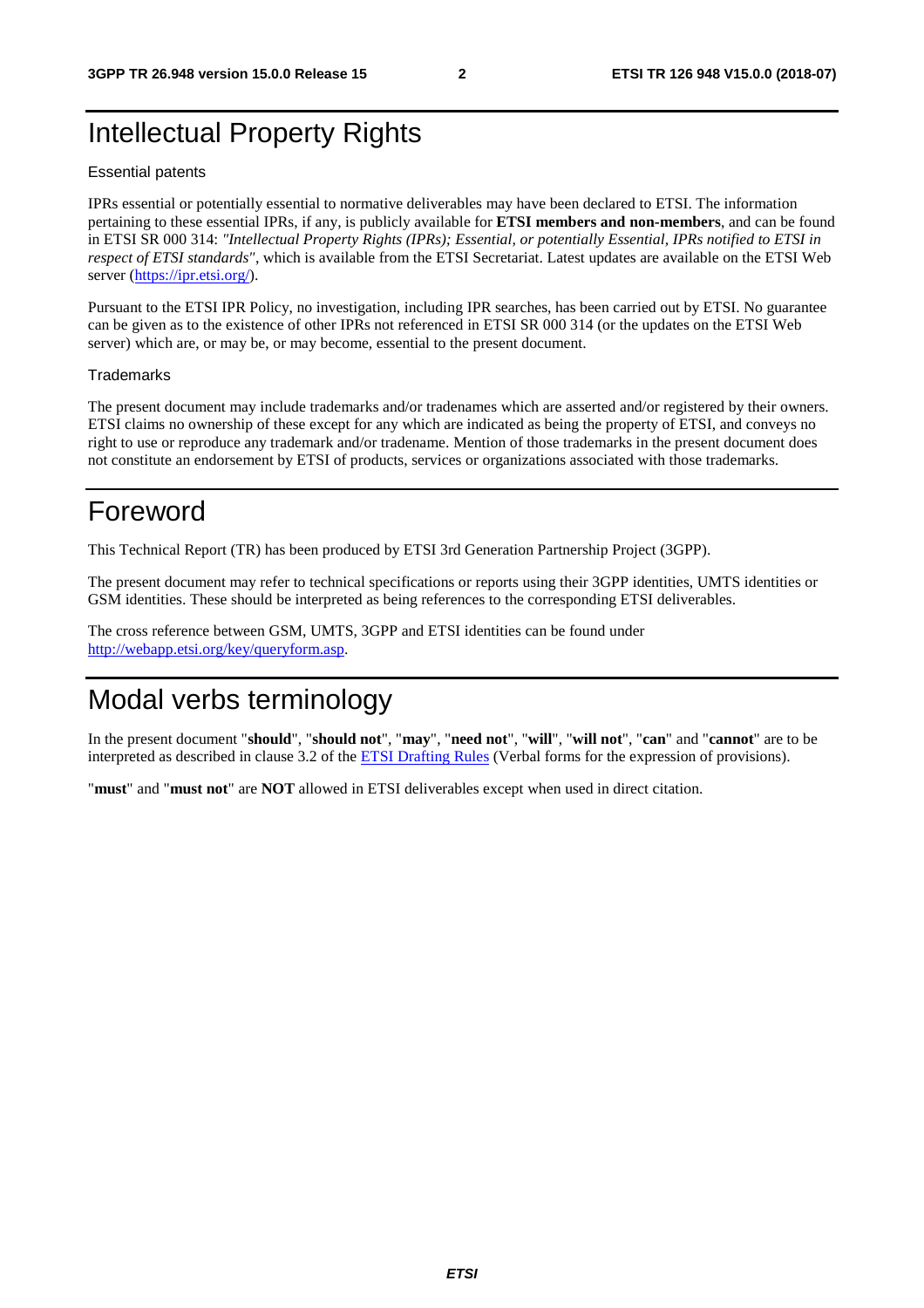# Intellectual Property Rights

Essential patents

IPRs essential or potentially essential to normative deliverables may have been declared to ETSI. The information pertaining to these essential IPRs, if any, is publicly available for **ETSI members and non-members**, and can be found in ETSI SR 000 314: *"Intellectual Property Rights (IPRs); Essential, or potentially Essential, IPRs notified to ETSI in respect of ETSI standards"*, which is available from the ETSI Secretariat. Latest updates are available on the ETSI Web server (https://ipr.etsi.org/).

Pursuant to the ETSI IPR Policy, no investigation, including IPR searches, has been carried out by ETSI. No guarantee can be given as to the existence of other IPRs not referenced in ETSI SR 000 314 (or the updates on the ETSI Web server) which are, or may be, or may become, essential to the present document.

Trademarks

The present document may include trademarks and/or tradenames which are asserted and/or registered by their owners. ETSI claims no ownership of these except for any which are indicated as being the property of ETSI, and conveys no right to use or reproduce any trademark and/or tradename. Mention of those trademarks in the present document does not constitute an endorsement by ETSI of products, services or organizations associated with those trademarks.

# Foreword

This Technical Report (TR) has been produced by ETSI 3rd Generation Partnership Project (3GPP).

The present document may refer to technical specifications or reports using their 3GPP identities, UMTS identities or GSM identities. These should be interpreted as being references to the corresponding ETSI deliverables.

The cross reference between GSM, UMTS, 3GPP and ETSI identities can be found under http://webapp.etsi.org/key/queryform.asp.

# Modal verbs terminology

In the present document "**should**", "**should not**", "**may**", "**need not**", "**will**", "**will not**", "**can**" and "**cannot**" are to be interpreted as described in clause 3.2 of the ETSI Drafting Rules (Verbal forms for the expression of provisions).

"**must**" and "**must not**" are **NOT** allowed in ETSI deliverables except when used in direct citation.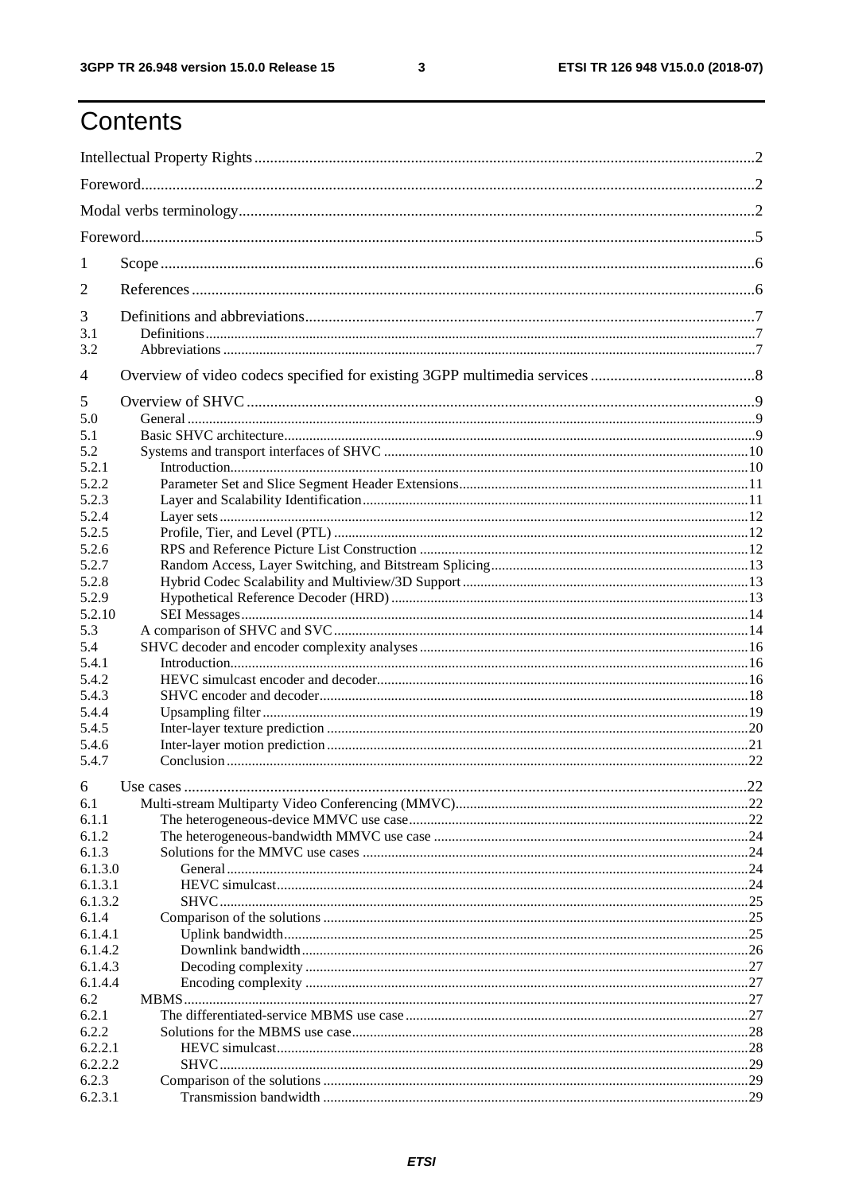# Contents

Intellectual Property Rights ........................................................................................................................2

Foreword........................................................................................................................................................2

Modal verbs terminology...............................................................................................................................2

Foreword........................................................................................................................................................5

1 Scope ..........................................................................................................................................................6

2 References ..................................................................................................................................................6

3 Definitions and abbreviations.....................................................................................................................7
3.1 Definitions..................................................................................................................................................7
3.2 Abbreviations ..............................................................................................................................................7

4 Overview of video codecs specified for existing 3GPP multimedia services ..............................................8

5 Overview of SHVC ....................................................................................................................................9
5.0 General .......................................................................................................................................................9
5.1 Basic SHVC architecture.............................................................................................................................9
5.2 Systems and transport interfaces of SHVC ................................................................................................10
5.2.1 Introduction............................................................................................................................................10
5.2.2 Parameter Set and Slice Segment Header Extensions.............................................................................11
5.2.3 Layer and Scalability Identification.........................................................................................................11
5.2.4 Layer sets ...............................................................................................................................................12
5.2.5 Profile, Tier, and Level (PTL) ...............................................................................................................12
5.2.6 RPS and Reference Picture List Construction ........................................................................................12
5.2.7 Random Access, Layer Switching, and Bitstream Splicing......................................................................13
5.2.8 Hybrid Codec Scalability and Multiview/3D Support .............................................................................13
5.2.9 Hypothetical Reference Decoder (HRD) ................................................................................................13
5.2.10 SEI Messages ........................................................................................................................................14
5.3 A comparison of SHVC and SVC ...............................................................................................................14
5.4 SHVC decoder and encoder complexity analyses .......................................................................................16
5.4.1 Introduction............................................................................................................................................16
5.4.2 HEVC simulcast encoder and decoder.....................................................................................................16
5.4.3 SHVC encoder and decoder.....................................................................................................................18
5.4.4 Upsampling filter ....................................................................................................................................19
5.4.5 Inter-layer texture prediction ..................................................................................................................20
5.4.6 Inter-layer motion prediction...................................................................................................................21
5.4.7 Conclusion..............................................................................................................................................22

6 Use cases ..................................................................................................................................................22
6.1 Multi-stream Multiparty Video Conferencing (MMVC)..............................................................................22
6.1.1 The heterogeneous-device MMVC use case.............................................................................................22
6.1.2 The heterogeneous-bandwidth MMVC use case .......................................................................................24
6.1.3 Solutions for the MMVC use cases ..........................................................................................................24
6.1.3.0 General ..............................................................................................................................................24
6.1.3.1 HEVC simulcast..................................................................................................................................24
6.1.3.2 SHVC.................................................................................................................................................25
6.1.4 Comparison of the solutions ....................................................................................................................25
6.1.4.1 Uplink bandwidth...............................................................................................................................25
6.1.4.2 Downlink bandwidth...........................................................................................................................26
6.1.4.3 Decoding complexity ..........................................................................................................................27
6.1.4.4 Encoding complexity ..........................................................................................................................27
6.2 MBMS........................................................................................................................................................27
6.2.1 The differentiated-service MBMS use case.............................................................................................27
6.2.2 Solutions for the MBMS use case............................................................................................................28
6.2.2.1 HEVC simulcast..................................................................................................................................28
6.2.2.2 SHVC.................................................................................................................................................29
6.2.3 Comparison of the solutions ....................................................................................................................29
6.2.3.1 Transmission bandwidth .....................................................................................................................29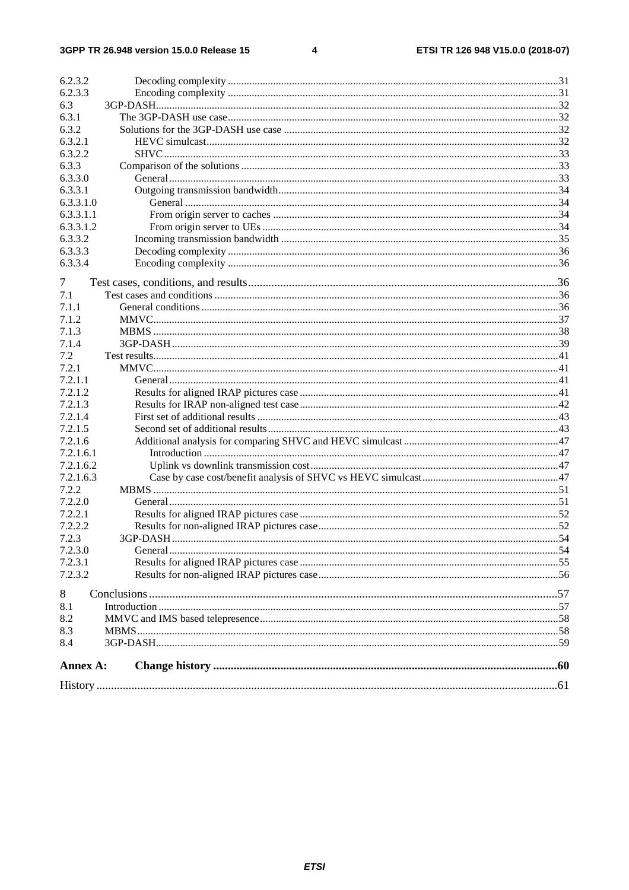6.2.3.2 Decoding complexity ....31
6.2.3.3 Encoding complexity ....31
6.3 3GP-DASH....32
6.3.1 The 3GP-DASH use case....32
6.3.2 Solutions for the 3GP-DASH use case ....32
6.3.2.1 HEVC simulcast....32
6.3.2.2 SHVC....33
6.3.3 Comparison of the solutions ....33
6.3.3.0 General....33
6.3.3.1 Outgoing transmission bandwidth....34
6.3.3.1.0 General ....34
6.3.3.1.1 From origin server to caches ....34
6.3.3.1.2 From origin server to UEs ....34
6.3.3.2 Incoming transmission bandwidth ....35
6.3.3.3 Decoding complexity ....36
6.3.3.4 Encoding complexity ....36

7 Test cases, conditions, and results....36
7.1 Test cases and conditions ....36
7.1.1 General conditions....36
7.1.2 MMVC....37
7.1.3 MBMS ....38
7.1.4 3GP-DASH....39
7.2 Test results....41
7.2.1 MMVC....41
7.2.1.1 General....41
7.2.1.2 Results for aligned IRAP pictures case ....41
7.2.1.3 Results for IRAP non-aligned test case....42
7.2.1.4 First set of additional results ....43
7.2.1.5 Second set of additional results....43
7.2.1.6 Additional analysis for comparing SHVC and HEVC simulcast....47
7.2.1.6.1 Introduction ....47
7.2.1.6.2 Uplink vs downlink transmission cost....47
7.2.1.6.3 Case by case cost/benefit analysis of SHVC vs HEVC simulcast....47
7.2.2 MBMS ....51
7.2.2.0 General....51
7.2.2.1 Results for aligned IRAP pictures case ....52
7.2.2.2 Results for non-aligned IRAP pictures case....52
7.2.3 3GP-DASH....54
7.2.3.0 General....54
7.2.3.1 Results for aligned IRAP pictures case ....55
7.2.3.2 Results for non-aligned IRAP pictures case....56

8 Conclusions....57
8.1 Introduction....57
8.2 MMVC and IMS based telepresence....58
8.3 MBMS....58
8.4 3GP-DASH....59

**Annex A: Change history ....60**

History ....61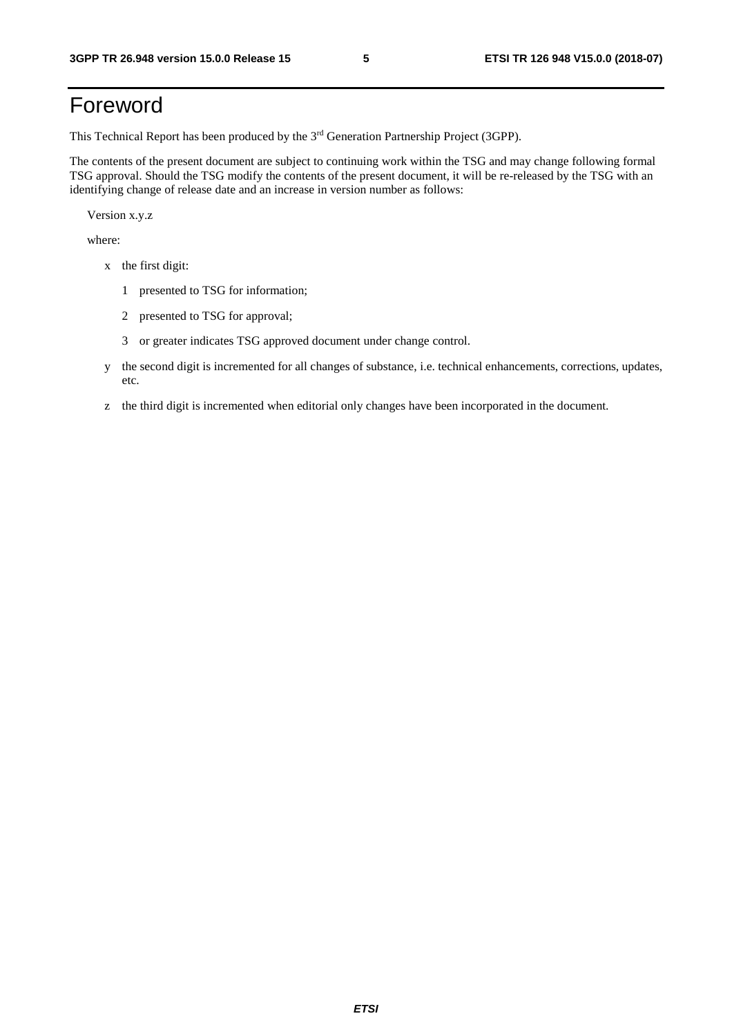# Foreword

This Technical Report has been produced by the 3rd Generation Partnership Project (3GPP).

The contents of the present document are subject to continuing work within the TSG and may change following formal TSG approval. Should the TSG modify the contents of the present document, it will be re-released by the TSG with an identifying change of release date and an increase in version number as follows:

Version x.y.z

where:

- x the first digit:
  - 1 presented to TSG for information;
  - 2 presented to TSG for approval;
  - 3 or greater indicates TSG approved document under change control.
- y the second digit is incremented for all changes of substance, i.e. technical enhancements, corrections, updates, etc.
- z the third digit is incremented when editorial only changes have been incorporated in the document.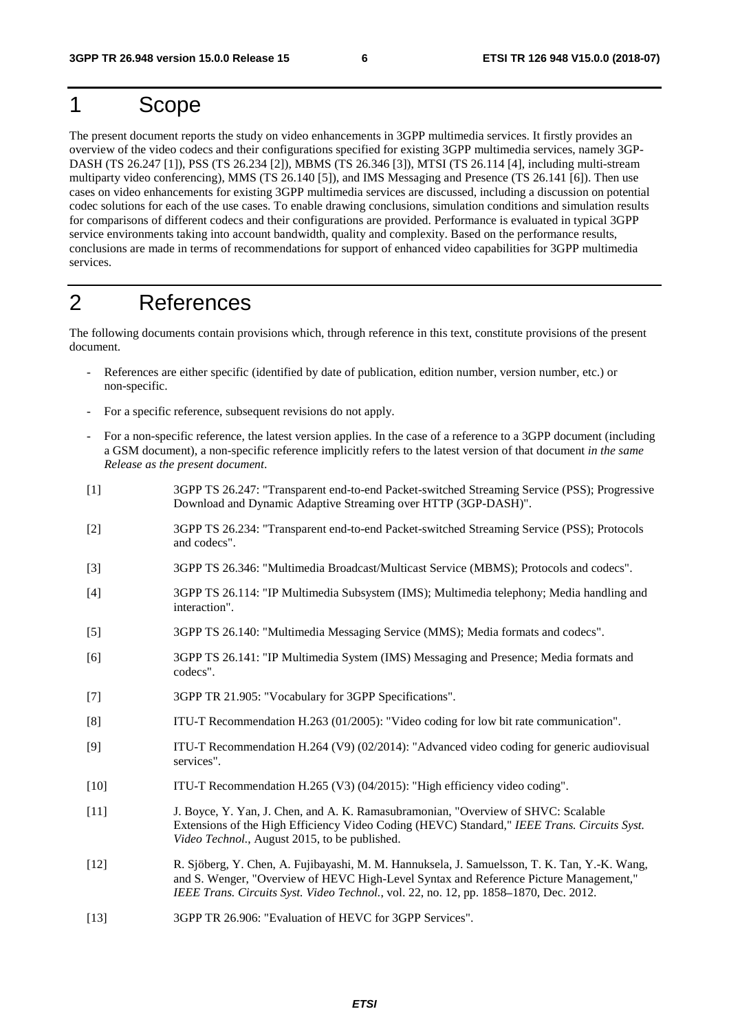# 1 Scope

The present document reports the study on video enhancements in 3GPP multimedia services. It firstly provides an overview of the video codecs and their configurations specified for existing 3GPP multimedia services, namely 3GP-DASH (TS 26.247 [1]), PSS (TS 26.234 [2]), MBMS (TS 26.346 [3]), MTSI (TS 26.114 [4], including multi-stream multiparty video conferencing), MMS (TS 26.140 [5]), and IMS Messaging and Presence (TS 26.141 [6]). Then use cases on video enhancements for existing 3GPP multimedia services are discussed, including a discussion on potential codec solutions for each of the use cases. To enable drawing conclusions, simulation conditions and simulation results for comparisons of different codecs and their configurations are provided. Performance is evaluated in typical 3GPP service environments taking into account bandwidth, quality and complexity. Based on the performance results, conclusions are made in terms of recommendations for support of enhanced video capabilities for 3GPP multimedia services.

# 2 References

The following documents contain provisions which, through reference in this text, constitute provisions of the present document.

- References are either specific (identified by date of publication, edition number, version number, etc.) or non-specific.
- For a specific reference, subsequent revisions do not apply.
- For a non-specific reference, the latest version applies. In the case of a reference to a 3GPP document (including a GSM document), a non-specific reference implicitly refers to the latest version of that document *in the same Release as the present document*.

[1] 3GPP TS 26.247: "Transparent end-to-end Packet-switched Streaming Service (PSS); Progressive Download and Dynamic Adaptive Streaming over HTTP (3GP-DASH)".

[2] 3GPP TS 26.234: "Transparent end-to-end Packet-switched Streaming Service (PSS); Protocols and codecs".

[3] 3GPP TS 26.346: "Multimedia Broadcast/Multicast Service (MBMS); Protocols and codecs".

[4] 3GPP TS 26.114: "IP Multimedia Subsystem (IMS); Multimedia telephony; Media handling and interaction".

[5] 3GPP TS 26.140: "Multimedia Messaging Service (MMS); Media formats and codecs".

[6] 3GPP TS 26.141: "IP Multimedia System (IMS) Messaging and Presence; Media formats and codecs".

[7] 3GPP TR 21.905: "Vocabulary for 3GPP Specifications".

[8] ITU-T Recommendation H.263 (01/2005): "Video coding for low bit rate communication".

[9] ITU-T Recommendation H.264 (V9) (02/2014): "Advanced video coding for generic audiovisual services".

[10] ITU-T Recommendation H.265 (V3) (04/2015): "High efficiency video coding".

[11] J. Boyce, Y. Yan, J. Chen, and A. K. Ramasubramonian, "Overview of SHVC: Scalable Extensions of the High Efficiency Video Coding (HEVC) Standard," *IEEE Trans. Circuits Syst. Video Technol.*, August 2015, to be published.

[12] R. Sjöberg, Y. Chen, A. Fujibayashi, M. M. Hannuksela, J. Samuelsson, T. K. Tan, Y.-K. Wang, and S. Wenger, "Overview of HEVC High-Level Syntax and Reference Picture Management," *IEEE Trans. Circuits Syst. Video Technol.*, vol. 22, no. 12, pp. 1858–1870, Dec. 2012.

[13] 3GPP TR 26.906: "Evaluation of HEVC for 3GPP Services".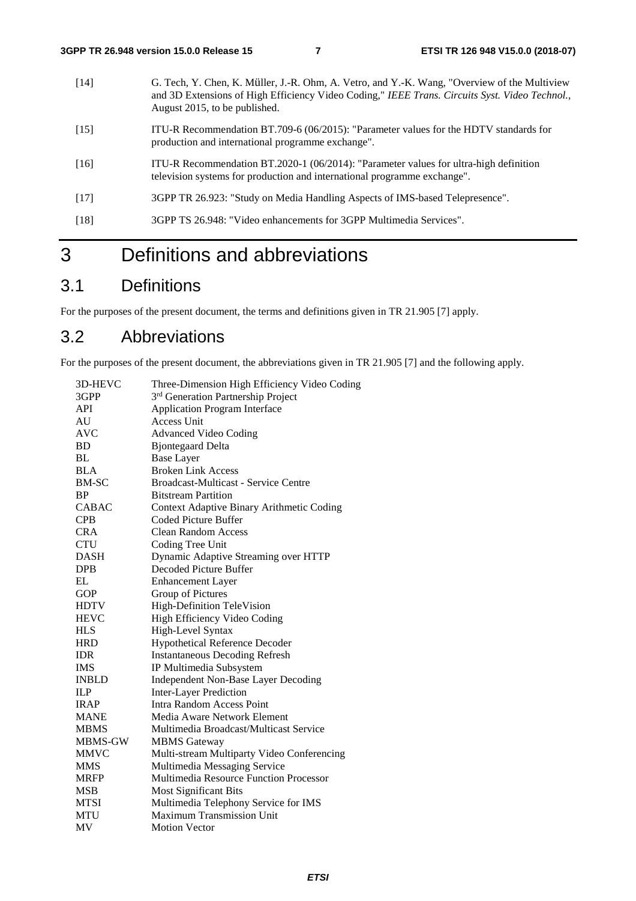[14] G. Tech, Y. Chen, K. Müller, J.-R. Ohm, A. Vetro, and Y.-K. Wang, "Overview of the Multiview and 3D Extensions of High Efficiency Video Coding," *IEEE Trans. Circuits Syst. Video Technol.*, August 2015, to be published.

[15] ITU-R Recommendation BT.709-6 (06/2015): "Parameter values for the HDTV standards for production and international programme exchange".

[16] ITU-R Recommendation BT.2020-1 (06/2014): "Parameter values for ultra-high definition television systems for production and international programme exchange".

[17] 3GPP TR 26.923: "Study on Media Handling Aspects of IMS-based Telepresence".

[18] 3GPP TS 26.948: "Video enhancements for 3GPP Multimedia Services".

# 3 Definitions and abbreviations

## 3.1 Definitions

For the purposes of the present document, the terms and definitions given in TR 21.905 [7] apply.

## 3.2 Abbreviations

For the purposes of the present document, the abbreviations given in TR 21.905 [7] and the following apply.

| | |
|---|---|
| 3D-HEVC | Three-Dimension High Efficiency Video Coding |
| 3GPP | 3rd Generation Partnership Project |
| API | Application Program Interface |
| AU | Access Unit |
| AVC | Advanced Video Coding |
| BD | Bjontegaard Delta |
| BL | Base Layer |
| BLA | Broken Link Access |
| BM-SC | Broadcast-Multicast - Service Centre |
| BP | Bitstream Partition |
| CABAC | Context Adaptive Binary Arithmetic Coding |
| CPB | Coded Picture Buffer |
| CRA | Clean Random Access |
| CTU | Coding Tree Unit |
| DASH | Dynamic Adaptive Streaming over HTTP |
| DPB | Decoded Picture Buffer |
| EL | Enhancement Layer |
| GOP | Group of Pictures |
| HDTV | High-Definition TeleVision |
| HEVC | High Efficiency Video Coding |
| HLS | High-Level Syntax |
| HRD | Hypothetical Reference Decoder |
| IDR | Instantaneous Decoding Refresh |
| IMS | IP Multimedia Subsystem |
| INBLD | Independent Non-Base Layer Decoding |
| ILP | Inter-Layer Prediction |
| IRAP | Intra Random Access Point |
| MANE | Media Aware Network Element |
| MBMS | Multimedia Broadcast/Multicast Service |
| MBMS-GW | MBMS Gateway |
| MMVC | Multi-stream Multiparty Video Conferencing |
| MMS | Multimedia Messaging Service |
| MRFP | Multimedia Resource Function Processor |
| MSB | Most Significant Bits |
| MTSI | Multimedia Telephony Service for IMS |
| MTU | Maximum Transmission Unit |
| MV | Motion Vector |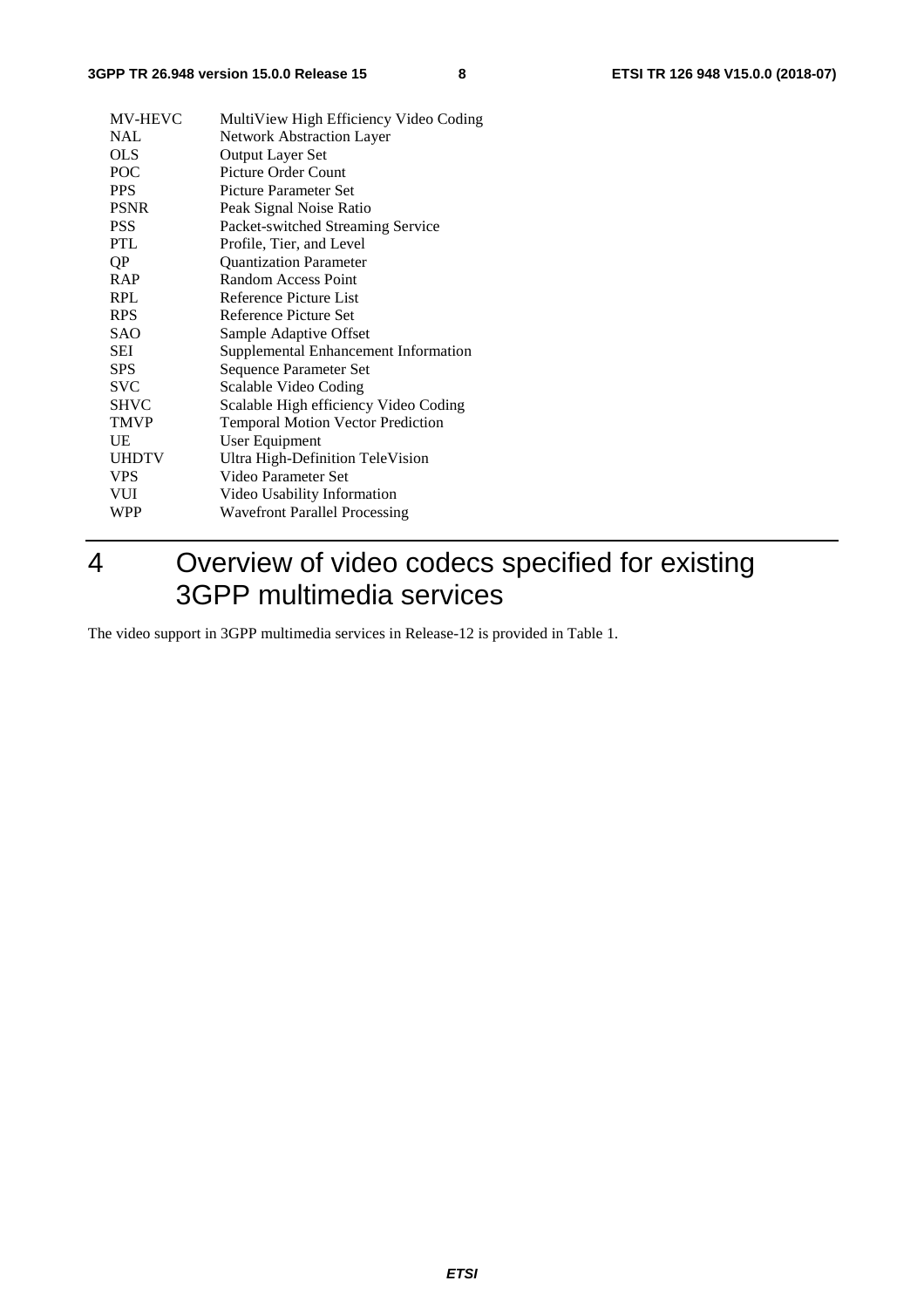| | |
|---|---|
| MV-HEVC | MultiView High Efficiency Video Coding |
| NAL | Network Abstraction Layer |
| OLS | Output Layer Set |
| POC | Picture Order Count |
| PPS | Picture Parameter Set |
| PSNR | Peak Signal Noise Ratio |
| PSS | Packet-switched Streaming Service |
| PTL | Profile, Tier, and Level |
| QP | Quantization Parameter |
| RAP | Random Access Point |
| RPL | Reference Picture List |
| RPS | Reference Picture Set |
| SAO | Sample Adaptive Offset |
| SEI | Supplemental Enhancement Information |
| SPS | Sequence Parameter Set |
| SVC | Scalable Video Coding |
| SHVC | Scalable High efficiency Video Coding |
| TMVP | Temporal Motion Vector Prediction |
| UE | User Equipment |
| UHDTV | Ultra High-Definition TeleVision |
| VPS | Video Parameter Set |
| VUI | Video Usability Information |
| WPP | Wavefront Parallel Processing |

# 4 Overview of video codecs specified for existing 3GPP multimedia services

The video support in 3GPP multimedia services in Release-12 is provided in Table 1.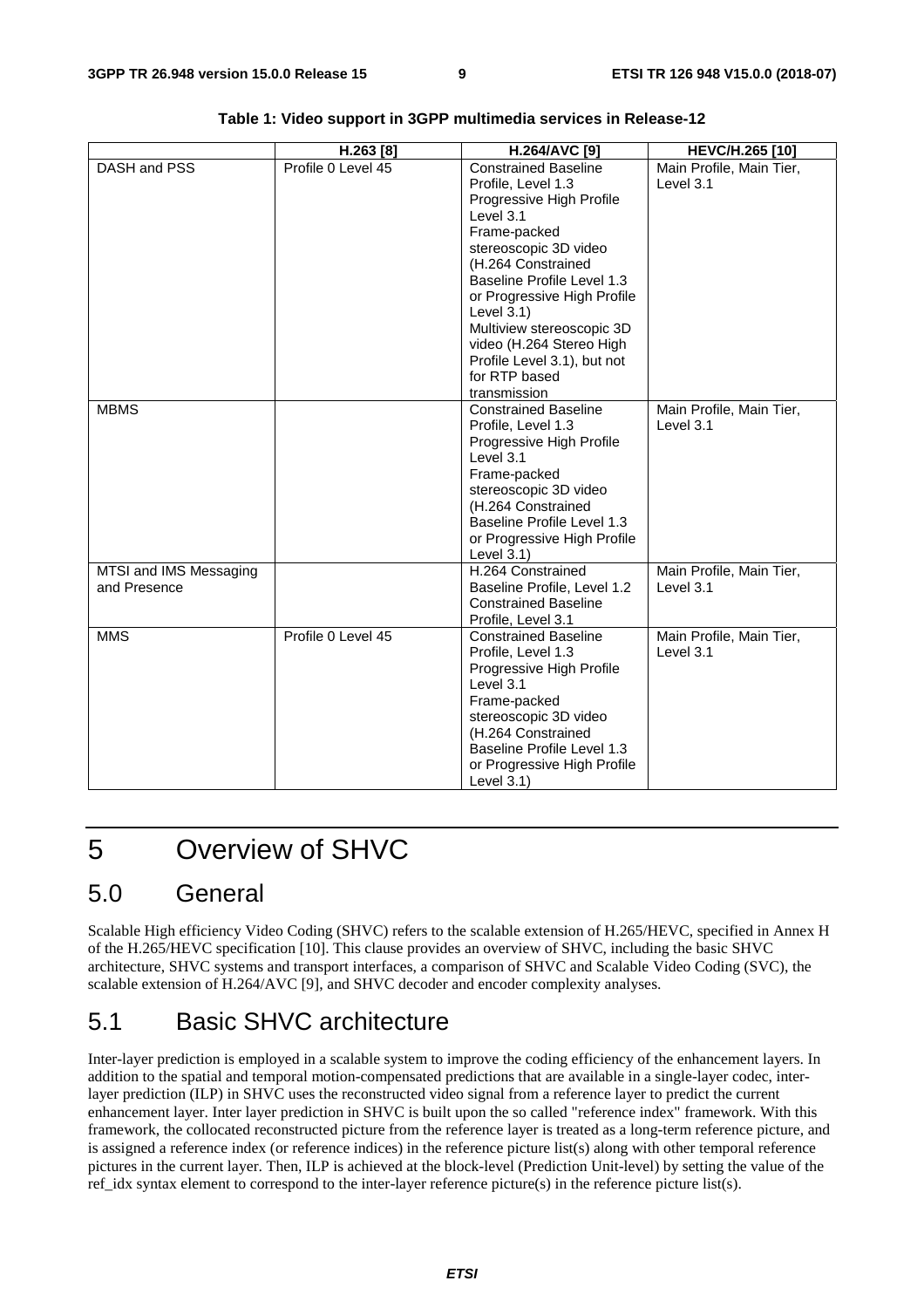**Table 1: Video support in 3GPP multimedia services in Release-12**

| | H.263 [8] | H.264/AVC [9] | HEVC/H.265 [10] |
|---|---|---|---|
| DASH and PSS | Profile 0 Level 45 | Constrained Baseline Profile, Level 1.3<br>Progressive High Profile Level 3.1<br>Frame-packed stereoscopic 3D video (H.264 Constrained Baseline Profile Level 1.3 or Progressive High Profile Level 3.1)<br>Multiview stereoscopic 3D video (H.264 Stereo High Profile Level 3.1), but not for RTP based transmission | Main Profile, Main Tier, Level 3.1 |
| MBMS | | Constrained Baseline Profile, Level 1.3<br>Progressive High Profile Level 3.1<br>Frame-packed stereoscopic 3D video (H.264 Constrained Baseline Profile Level 1.3 or Progressive High Profile Level 3.1) | Main Profile, Main Tier, Level 3.1 |
| MTSI and IMS Messaging and Presence | | H.264 Constrained Baseline Profile, Level 1.2<br>Constrained Baseline Profile, Level 3.1 | Main Profile, Main Tier, Level 3.1 |
| MMS | Profile 0 Level 45 | Constrained Baseline Profile, Level 1.3<br>Progressive High Profile Level 3.1<br>Frame-packed stereoscopic 3D video (H.264 Constrained Baseline Profile Level 1.3 or Progressive High Profile Level 3.1) | Main Profile, Main Tier, Level 3.1 |

# 5 Overview of SHVC

## 5.0 General

Scalable High efficiency Video Coding (SHVC) refers to the scalable extension of H.265/HEVC, specified in Annex H of the H.265/HEVC specification [10]. This clause provides an overview of SHVC, including the basic SHVC architecture, SHVC systems and transport interfaces, a comparison of SHVC and Scalable Video Coding (SVC), the scalable extension of H.264/AVC [9], and SHVC decoder and encoder complexity analyses.

## 5.1 Basic SHVC architecture

Inter-layer prediction is employed in a scalable system to improve the coding efficiency of the enhancement layers. In addition to the spatial and temporal motion-compensated predictions that are available in a single-layer codec, inter-layer prediction (ILP) in SHVC uses the reconstructed video signal from a reference layer to predict the current enhancement layer. Inter layer prediction in SHVC is built upon the so called "reference index" framework. With this framework, the collocated reconstructed picture from the reference layer is treated as a long-term reference picture, and is assigned a reference index (or reference indices) in the reference picture list(s) along with other temporal reference pictures in the current layer. Then, ILP is achieved at the block-level (Prediction Unit-level) by setting the value of the ref_idx syntax element to correspond to the inter-layer reference picture(s) in the reference picture list(s).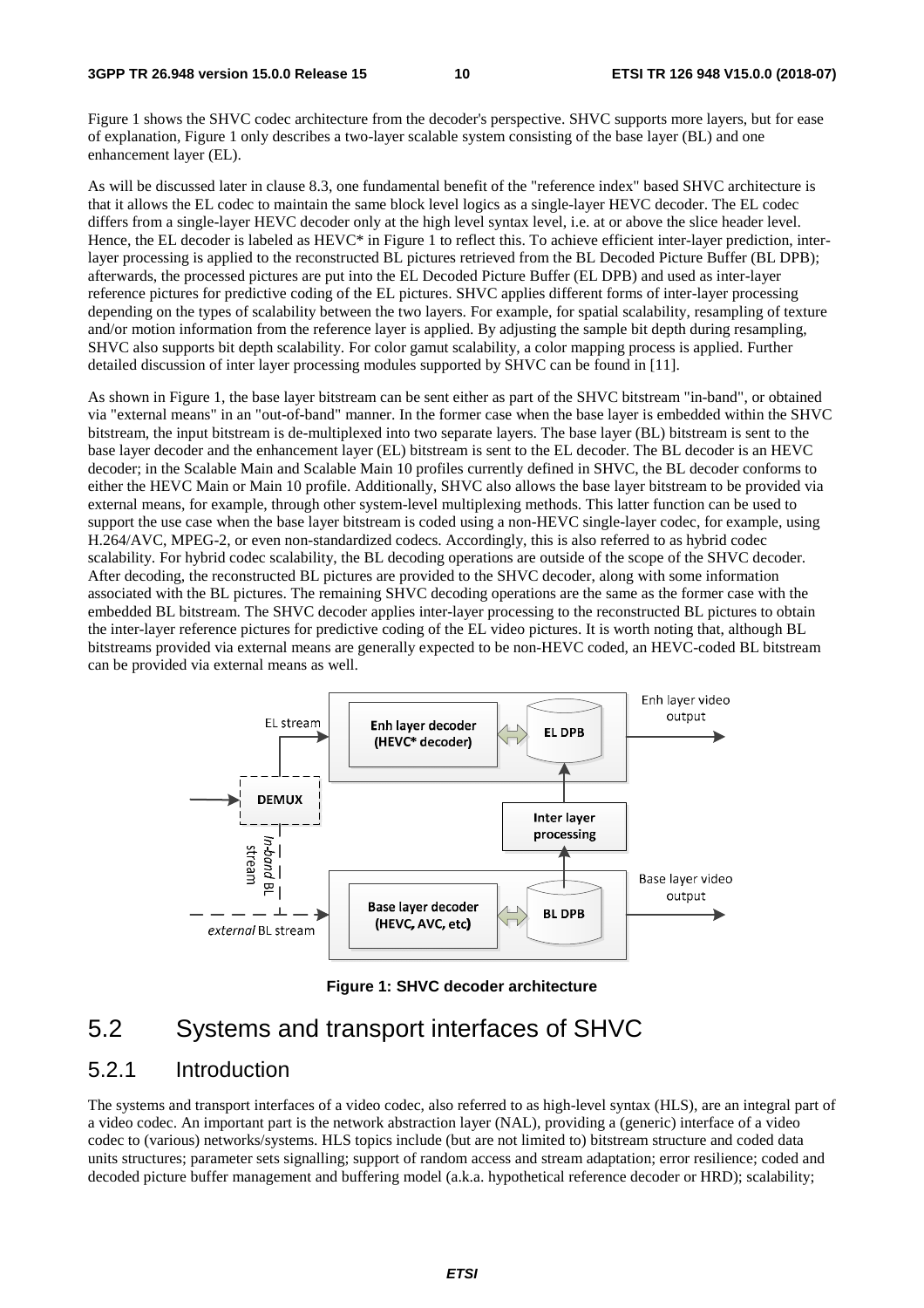Figure 1 shows the SHVC codec architecture from the decoder's perspective. SHVC supports more layers, but for ease of explanation, Figure 1 only describes a two-layer scalable system consisting of the base layer (BL) and one enhancement layer (EL).

As will be discussed later in clause 8.3, one fundamental benefit of the "reference index" based SHVC architecture is that it allows the EL codec to maintain the same block level logics as a single-layer HEVC decoder. The EL codec differs from a single-layer HEVC decoder only at the high level syntax level, i.e. at or above the slice header level. Hence, the EL decoder is labeled as HEVC* in Figure 1 to reflect this. To achieve efficient inter-layer prediction, inter-layer processing is applied to the reconstructed BL pictures retrieved from the BL Decoded Picture Buffer (BL DPB); afterwards, the processed pictures are put into the EL Decoded Picture Buffer (EL DPB) and used as inter-layer reference pictures for predictive coding of the EL pictures. SHVC applies different forms of inter-layer processing depending on the types of scalability between the two layers. For example, for spatial scalability, resampling of texture and/or motion information from the reference layer is applied. By adjusting the sample bit depth during resampling, SHVC also supports bit depth scalability. For color gamut scalability, a color mapping process is applied. Further detailed discussion of inter layer processing modules supported by SHVC can be found in [11].

As shown in Figure 1, the base layer bitstream can be sent either as part of the SHVC bitstream "in-band", or obtained via "external means" in an "out-of-band" manner. In the former case when the base layer is embedded within the SHVC bitstream, the input bitstream is de-multiplexed into two separate layers. The base layer (BL) bitstream is sent to the base layer decoder and the enhancement layer (EL) bitstream is sent to the EL decoder. The BL decoder is an HEVC decoder; in the Scalable Main and Scalable Main 10 profiles currently defined in SHVC, the BL decoder conforms to either the HEVC Main or Main 10 profile. Additionally, SHVC also allows the base layer bitstream to be provided via external means, for example, through other system-level multiplexing methods. This latter function can be used to support the use case when the base layer bitstream is coded using a non-HEVC single-layer codec, for example, using H.264/AVC, MPEG-2, or even non-standardized codecs. Accordingly, this is also referred to as hybrid codec scalability. For hybrid codec scalability, the BL decoding operations are outside of the scope of the SHVC decoder. After decoding, the reconstructed BL pictures are provided to the SHVC decoder, along with some information associated with the BL pictures. The remaining SHVC decoding operations are the same as the former case with the embedded BL bitstream. The SHVC decoder applies inter-layer processing to the reconstructed BL pictures to obtain the inter-layer reference pictures for predictive coding of the EL video pictures. It is worth noting that, although BL bitstreams provided via external means are generally expected to be non-HEVC coded, an HEVC-coded BL bitstream can be provided via external means as well.

**Figure 1: SHVC decoder architecture**

## 5.2 Systems and transport interfaces of SHVC

### 5.2.1 Introduction

The systems and transport interfaces of a video codec, also referred to as high-level syntax (HLS), are an integral part of a video codec. An important part is the network abstraction layer (NAL), providing a (generic) interface of a video codec to (various) networks/systems. HLS topics include (but are not limited to) bitstream structure and coded data units structures; parameter sets signalling; support of random access and stream adaptation; error resilience; coded and decoded picture buffer management and buffering model (a.k.a. hypothetical reference decoder or HRD); scalability;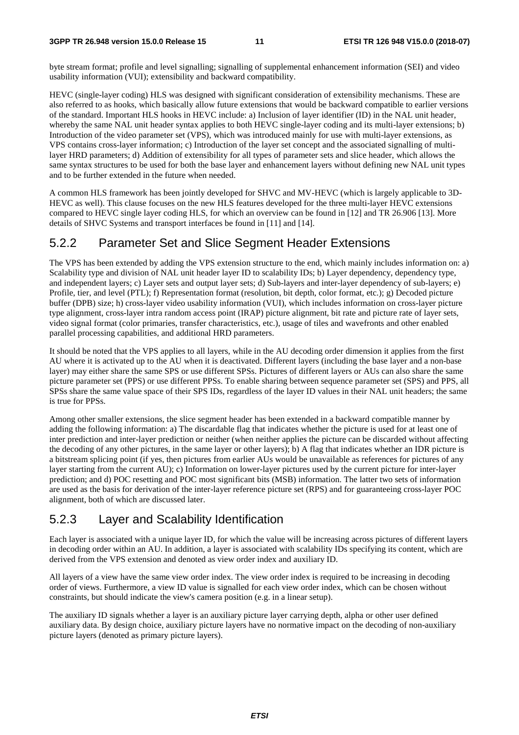byte stream format; profile and level signalling; signalling of supplemental enhancement information (SEI) and video usability information (VUI); extensibility and backward compatibility.

HEVC (single-layer coding) HLS was designed with significant consideration of extensibility mechanisms. These are also referred to as hooks, which basically allow future extensions that would be backward compatible to earlier versions of the standard. Important HLS hooks in HEVC include: a) Inclusion of layer identifier (ID) in the NAL unit header, whereby the same NAL unit header syntax applies to both HEVC single-layer coding and its multi-layer extensions; b) Introduction of the video parameter set (VPS), which was introduced mainly for use with multi-layer extensions, as VPS contains cross-layer information; c) Introduction of the layer set concept and the associated signalling of multi-layer HRD parameters; d) Addition of extensibility for all types of parameter sets and slice header, which allows the same syntax structures to be used for both the base layer and enhancement layers without defining new NAL unit types and to be further extended in the future when needed.

A common HLS framework has been jointly developed for SHVC and MV-HEVC (which is largely applicable to 3D-HEVC as well). This clause focuses on the new HLS features developed for the three multi-layer HEVC extensions compared to HEVC single layer coding HLS, for which an overview can be found in [12] and TR 26.906 [13]. More details of SHVC Systems and transport interfaces be found in [11] and [14].

### 5.2.2 Parameter Set and Slice Segment Header Extensions

The VPS has been extended by adding the VPS extension structure to the end, which mainly includes information on: a) Scalability type and division of NAL unit header layer ID to scalability IDs; b) Layer dependency, dependency type, and independent layers; c) Layer sets and output layer sets; d) Sub-layers and inter-layer dependency of sub-layers; e) Profile, tier, and level (PTL); f) Representation format (resolution, bit depth, color format, etc.); g) Decoded picture buffer (DPB) size; h) cross-layer video usability information (VUI), which includes information on cross-layer picture type alignment, cross-layer intra random access point (IRAP) picture alignment, bit rate and picture rate of layer sets, video signal format (color primaries, transfer characteristics, etc.), usage of tiles and wavefronts and other enabled parallel processing capabilities, and additional HRD parameters.

It should be noted that the VPS applies to all layers, while in the AU decoding order dimension it applies from the first AU where it is activated up to the AU when it is deactivated. Different layers (including the base layer and a non-base layer) may either share the same SPS or use different SPSs. Pictures of different layers or AUs can also share the same picture parameter set (PPS) or use different PPSs. To enable sharing between sequence parameter set (SPS) and PPS, all SPSs share the same value space of their SPS IDs, regardless of the layer ID values in their NAL unit headers; the same is true for PPSs.

Among other smaller extensions, the slice segment header has been extended in a backward compatible manner by adding the following information: a) The discardable flag that indicates whether the picture is used for at least one of inter prediction and inter-layer prediction or neither (when neither applies the picture can be discarded without affecting the decoding of any other pictures, in the same layer or other layers); b) A flag that indicates whether an IDR picture is a bitstream splicing point (if yes, then pictures from earlier AUs would be unavailable as references for pictures of any layer starting from the current AU); c) Information on lower-layer pictures used by the current picture for inter-layer prediction; and d) POC resetting and POC most significant bits (MSB) information. The latter two sets of information are used as the basis for derivation of the inter-layer reference picture set (RPS) and for guaranteeing cross-layer POC alignment, both of which are discussed later.

### 5.2.3 Layer and Scalability Identification

Each layer is associated with a unique layer ID, for which the value will be increasing across pictures of different layers in decoding order within an AU. In addition, a layer is associated with scalability IDs specifying its content, which are derived from the VPS extension and denoted as view order index and auxiliary ID.

All layers of a view have the same view order index. The view order index is required to be increasing in decoding order of views. Furthermore, a view ID value is signalled for each view order index, which can be chosen without constraints, but should indicate the view's camera position (e.g. in a linear setup).

The auxiliary ID signals whether a layer is an auxiliary picture layer carrying depth, alpha or other user defined auxiliary data. By design choice, auxiliary picture layers have no normative impact on the decoding of non-auxiliary picture layers (denoted as primary picture layers).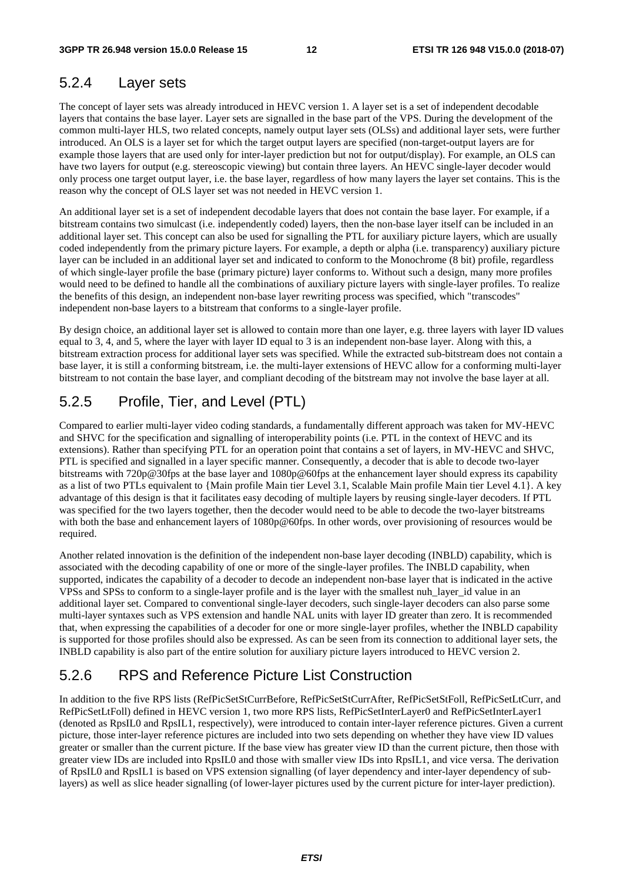## 5.2.4 Layer sets

The concept of layer sets was already introduced in HEVC version 1. A layer set is a set of independent decodable layers that contains the base layer. Layer sets are signalled in the base part of the VPS. During the development of the common multi-layer HLS, two related concepts, namely output layer sets (OLSs) and additional layer sets, were further introduced. An OLS is a layer set for which the target output layers are specified (non-target-output layers are for example those layers that are used only for inter-layer prediction but not for output/display). For example, an OLS can have two layers for output (e.g. stereoscopic viewing) but contain three layers. An HEVC single-layer decoder would only process one target output layer, i.e. the base layer, regardless of how many layers the layer set contains. This is the reason why the concept of OLS layer set was not needed in HEVC version 1.

An additional layer set is a set of independent decodable layers that does not contain the base layer. For example, if a bitstream contains two simulcast (i.e. independently coded) layers, then the non-base layer itself can be included in an additional layer set. This concept can also be used for signalling the PTL for auxiliary picture layers, which are usually coded independently from the primary picture layers. For example, a depth or alpha (i.e. transparency) auxiliary picture layer can be included in an additional layer set and indicated to conform to the Monochrome (8 bit) profile, regardless of which single-layer profile the base (primary picture) layer conforms to. Without such a design, many more profiles would need to be defined to handle all the combinations of auxiliary picture layers with single-layer profiles. To realize the benefits of this design, an independent non-base layer rewriting process was specified, which "transcodes" independent non-base layers to a bitstream that conforms to a single-layer profile.

By design choice, an additional layer set is allowed to contain more than one layer, e.g. three layers with layer ID values equal to 3, 4, and 5, where the layer with layer ID equal to 3 is an independent non-base layer. Along with this, a bitstream extraction process for additional layer sets was specified. While the extracted sub-bitstream does not contain a base layer, it is still a conforming bitstream, i.e. the multi-layer extensions of HEVC allow for a conforming multi-layer bitstream to not contain the base layer, and compliant decoding of the bitstream may not involve the base layer at all.

## 5.2.5 Profile, Tier, and Level (PTL)

Compared to earlier multi-layer video coding standards, a fundamentally different approach was taken for MV-HEVC and SHVC for the specification and signalling of interoperability points (i.e. PTL in the context of HEVC and its extensions). Rather than specifying PTL for an operation point that contains a set of layers, in MV-HEVC and SHVC, PTL is specified and signalled in a layer specific manner. Consequently, a decoder that is able to decode two-layer bitstreams with 720p@30fps at the base layer and 1080p@60fps at the enhancement layer should express its capability as a list of two PTLs equivalent to {Main profile Main tier Level 3.1, Scalable Main profile Main tier Level 4.1}. A key advantage of this design is that it facilitates easy decoding of multiple layers by reusing single-layer decoders. If PTL was specified for the two layers together, then the decoder would need to be able to decode the two-layer bitstreams with both the base and enhancement layers of 1080p@60fps. In other words, over provisioning of resources would be required.

Another related innovation is the definition of the independent non-base layer decoding (INBLD) capability, which is associated with the decoding capability of one or more of the single-layer profiles. The INBLD capability, when supported, indicates the capability of a decoder to decode an independent non-base layer that is indicated in the active VPSs and SPSs to conform to a single-layer profile and is the layer with the smallest nuh_layer_id value in an additional layer set. Compared to conventional single-layer decoders, such single-layer decoders can also parse some multi-layer syntaxes such as VPS extension and handle NAL units with layer ID greater than zero. It is recommended that, when expressing the capabilities of a decoder for one or more single-layer profiles, whether the INBLD capability is supported for those profiles should also be expressed. As can be seen from its connection to additional layer sets, the INBLD capability is also part of the entire solution for auxiliary picture layers introduced to HEVC version 2.

## 5.2.6 RPS and Reference Picture List Construction

In addition to the five RPS lists (RefPicSetStCurrBefore, RefPicSetStCurrAfter, RefPicSetStFoll, RefPicSetLtCurr, and RefPicSetLtFoll) defined in HEVC version 1, two more RPS lists, RefPicSetInterLayer0 and RefPicSetInterLayer1 (denoted as RpsIL0 and RpsIL1, respectively), were introduced to contain inter-layer reference pictures. Given a current picture, those inter-layer reference pictures are included into two sets depending on whether they have view ID values greater or smaller than the current picture. If the base view has greater view ID than the current picture, then those with greater view IDs are included into RpsIL0 and those with smaller view IDs into RpsIL1, and vice versa. The derivation of RpsIL0 and RpsIL1 is based on VPS extension signalling (of layer dependency and inter-layer dependency of sub-layers) as well as slice header signalling (of lower-layer pictures used by the current picture for inter-layer prediction).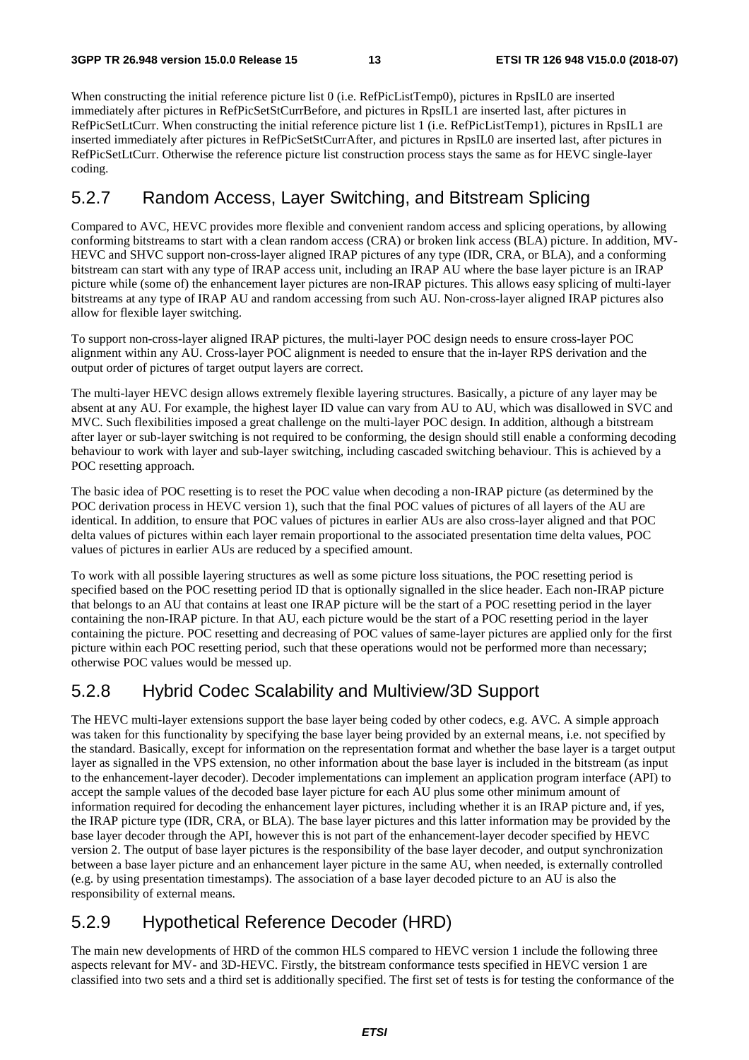When constructing the initial reference picture list 0 (i.e. RefPicListTemp0), pictures in RpsIL0 are inserted immediately after pictures in RefPicSetStCurrBefore, and pictures in RpsIL1 are inserted last, after pictures in RefPicSetLtCurr. When constructing the initial reference picture list 1 (i.e. RefPicListTemp1), pictures in RpsIL1 are inserted immediately after pictures in RefPicSetStCurrAfter, and pictures in RpsIL0 are inserted last, after pictures in RefPicSetLtCurr. Otherwise the reference picture list construction process stays the same as for HEVC single-layer coding.

### 5.2.7 Random Access, Layer Switching, and Bitstream Splicing

Compared to AVC, HEVC provides more flexible and convenient random access and splicing operations, by allowing conforming bitstreams to start with a clean random access (CRA) or broken link access (BLA) picture. In addition, MV-HEVC and SHVC support non-cross-layer aligned IRAP pictures of any type (IDR, CRA, or BLA), and a conforming bitstream can start with any type of IRAP access unit, including an IRAP AU where the base layer picture is an IRAP picture while (some of) the enhancement layer pictures are non-IRAP pictures. This allows easy splicing of multi-layer bitstreams at any type of IRAP AU and random accessing from such AU. Non-cross-layer aligned IRAP pictures also allow for flexible layer switching.

To support non-cross-layer aligned IRAP pictures, the multi-layer POC design needs to ensure cross-layer POC alignment within any AU. Cross-layer POC alignment is needed to ensure that the in-layer RPS derivation and the output order of pictures of target output layers are correct.

The multi-layer HEVC design allows extremely flexible layering structures. Basically, a picture of any layer may be absent at any AU. For example, the highest layer ID value can vary from AU to AU, which was disallowed in SVC and MVC. Such flexibilities imposed a great challenge on the multi-layer POC design. In addition, although a bitstream after layer or sub-layer switching is not required to be conforming, the design should still enable a conforming decoding behaviour to work with layer and sub-layer switching, including cascaded switching behaviour. This is achieved by a POC resetting approach.

The basic idea of POC resetting is to reset the POC value when decoding a non-IRAP picture (as determined by the POC derivation process in HEVC version 1), such that the final POC values of pictures of all layers of the AU are identical. In addition, to ensure that POC values of pictures in earlier AUs are also cross-layer aligned and that POC delta values of pictures within each layer remain proportional to the associated presentation time delta values, POC values of pictures in earlier AUs are reduced by a specified amount.

To work with all possible layering structures as well as some picture loss situations, the POC resetting period is specified based on the POC resetting period ID that is optionally signalled in the slice header. Each non-IRAP picture that belongs to an AU that contains at least one IRAP picture will be the start of a POC resetting period in the layer containing the non-IRAP picture. In that AU, each picture would be the start of a POC resetting period in the layer containing the picture. POC resetting and decreasing of POC values of same-layer pictures are applied only for the first picture within each POC resetting period, such that these operations would not be performed more than necessary; otherwise POC values would be messed up.

### 5.2.8 Hybrid Codec Scalability and Multiview/3D Support

The HEVC multi-layer extensions support the base layer being coded by other codecs, e.g. AVC. A simple approach was taken for this functionality by specifying the base layer being provided by an external means, i.e. not specified by the standard. Basically, except for information on the representation format and whether the base layer is a target output layer as signalled in the VPS extension, no other information about the base layer is included in the bitstream (as input to the enhancement-layer decoder). Decoder implementations can implement an application program interface (API) to accept the sample values of the decoded base layer picture for each AU plus some other minimum amount of information required for decoding the enhancement layer pictures, including whether it is an IRAP picture and, if yes, the IRAP picture type (IDR, CRA, or BLA). The base layer pictures and this latter information may be provided by the base layer decoder through the API, however this is not part of the enhancement-layer decoder specified by HEVC version 2. The output of base layer pictures is the responsibility of the base layer decoder, and output synchronization between a base layer picture and an enhancement layer picture in the same AU, when needed, is externally controlled (e.g. by using presentation timestamps). The association of a base layer decoded picture to an AU is also the responsibility of external means.

### 5.2.9 Hypothetical Reference Decoder (HRD)

The main new developments of HRD of the common HLS compared to HEVC version 1 include the following three aspects relevant for MV- and 3D-HEVC. Firstly, the bitstream conformance tests specified in HEVC version 1 are classified into two sets and a third set is additionally specified. The first set of tests is for testing the conformance of the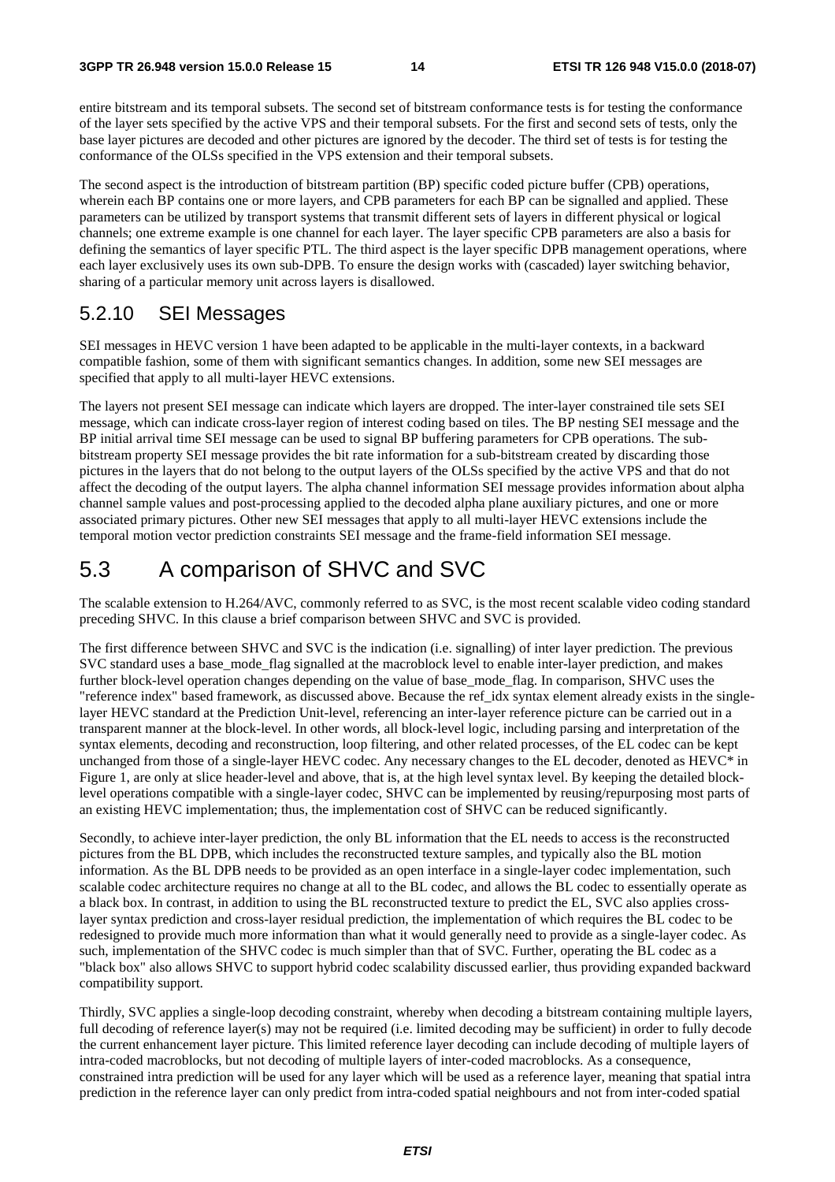entire bitstream and its temporal subsets. The second set of bitstream conformance tests is for testing the conformance of the layer sets specified by the active VPS and their temporal subsets. For the first and second sets of tests, only the base layer pictures are decoded and other pictures are ignored by the decoder. The third set of tests is for testing the conformance of the OLSs specified in the VPS extension and their temporal subsets.

The second aspect is the introduction of bitstream partition (BP) specific coded picture buffer (CPB) operations, wherein each BP contains one or more layers, and CPB parameters for each BP can be signalled and applied. These parameters can be utilized by transport systems that transmit different sets of layers in different physical or logical channels; one extreme example is one channel for each layer. The layer specific CPB parameters are also a basis for defining the semantics of layer specific PTL. The third aspect is the layer specific DPB management operations, where each layer exclusively uses its own sub-DPB. To ensure the design works with (cascaded) layer switching behavior, sharing of a particular memory unit across layers is disallowed.

### 5.2.10 SEI Messages

SEI messages in HEVC version 1 have been adapted to be applicable in the multi-layer contexts, in a backward compatible fashion, some of them with significant semantics changes. In addition, some new SEI messages are specified that apply to all multi-layer HEVC extensions.

The layers not present SEI message can indicate which layers are dropped. The inter-layer constrained tile sets SEI message, which can indicate cross-layer region of interest coding based on tiles. The BP nesting SEI message and the BP initial arrival time SEI message can be used to signal BP buffering parameters for CPB operations. The sub-bitstream property SEI message provides the bit rate information for a sub-bitstream created by discarding those pictures in the layers that do not belong to the output layers of the OLSs specified by the active VPS and that do not affect the decoding of the output layers. The alpha channel information SEI message provides information about alpha channel sample values and post-processing applied to the decoded alpha plane auxiliary pictures, and one or more associated primary pictures. Other new SEI messages that apply to all multi-layer HEVC extensions include the temporal motion vector prediction constraints SEI message and the frame-field information SEI message.

## 5.3 A comparison of SHVC and SVC

The scalable extension to H.264/AVC, commonly referred to as SVC, is the most recent scalable video coding standard preceding SHVC. In this clause a brief comparison between SHVC and SVC is provided.

The first difference between SHVC and SVC is the indication (i.e. signalling) of inter layer prediction. The previous SVC standard uses a base_mode_flag signalled at the macroblock level to enable inter-layer prediction, and makes further block-level operation changes depending on the value of base_mode_flag. In comparison, SHVC uses the "reference index" based framework, as discussed above. Because the ref_idx syntax element already exists in the single-layer HEVC standard at the Prediction Unit-level, referencing an inter-layer reference picture can be carried out in a transparent manner at the block-level. In other words, all block-level logic, including parsing and interpretation of the syntax elements, decoding and reconstruction, loop filtering, and other related processes, of the EL codec can be kept unchanged from those of a single-layer HEVC codec. Any necessary changes to the EL decoder, denoted as HEVC* in Figure 1, are only at slice header-level and above, that is, at the high level syntax level. By keeping the detailed block-level operations compatible with a single-layer codec, SHVC can be implemented by reusing/repurposing most parts of an existing HEVC implementation; thus, the implementation cost of SHVC can be reduced significantly.

Secondly, to achieve inter-layer prediction, the only BL information that the EL needs to access is the reconstructed pictures from the BL DPB, which includes the reconstructed texture samples, and typically also the BL motion information. As the BL DPB needs to be provided as an open interface in a single-layer codec implementation, such scalable codec architecture requires no change at all to the BL codec, and allows the BL codec to essentially operate as a black box. In contrast, in addition to using the BL reconstructed texture to predict the EL, SVC also applies cross-layer syntax prediction and cross-layer residual prediction, the implementation of which requires the BL codec to be redesigned to provide much more information than what it would generally need to provide as a single-layer codec. As such, implementation of the SHVC codec is much simpler than that of SVC. Further, operating the BL codec as a "black box" also allows SHVC to support hybrid codec scalability discussed earlier, thus providing expanded backward compatibility support.

Thirdly, SVC applies a single-loop decoding constraint, whereby when decoding a bitstream containing multiple layers, full decoding of reference layer(s) may not be required (i.e. limited decoding may be sufficient) in order to fully decode the current enhancement layer picture. This limited reference layer decoding can include decoding of multiple layers of intra-coded macroblocks, but not decoding of multiple layers of inter-coded macroblocks. As a consequence, constrained intra prediction will be used for any layer which will be used as a reference layer, meaning that spatial intra prediction in the reference layer can only predict from intra-coded spatial neighbours and not from inter-coded spatial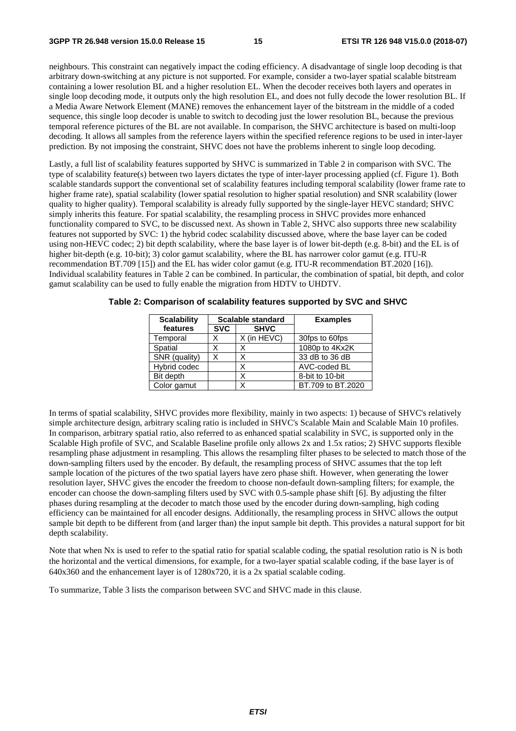neighbours. This constraint can negatively impact the coding efficiency. A disadvantage of single loop decoding is that arbitrary down-switching at any picture is not supported. For example, consider a two-layer spatial scalable bitstream containing a lower resolution BL and a higher resolution EL. When the decoder receives both layers and operates in single loop decoding mode, it outputs only the high resolution EL, and does not fully decode the lower resolution BL. If a Media Aware Network Element (MANE) removes the enhancement layer of the bitstream in the middle of a coded sequence, this single loop decoder is unable to switch to decoding just the lower resolution BL, because the previous temporal reference pictures of the BL are not available. In comparison, the SHVC architecture is based on multi-loop decoding. It allows all samples from the reference layers within the specified reference regions to be used in inter-layer prediction. By not imposing the constraint, SHVC does not have the problems inherent to single loop decoding.

Lastly, a full list of scalability features supported by SHVC is summarized in Table 2 in comparison with SVC. The type of scalability feature(s) between two layers dictates the type of inter-layer processing applied (cf. Figure 1). Both scalable standards support the conventional set of scalability features including temporal scalability (lower frame rate to higher frame rate), spatial scalability (lower spatial resolution to higher spatial resolution) and SNR scalability (lower quality to higher quality). Temporal scalability is already fully supported by the single-layer HEVC standard; SHVC simply inherits this feature. For spatial scalability, the resampling process in SHVC provides more enhanced functionality compared to SVC, to be discussed next. As shown in Table 2, SHVC also supports three new scalability features not supported by SVC: 1) the hybrid codec scalability discussed above, where the base layer can be coded using non-HEVC codec; 2) bit depth scalability, where the base layer is of lower bit-depth (e.g. 8-bit) and the EL is of higher bit-depth (e.g. 10-bit); 3) color gamut scalability, where the BL has narrower color gamut (e.g. ITU-R recommendation BT.709 [15]) and the EL has wider color gamut (e.g. ITU-R recommendation BT.2020 [16]). Individual scalability features in Table 2 can be combined. In particular, the combination of spatial, bit depth, and color gamut scalability can be used to fully enable the migration from HDTV to UHDTV.

**Table 2: Comparison of scalability features supported by SVC and SHVC**

| Scalability features | Scalable standard | | Examples |
|---|---|---|---|
| | SVC | SHVC | |
| Temporal | X | X (in HEVC) | 30fps to 60fps |
| Spatial | X | X | 1080p to 4Kx2K |
| SNR (quality) | X | X | 33 dB to 36 dB |
| Hybrid codec | | X | AVC-coded BL |
| Bit depth | | X | 8-bit to 10-bit |
| Color gamut | | X | BT.709 to BT.2020 |

In terms of spatial scalability, SHVC provides more flexibility, mainly in two aspects: 1) because of SHVC's relatively simple architecture design, arbitrary scaling ratio is included in SHVC's Scalable Main and Scalable Main 10 profiles. In comparison, arbitrary spatial ratio, also referred to as enhanced spatial scalability in SVC, is supported only in the Scalable High profile of SVC, and Scalable Baseline profile only allows 2x and 1.5x ratios; 2) SHVC supports flexible resampling phase adjustment in resampling. This allows the resampling filter phases to be selected to match those of the down-sampling filters used by the encoder. By default, the resampling process of SHVC assumes that the top left sample location of the pictures of the two spatial layers have zero phase shift. However, when generating the lower resolution layer, SHVC gives the encoder the freedom to choose non-default down-sampling filters; for example, the encoder can choose the down-sampling filters used by SVC with 0.5-sample phase shift [6]. By adjusting the filter phases during resampling at the decoder to match those used by the encoder during down-sampling, high coding efficiency can be maintained for all encoder designs. Additionally, the resampling process in SHVC allows the output sample bit depth to be different from (and larger than) the input sample bit depth. This provides a natural support for bit depth scalability.

Note that when Nx is used to refer to the spatial ratio for spatial scalable coding, the spatial resolution ratio is N is both the horizontal and the vertical dimensions, for example, for a two-layer spatial scalable coding, if the base layer is of 640x360 and the enhancement layer is of 1280x720, it is a 2x spatial scalable coding.

To summarize, Table 3 lists the comparison between SVC and SHVC made in this clause.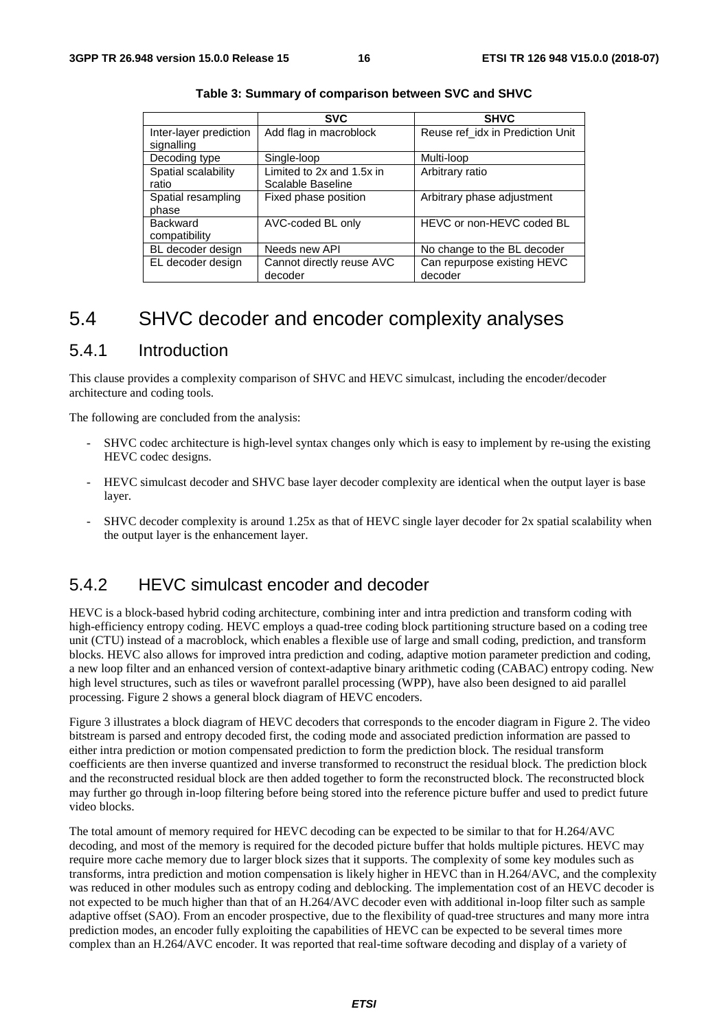**Table 3: Summary of comparison between SVC and SHVC**

| | SVC | SHVC |
|---|---|---|
| Inter-layer prediction signalling | Add flag in macroblock | Reuse ref_idx in Prediction Unit |
| Decoding type | Single-loop | Multi-loop |
| Spatial scalability ratio | Limited to 2x and 1.5x in Scalable Baseline | Arbitrary ratio |
| Spatial resampling phase | Fixed phase position | Arbitrary phase adjustment |
| Backward compatibility | AVC-coded BL only | HEVC or non-HEVC coded BL |
| BL decoder design | Needs new API | No change to the BL decoder |
| EL decoder design | Cannot directly reuse AVC decoder | Can repurpose existing HEVC decoder |

## 5.4 SHVC decoder and encoder complexity analyses

### 5.4.1 Introduction

This clause provides a complexity comparison of SHVC and HEVC simulcast, including the encoder/decoder architecture and coding tools.

The following are concluded from the analysis:

- SHVC codec architecture is high-level syntax changes only which is easy to implement by re-using the existing HEVC codec designs.
- HEVC simulcast decoder and SHVC base layer decoder complexity are identical when the output layer is base layer.
- SHVC decoder complexity is around 1.25x as that of HEVC single layer decoder for 2x spatial scalability when the output layer is the enhancement layer.

### 5.4.2 HEVC simulcast encoder and decoder

HEVC is a block-based hybrid coding architecture, combining inter and intra prediction and transform coding with high-efficiency entropy coding. HEVC employs a quad-tree coding block partitioning structure based on a coding tree unit (CTU) instead of a macroblock, which enables a flexible use of large and small coding, prediction, and transform blocks. HEVC also allows for improved intra prediction and coding, adaptive motion parameter prediction and coding, a new loop filter and an enhanced version of context-adaptive binary arithmetic coding (CABAC) entropy coding. New high level structures, such as tiles or wavefront parallel processing (WPP), have also been designed to aid parallel processing. Figure 2 shows a general block diagram of HEVC encoders.

Figure 3 illustrates a block diagram of HEVC decoders that corresponds to the encoder diagram in Figure 2. The video bitstream is parsed and entropy decoded first, the coding mode and associated prediction information are passed to either intra prediction or motion compensated prediction to form the prediction block. The residual transform coefficients are then inverse quantized and inverse transformed to reconstruct the residual block. The prediction block and the reconstructed residual block are then added together to form the reconstructed block. The reconstructed block may further go through in-loop filtering before being stored into the reference picture buffer and used to predict future video blocks.

The total amount of memory required for HEVC decoding can be expected to be similar to that for H.264/AVC decoding, and most of the memory is required for the decoded picture buffer that holds multiple pictures. HEVC may require more cache memory due to larger block sizes that it supports. The complexity of some key modules such as transforms, intra prediction and motion compensation is likely higher in HEVC than in H.264/AVC, and the complexity was reduced in other modules such as entropy coding and deblocking. The implementation cost of an HEVC decoder is not expected to be much higher than that of an H.264/AVC decoder even with additional in-loop filter such as sample adaptive offset (SAO). From an encoder prospective, due to the flexibility of quad-tree structures and many more intra prediction modes, an encoder fully exploiting the capabilities of HEVC can be expected to be several times more complex than an H.264/AVC encoder. It was reported that real-time software decoding and display of a variety of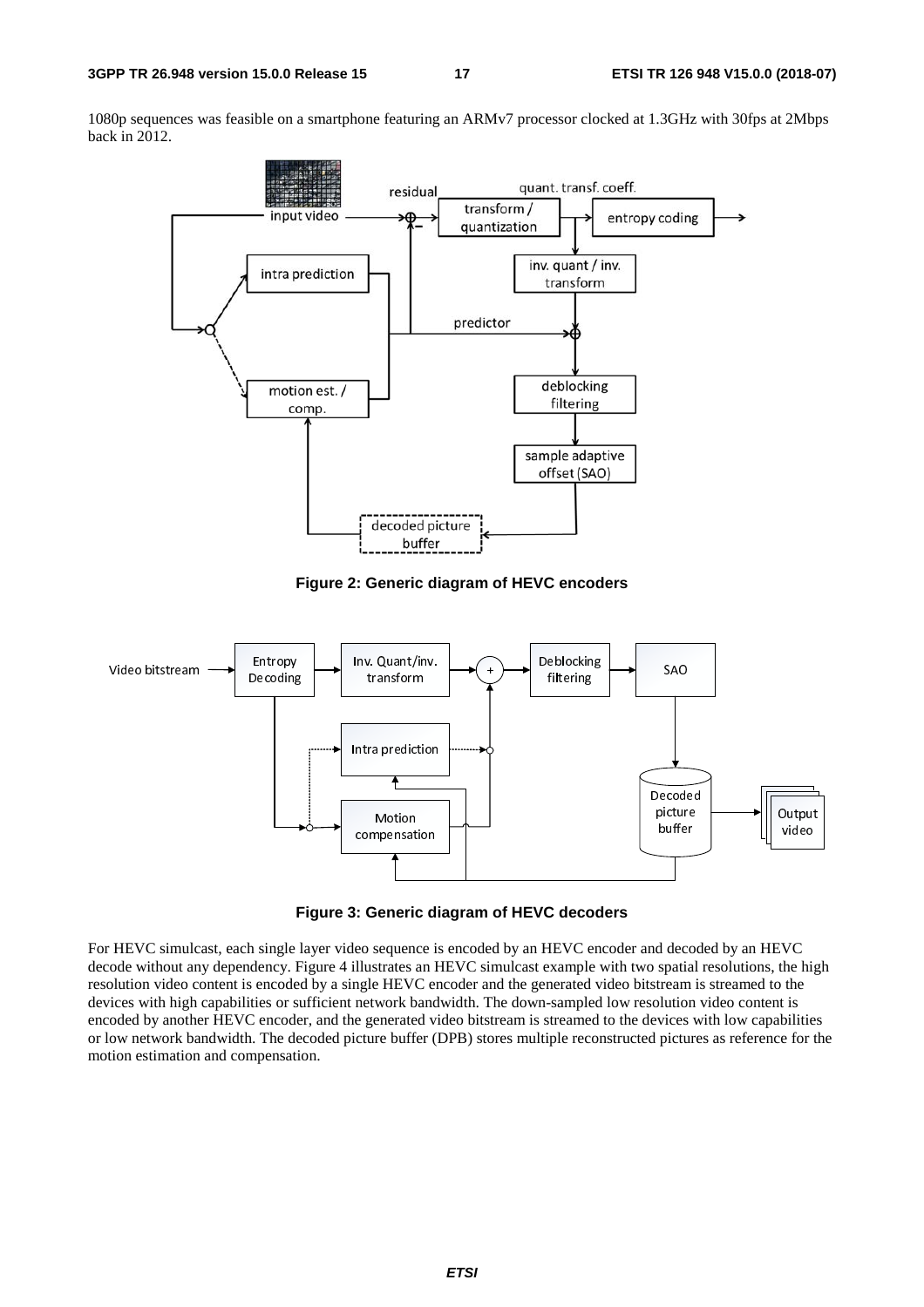1080p sequences was feasible on a smartphone featuring an ARMv7 processor clocked at 1.3GHz with 30fps at 2Mbps back in 2012.

**Figure 2: Generic diagram of HEVC encoders**

**Figure 3: Generic diagram of HEVC decoders**

For HEVC simulcast, each single layer video sequence is encoded by an HEVC encoder and decoded by an HEVC decode without any dependency. Figure 4 illustrates an HEVC simulcast example with two spatial resolutions, the high resolution video content is encoded by a single HEVC encoder and the generated video bitstream is streamed to the devices with high capabilities or sufficient network bandwidth. The down-sampled low resolution video content is encoded by another HEVC encoder, and the generated video bitstream is streamed to the devices with low capabilities or low network bandwidth. The decoded picture buffer (DPB) stores multiple reconstructed pictures as reference for the motion estimation and compensation.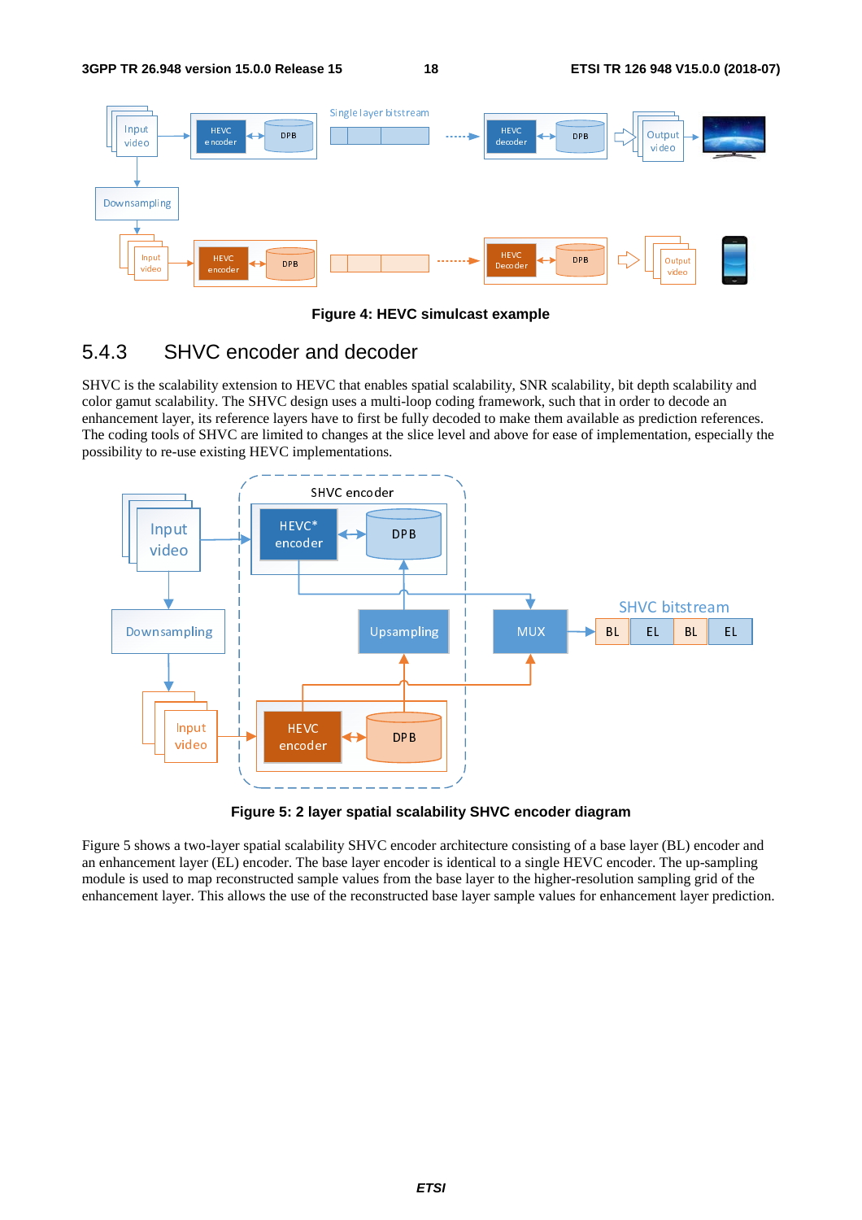Figure 4: HEVC simulcast example

### 5.4.3 SHVC encoder and decoder

SHVC is the scalability extension to HEVC that enables spatial scalability, SNR scalability, bit depth scalability and color gamut scalability. The SHVC design uses a multi-loop coding framework, such that in order to decode an enhancement layer, its reference layers have to first be fully decoded to make them available as prediction references. The coding tools of SHVC are limited to changes at the slice level and above for ease of implementation, especially the possibility to re-use existing HEVC implementations.

Figure 5: 2 layer spatial scalability SHVC encoder diagram

Figure 5 shows a two-layer spatial scalability SHVC encoder architecture consisting of a base layer (BL) encoder and an enhancement layer (EL) encoder. The base layer encoder is identical to a single HEVC encoder. The up-sampling module is used to map reconstructed sample values from the base layer to the higher-resolution sampling grid of the enhancement layer. This allows the use of the reconstructed base layer sample values for enhancement layer prediction.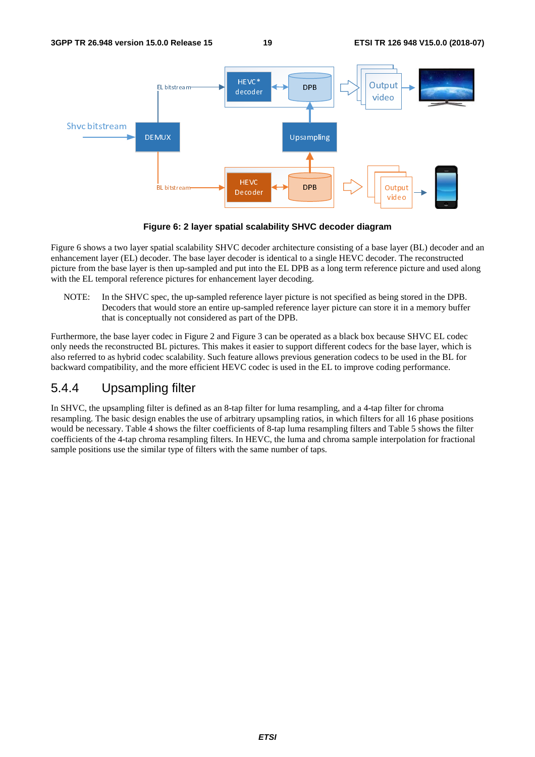**Figure 6: 2 layer spatial scalability SHVC decoder diagram**

Figure 6 shows a two layer spatial scalability SHVC decoder architecture consisting of a base layer (BL) decoder and an enhancement layer (EL) decoder. The base layer decoder is identical to a single HEVC decoder. The reconstructed picture from the base layer is then up-sampled and put into the EL DPB as a long term reference picture and used along with the EL temporal reference pictures for enhancement layer decoding.

NOTE: In the SHVC spec, the up-sampled reference layer picture is not specified as being stored in the DPB. Decoders that would store an entire up-sampled reference layer picture can store it in a memory buffer that is conceptually not considered as part of the DPB.

Furthermore, the base layer codec in Figure 2 and Figure 3 can be operated as a black box because SHVC EL codec only needs the reconstructed BL pictures. This makes it easier to support different codecs for the base layer, which is also referred to as hybrid codec scalability. Such feature allows previous generation codecs to be used in the BL for backward compatibility, and the more efficient HEVC codec is used in the EL to improve coding performance.

### 5.4.4 Upsampling filter

In SHVC, the upsampling filter is defined as an 8-tap filter for luma resampling, and a 4-tap filter for chroma resampling. The basic design enables the use of arbitrary upsampling ratios, in which filters for all 16 phase positions would be necessary. Table 4 shows the filter coefficients of 8-tap luma resampling filters and Table 5 shows the filter coefficients of the 4-tap chroma resampling filters. In HEVC, the luma and chroma sample interpolation for fractional sample positions use the similar type of filters with the same number of taps.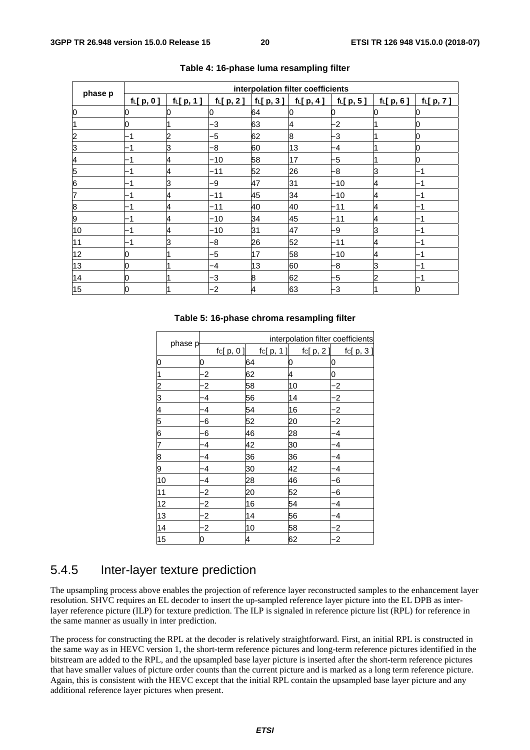**Table 4: 16-phase luma resampling filter**

| phase p | interpolation filter coefficients | | | | | | | |
|---|---|---|---|---|---|---|---|---|
| | $f_L[ p, 0 ]$ | $f_L[ p, 1 ]$ | $f_L[ p, 2 ]$ | $f_L[ p, 3 ]$ | $f_L[ p, 4 ]$ | $f_L[ p, 5 ]$ | $f_L[ p, 6 ]$ | $f_L[ p, 7 ]$ |
| 0 | 0 | 0 | 0 | 64 | 0 | 0 | 0 | 0 |
| 1 | 0 | 1 | −3 | 63 | 4 | −2 | 1 | 0 |
| 2 | −1 | 2 | −5 | 62 | 8 | −3 | 1 | 0 |
| 3 | −1 | 3 | −8 | 60 | 13 | −4 | 1 | 0 |
| 4 | −1 | 4 | −10 | 58 | 17 | −5 | 1 | 0 |
| 5 | −1 | 4 | −11 | 52 | 26 | −8 | 3 | −1 |
| 6 | −1 | 3 | −9 | 47 | 31 | −10 | 4 | −1 |
| 7 | −1 | 4 | −11 | 45 | 34 | −10 | 4 | −1 |
| 8 | −1 | 4 | −11 | 40 | 40 | −11 | 4 | −1 |
| 9 | −1 | 4 | −10 | 34 | 45 | −11 | 4 | −1 |
| 10 | −1 | 4 | −10 | 31 | 47 | −9 | 3 | −1 |
| 11 | −1 | 3 | −8 | 26 | 52 | −11 | 4 | −1 |
| 12 | 0 | 1 | −5 | 17 | 58 | −10 | 4 | −1 |
| 13 | 0 | 1 | −4 | 13 | 60 | −8 | 3 | −1 |
| 14 | 0 | 1 | −3 | 8 | 62 | −5 | 2 | −1 |
| 15 | 0 | 1 | −2 | 4 | 63 | −3 | 1 | 0 |

**Table 5: 16-phase chroma resampling filter**

| phase p | interpolation filter coefficients | | | |
|---|---|---|---|---|
| | $f_C[ p, 0 ]$ | $f_C[ p, 1 ]$ | $f_C[ p, 2 ]$ | $f_C[ p, 3 ]$ |
| 0 | 0 | 64 | 0 | 0 |
| 1 | −2 | 62 | 4 | 0 |
| 2 | −2 | 58 | 10 | −2 |
| 3 | −4 | 56 | 14 | −2 |
| 4 | −4 | 54 | 16 | −2 |
| 5 | −6 | 52 | 20 | −2 |
| 6 | −6 | 46 | 28 | −4 |
| 7 | −4 | 42 | 30 | −4 |
| 8 | −4 | 36 | 36 | −4 |
| 9 | −4 | 30 | 42 | −4 |
| 10 | −4 | 28 | 46 | −6 |
| 11 | −2 | 20 | 52 | −6 |
| 12 | −2 | 16 | 54 | −4 |
| 13 | −2 | 14 | 56 | −4 |
| 14 | −2 | 10 | 58 | −2 |
| 15 | 0 | 4 | 62 | −2 |

## 5.4.5 Inter-layer texture prediction

The upsampling process above enables the projection of reference layer reconstructed samples to the enhancement layer resolution. SHVC requires an EL decoder to insert the up-sampled reference layer picture into the EL DPB as inter-layer reference picture (ILP) for texture prediction. The ILP is signaled in reference picture list (RPL) for reference in the same manner as usually in inter prediction.

The process for constructing the RPL at the decoder is relatively straightforward. First, an initial RPL is constructed in the same way as in HEVC version 1, the short-term reference pictures and long-term reference pictures identified in the bitstream are added to the RPL, and the upsampled base layer picture is inserted after the short-term reference pictures that have smaller values of picture order counts than the current picture and is marked as a long term reference picture. Again, this is consistent with the HEVC except that the initial RPL contain the upsampled base layer picture and any additional reference layer pictures when present.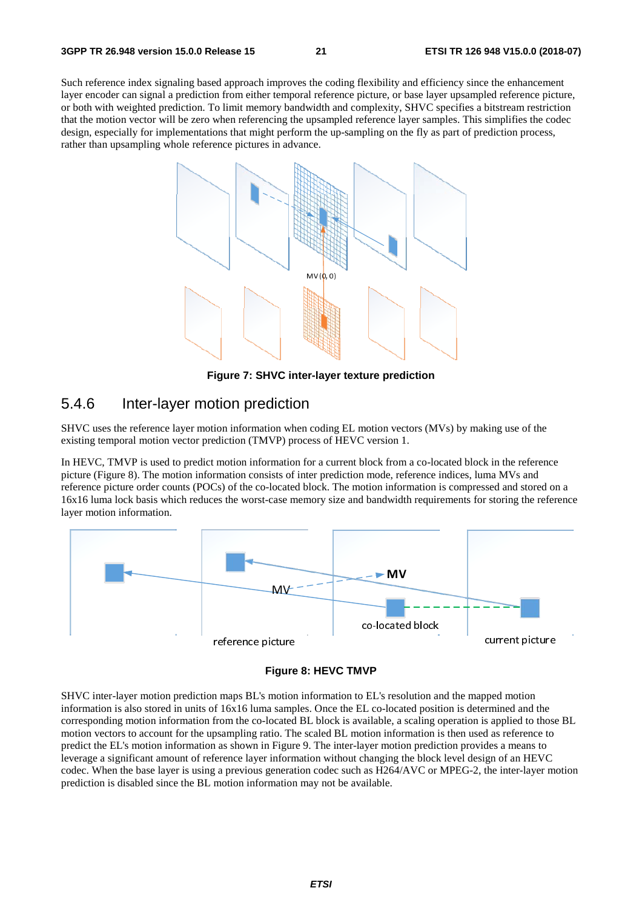Such reference index signaling based approach improves the coding flexibility and efficiency since the enhancement layer encoder can signal a prediction from either temporal reference picture, or base layer upsampled reference picture, or both with weighted prediction. To limit memory bandwidth and complexity, SHVC specifies a bitstream restriction that the motion vector will be zero when referencing the upsampled reference layer samples. This simplifies the codec design, especially for implementations that might perform the up-sampling on the fly as part of prediction process, rather than upsampling whole reference pictures in advance.

**Figure 7: SHVC inter-layer texture prediction**

### 5.4.6 Inter-layer motion prediction

SHVC uses the reference layer motion information when coding EL motion vectors (MVs) by making use of the existing temporal motion vector prediction (TMVP) process of HEVC version 1.

In HEVC, TMVP is used to predict motion information for a current block from a co-located block in the reference picture (Figure 8). The motion information consists of inter prediction mode, reference indices, luma MVs and reference picture order counts (POCs) of the co-located block. The motion information is compressed and stored on a 16x16 luma lock basis which reduces the worst-case memory size and bandwidth requirements for storing the reference layer motion information.

**Figure 8: HEVC TMVP**

SHVC inter-layer motion prediction maps BL's motion information to EL's resolution and the mapped motion information is also stored in units of 16x16 luma samples. Once the EL co-located position is determined and the corresponding motion information from the co-located BL block is available, a scaling operation is applied to those BL motion vectors to account for the upsampling ratio. The scaled BL motion information is then used as reference to predict the EL's motion information as shown in Figure 9. The inter-layer motion prediction provides a means to leverage a significant amount of reference layer information without changing the block level design of an HEVC codec. When the base layer is using a previous generation codec such as H264/AVC or MPEG-2, the inter-layer motion prediction is disabled since the BL motion information may not be available.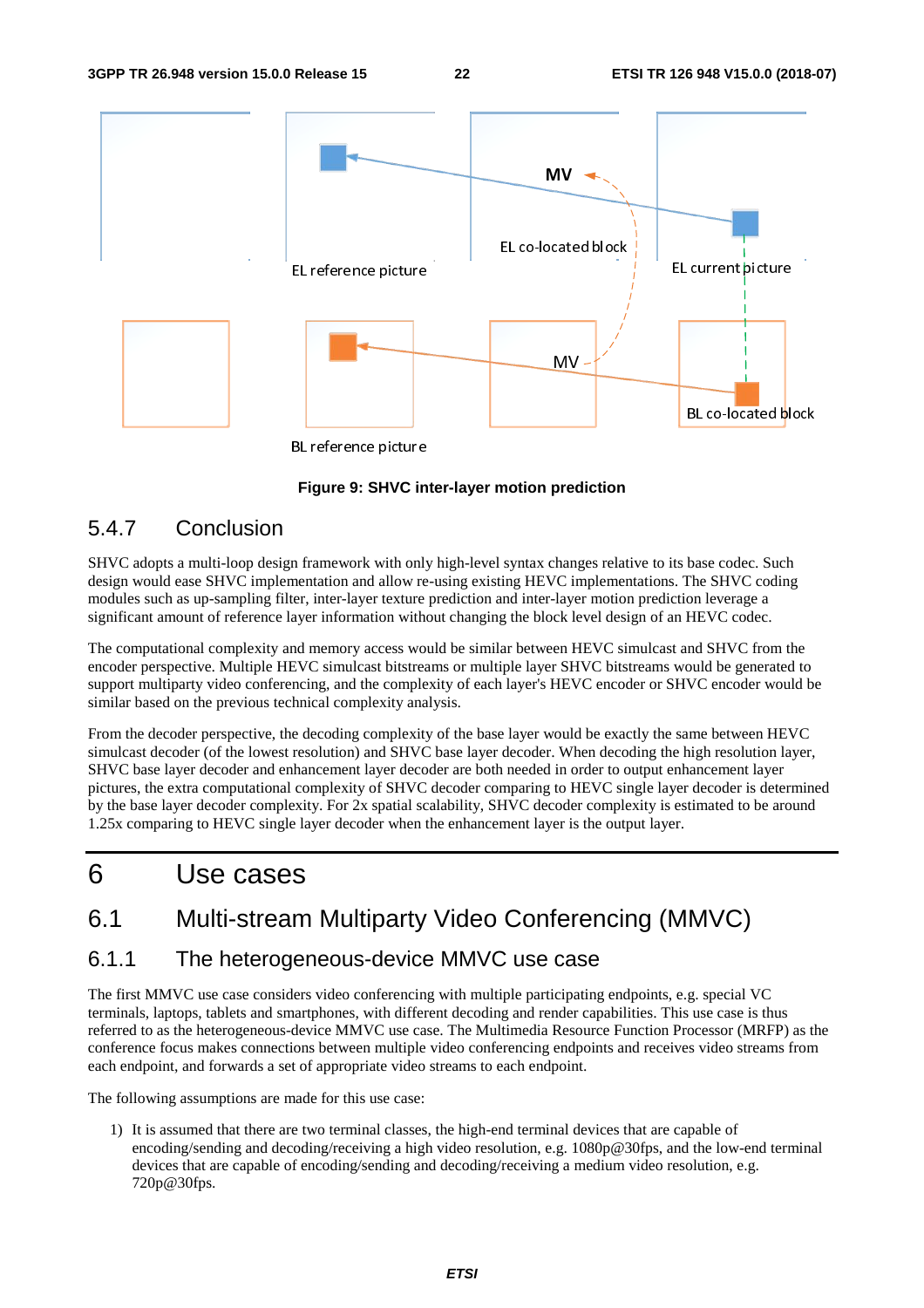Figure 9: SHVC inter-layer motion prediction

### 5.4.7 Conclusion

SHVC adopts a multi-loop design framework with only high-level syntax changes relative to its base codec. Such design would ease SHVC implementation and allow re-using existing HEVC implementations. The SHVC coding modules such as up-sampling filter, inter-layer texture prediction and inter-layer motion prediction leverage a significant amount of reference layer information without changing the block level design of an HEVC codec.

The computational complexity and memory access would be similar between HEVC simulcast and SHVC from the encoder perspective. Multiple HEVC simulcast bitstreams or multiple layer SHVC bitstreams would be generated to support multiparty video conferencing, and the complexity of each layer's HEVC encoder or SHVC encoder would be similar based on the previous technical complexity analysis.

From the decoder perspective, the decoding complexity of the base layer would be exactly the same between HEVC simulcast decoder (of the lowest resolution) and SHVC base layer decoder. When decoding the high resolution layer, SHVC base layer decoder and enhancement layer decoder are both needed in order to output enhancement layer pictures, the extra computational complexity of SHVC decoder comparing to HEVC single layer decoder is determined by the base layer decoder complexity. For 2x spatial scalability, SHVC decoder complexity is estimated to be around 1.25x comparing to HEVC single layer decoder when the enhancement layer is the output layer.

# 6 Use cases

## 6.1 Multi-stream Multiparty Video Conferencing (MMVC)

### 6.1.1 The heterogeneous-device MMVC use case

The first MMVC use case considers video conferencing with multiple participating endpoints, e.g. special VC terminals, laptops, tablets and smartphones, with different decoding and render capabilities. This use case is thus referred to as the heterogeneous-device MMVC use case. The Multimedia Resource Function Processor (MRFP) as the conference focus makes connections between multiple video conferencing endpoints and receives video streams from each endpoint, and forwards a set of appropriate video streams to each endpoint.

The following assumptions are made for this use case:

1) It is assumed that there are two terminal classes, the high-end terminal devices that are capable of encoding/sending and decoding/receiving a high video resolution, e.g. 1080p@30fps, and the low-end terminal devices that are capable of encoding/sending and decoding/receiving a medium video resolution, e.g. 720p@30fps.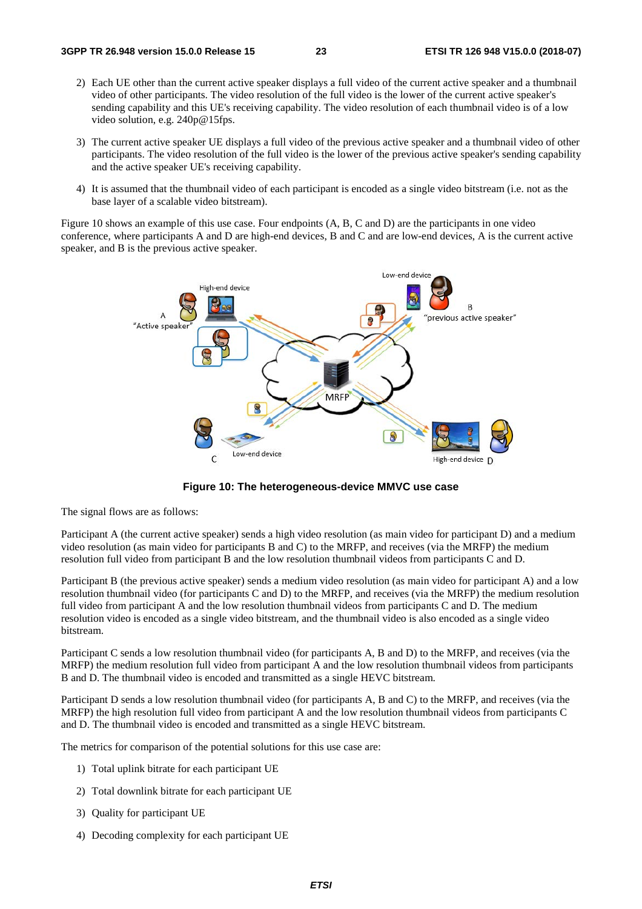2) Each UE other than the current active speaker displays a full video of the current active speaker and a thumbnail video of other participants. The video resolution of the full video is the lower of the current active speaker's sending capability and this UE's receiving capability. The video resolution of each thumbnail video is of a low video solution, e.g. 240p@15fps.

3) The current active speaker UE displays a full video of the previous active speaker and a thumbnail video of other participants. The video resolution of the full video is the lower of the previous active speaker's sending capability and the active speaker UE's receiving capability.

4) It is assumed that the thumbnail video of each participant is encoded as a single video bitstream (i.e. not as the base layer of a scalable video bitstream).

Figure 10 shows an example of this use case. Four endpoints (A, B, C and D) are the participants in one video conference, where participants A and D are high-end devices, B and C and are low-end devices, A is the current active speaker, and B is the previous active speaker.

**Figure 10: The heterogeneous-device MMVC use case**

The signal flows are as follows:

Participant A (the current active speaker) sends a high video resolution (as main video for participant D) and a medium video resolution (as main video for participants B and C) to the MRFP, and receives (via the MRFP) the medium resolution full video from participant B and the low resolution thumbnail videos from participants C and D.

Participant B (the previous active speaker) sends a medium video resolution (as main video for participant A) and a low resolution thumbnail video (for participants C and D) to the MRFP, and receives (via the MRFP) the medium resolution full video from participant A and the low resolution thumbnail videos from participants C and D. The medium resolution video is encoded as a single video bitstream, and the thumbnail video is also encoded as a single video bitstream.

Participant C sends a low resolution thumbnail video (for participants A, B and D) to the MRFP, and receives (via the MRFP) the medium resolution full video from participant A and the low resolution thumbnail videos from participants B and D. The thumbnail video is encoded and transmitted as a single HEVC bitstream.

Participant D sends a low resolution thumbnail video (for participants A, B and C) to the MRFP, and receives (via the MRFP) the high resolution full video from participant A and the low resolution thumbnail videos from participants C and D. The thumbnail video is encoded and transmitted as a single HEVC bitstream.

The metrics for comparison of the potential solutions for this use case are:

1) Total uplink bitrate for each participant UE

2) Total downlink bitrate for each participant UE

3) Quality for participant UE

4) Decoding complexity for each participant UE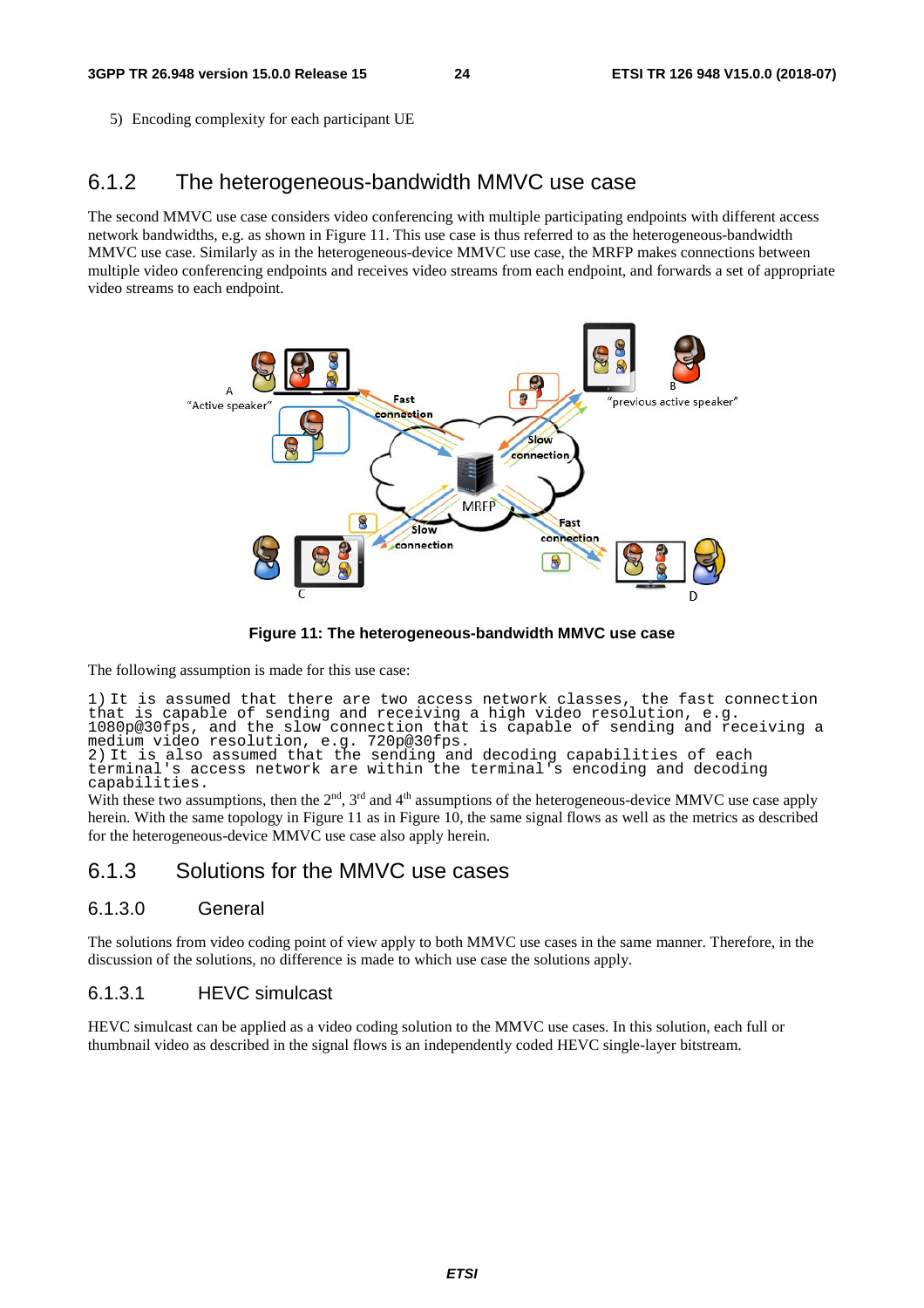5) Encoding complexity for each participant UE

### 6.1.2 The heterogeneous-bandwidth MMVC use case

The second MMVC use case considers video conferencing with multiple participating endpoints with different access network bandwidths, e.g. as shown in Figure 11. This use case is thus referred to as the heterogeneous-bandwidth MMVC use case. Similarly as in the heterogeneous-device MMVC use case, the MRFP makes connections between multiple video conferencing endpoints and receives video streams from each endpoint, and forwards a set of appropriate video streams to each endpoint.

**Figure 11: The heterogeneous-bandwidth MMVC use case**

The following assumption is made for this use case:

1) It is assumed that there are two access network classes, the fast connection that is capable of sending and receiving a high video resolution, e.g. 1080p@30fps, and the slow connection that is capable of sending and receiving a medium video resolution, e.g. 720p@30fps.

2) It is also assumed that the sending and decoding capabilities of each terminal's access network are within the terminal's encoding and decoding capabilities.

With these two assumptions, then the 2nd, 3rd and 4th assumptions of the heterogeneous-device MMVC use case apply herein. With the same topology in Figure 11 as in Figure 10, the same signal flows as well as the metrics as described for the heterogeneous-device MMVC use case also apply herein.

### 6.1.3 Solutions for the MMVC use cases

#### 6.1.3.0 General

The solutions from video coding point of view apply to both MMVC use cases in the same manner. Therefore, in the discussion of the solutions, no difference is made to which use case the solutions apply.

#### 6.1.3.1 HEVC simulcast

HEVC simulcast can be applied as a video coding solution to the MMVC use cases. In this solution, each full or thumbnail video as described in the signal flows is an independently coded HEVC single-layer bitstream.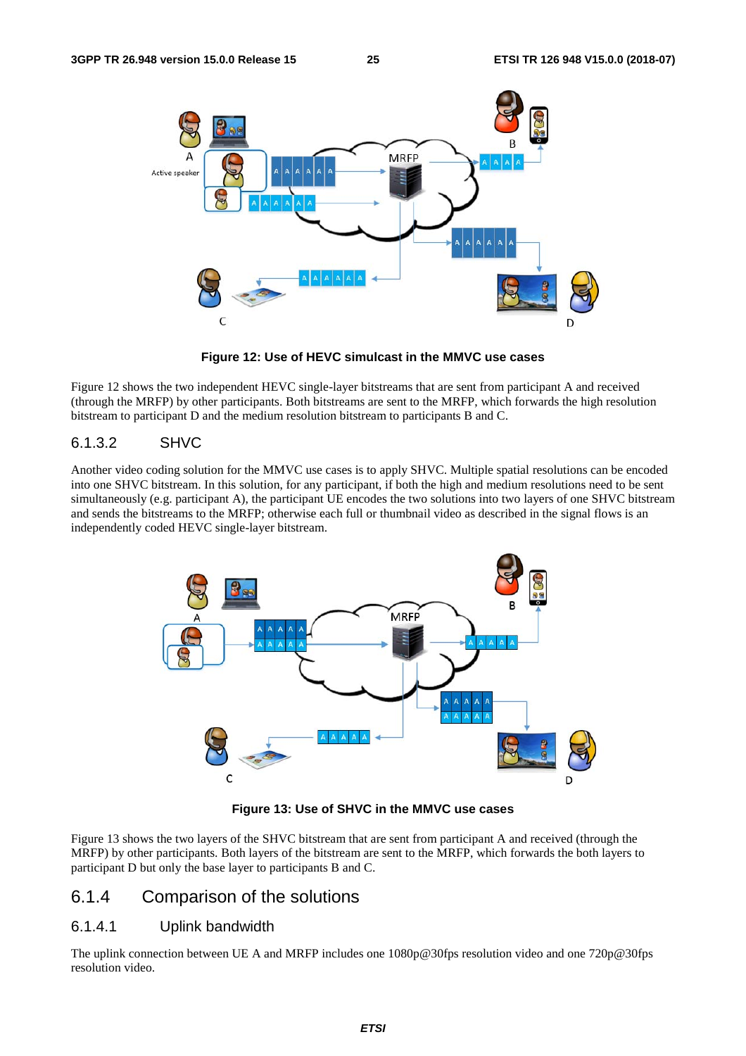**Figure 12: Use of HEVC simulcast in the MMVC use cases**

Figure 12 shows the two independent HEVC single-layer bitstreams that are sent from participant A and received (through the MRFP) by other participants. Both bitstreams are sent to the MRFP, which forwards the high resolution bitstream to participant D and the medium resolution bitstream to participants B and C.

### 6.1.3.2 SHVC

Another video coding solution for the MMVC use cases is to apply SHVC. Multiple spatial resolutions can be encoded into one SHVC bitstream. In this solution, for any participant, if both the high and medium resolutions need to be sent simultaneously (e.g. participant A), the participant UE encodes the two solutions into two layers of one SHVC bitstream and sends the bitstreams to the MRFP; otherwise each full or thumbnail video as described in the signal flows is an independently coded HEVC single-layer bitstream.

**Figure 13: Use of SHVC in the MMVC use cases**

Figure 13 shows the two layers of the SHVC bitstream that are sent from participant A and received (through the MRFP) by other participants. Both layers of the bitstream are sent to the MRFP, which forwards the both layers to participant D but only the base layer to participants B and C.

## 6.1.4 Comparison of the solutions

### 6.1.4.1 Uplink bandwidth

The uplink connection between UE A and MRFP includes one 1080p@30fps resolution video and one 720p@30fps resolution video.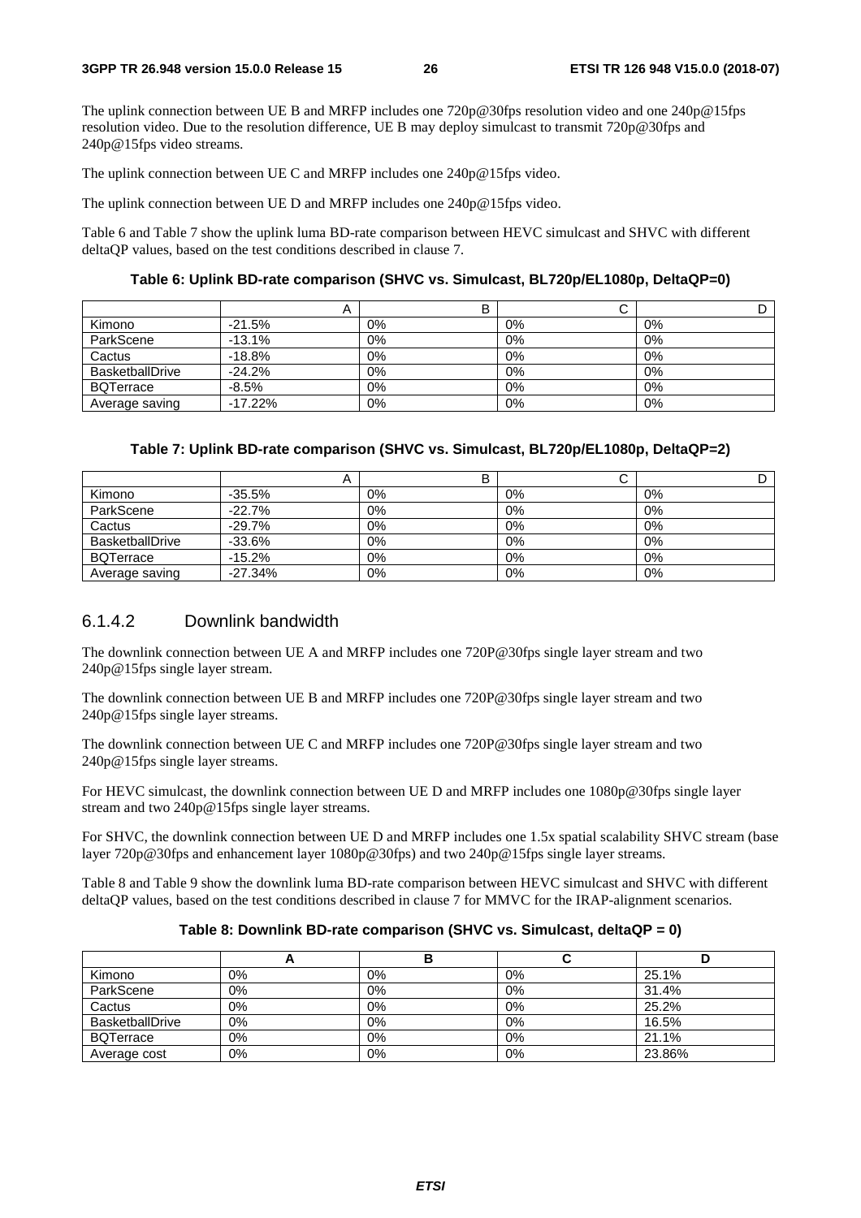The uplink connection between UE B and MRFP includes one 720p@30fps resolution video and one 240p@15fps resolution video. Due to the resolution difference, UE B may deploy simulcast to transmit 720p@30fps and 240p@15fps video streams.

The uplink connection between UE C and MRFP includes one 240p@15fps video.

The uplink connection between UE D and MRFP includes one 240p@15fps video.

Table 6 and Table 7 show the uplink luma BD-rate comparison between HEVC simulcast and SHVC with different deltaQP values, based on the test conditions described in clause 7.

**Table 6: Uplink BD-rate comparison (SHVC vs. Simulcast, BL720p/EL1080p, DeltaQP=0)**

| | A | B | C | D |
|---|---|---|---|---|
| Kimono | -21.5% | 0% | 0% | 0% |
| ParkScene | -13.1% | 0% | 0% | 0% |
| Cactus | -18.8% | 0% | 0% | 0% |
| BasketballDrive | -24.2% | 0% | 0% | 0% |
| BQTerrace | -8.5% | 0% | 0% | 0% |
| Average saving | -17.22% | 0% | 0% | 0% |

**Table 7: Uplink BD-rate comparison (SHVC vs. Simulcast, BL720p/EL1080p, DeltaQP=2)**

| | A | B | C | D |
|---|---|---|---|---|
| Kimono | -35.5% | 0% | 0% | 0% |
| ParkScene | -22.7% | 0% | 0% | 0% |
| Cactus | -29.7% | 0% | 0% | 0% |
| BasketballDrive | -33.6% | 0% | 0% | 0% |
| BQTerrace | -15.2% | 0% | 0% | 0% |
| Average saving | -27.34% | 0% | 0% | 0% |

### 6.1.4.2 Downlink bandwidth

The downlink connection between UE A and MRFP includes one 720P@30fps single layer stream and two 240p@15fps single layer stream.

The downlink connection between UE B and MRFP includes one 720P@30fps single layer stream and two 240p@15fps single layer streams.

The downlink connection between UE C and MRFP includes one 720P@30fps single layer stream and two 240p@15fps single layer streams.

For HEVC simulcast, the downlink connection between UE D and MRFP includes one 1080p@30fps single layer stream and two 240p@15fps single layer streams.

For SHVC, the downlink connection between UE D and MRFP includes one 1.5x spatial scalability SHVC stream (base layer 720p@30fps and enhancement layer 1080p@30fps) and two 240p@15fps single layer streams.

Table 8 and Table 9 show the downlink luma BD-rate comparison between HEVC simulcast and SHVC with different deltaQP values, based on the test conditions described in clause 7 for MMVC for the IRAP-alignment scenarios.

**Table 8: Downlink BD-rate comparison (SHVC vs. Simulcast, deltaQP = 0)**

| | A | B | C | D |
|---|---|---|---|---|
| Kimono | 0% | 0% | 0% | 25.1% |
| ParkScene | 0% | 0% | 0% | 31.4% |
| Cactus | 0% | 0% | 0% | 25.2% |
| BasketballDrive | 0% | 0% | 0% | 16.5% |
| BQTerrace | 0% | 0% | 0% | 21.1% |
| Average cost | 0% | 0% | 0% | 23.86% |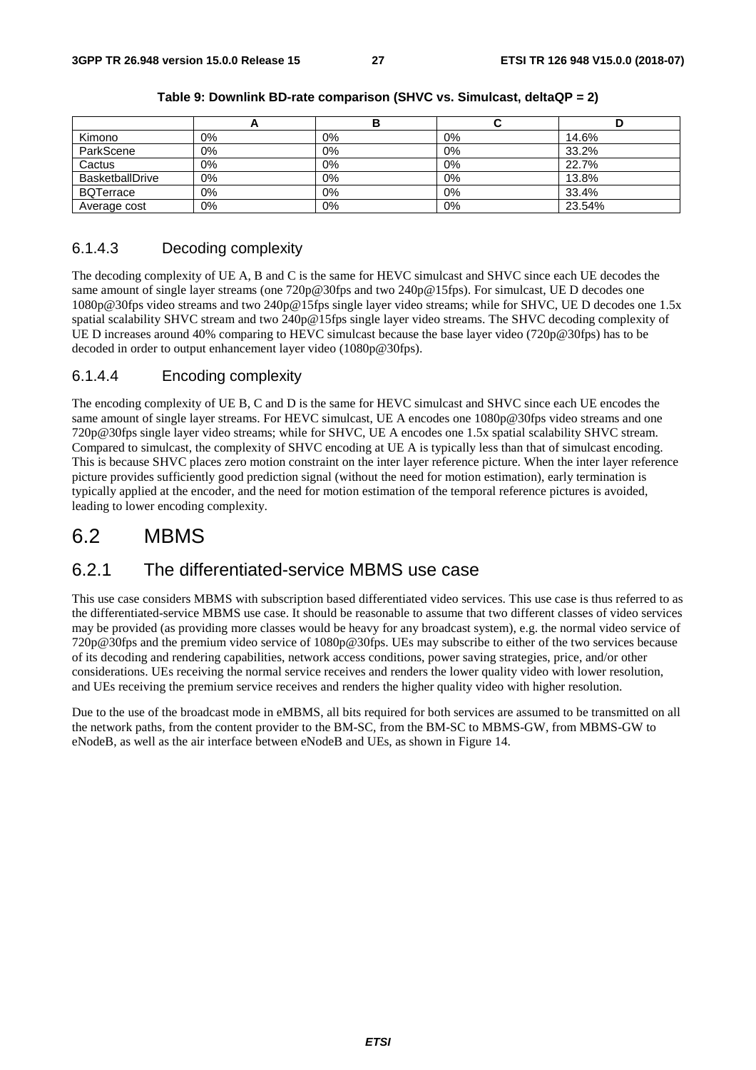**Table 9: Downlink BD-rate comparison (SHVC vs. Simulcast, deltaQP = 2)**

| | A | B | C | D |
|---|---|---|---|---|
| Kimono | 0% | 0% | 0% | 14.6% |
| ParkScene | 0% | 0% | 0% | 33.2% |
| Cactus | 0% | 0% | 0% | 22.7% |
| BasketballDrive | 0% | 0% | 0% | 13.8% |
| BQTerrace | 0% | 0% | 0% | 33.4% |
| Average cost | 0% | 0% | 0% | 23.54% |

### 6.1.4.3 Decoding complexity

The decoding complexity of UE A, B and C is the same for HEVC simulcast and SHVC since each UE decodes the same amount of single layer streams (one 720p@30fps and two 240p@15fps). For simulcast, UE D decodes one 1080p@30fps video streams and two 240p@15fps single layer video streams; while for SHVC, UE D decodes one 1.5x spatial scalability SHVC stream and two 240p@15fps single layer video streams. The SHVC decoding complexity of UE D increases around 40% comparing to HEVC simulcast because the base layer video (720p@30fps) has to be decoded in order to output enhancement layer video (1080p@30fps).

### 6.1.4.4 Encoding complexity

The encoding complexity of UE B, C and D is the same for HEVC simulcast and SHVC since each UE encodes the same amount of single layer streams. For HEVC simulcast, UE A encodes one 1080p@30fps video streams and one 720p@30fps single layer video streams; while for SHVC, UE A encodes one 1.5x spatial scalability SHVC stream. Compared to simulcast, the complexity of SHVC encoding at UE A is typically less than that of simulcast encoding. This is because SHVC places zero motion constraint on the inter layer reference picture. When the inter layer reference picture provides sufficiently good prediction signal (without the need for motion estimation), early termination is typically applied at the encoder, and the need for motion estimation of the temporal reference pictures is avoided, leading to lower encoding complexity.

## 6.2 MBMS

### 6.2.1 The differentiated-service MBMS use case

This use case considers MBMS with subscription based differentiated video services. This use case is thus referred to as the differentiated-service MBMS use case. It should be reasonable to assume that two different classes of video services may be provided (as providing more classes would be heavy for any broadcast system), e.g. the normal video service of 720p@30fps and the premium video service of 1080p@30fps. UEs may subscribe to either of the two services because of its decoding and rendering capabilities, network access conditions, power saving strategies, price, and/or other considerations. UEs receiving the normal service receives and renders the lower quality video with lower resolution, and UEs receiving the premium service receives and renders the higher quality video with higher resolution.

Due to the use of the broadcast mode in eMBMS, all bits required for both services are assumed to be transmitted on all the network paths, from the content provider to the BM-SC, from the BM-SC to MBMS-GW, from MBMS-GW to eNodeB, as well as the air interface between eNodeB and UEs, as shown in Figure 14.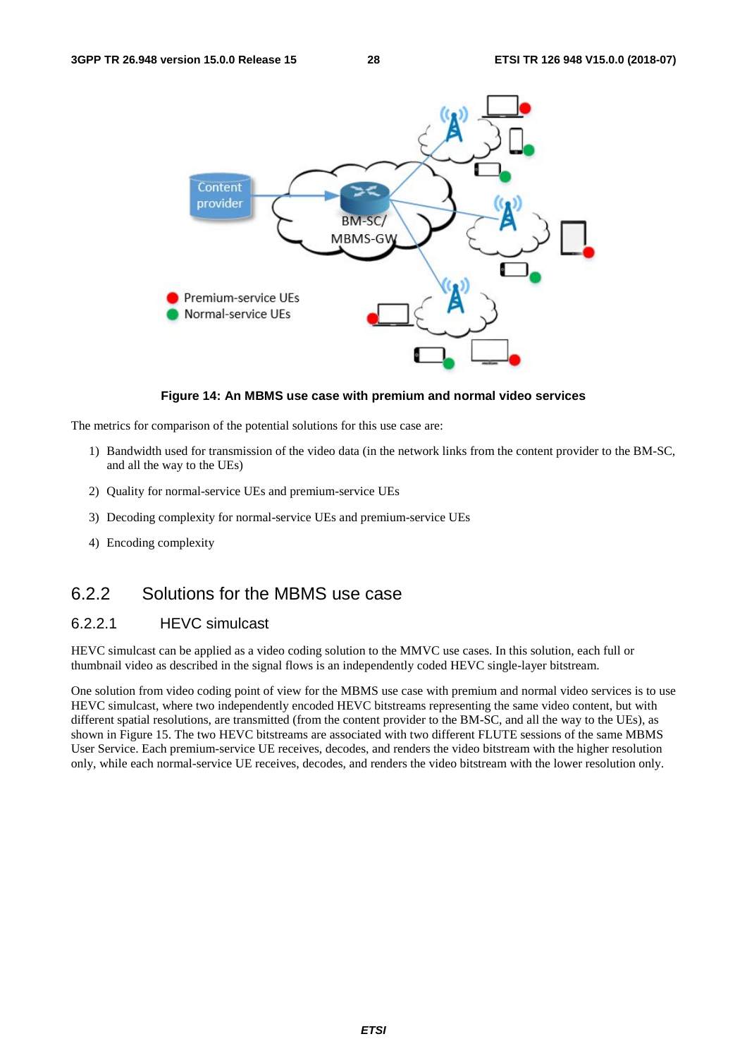**Figure 14: An MBMS use case with premium and normal video services**

The metrics for comparison of the potential solutions for this use case are:

1) Bandwidth used for transmission of the video data (in the network links from the content provider to the BM-SC, and all the way to the UEs)

2) Quality for normal-service UEs and premium-service UEs

3) Decoding complexity for normal-service UEs and premium-service UEs

4) Encoding complexity

## 6.2.2 Solutions for the MBMS use case

### 6.2.2.1 HEVC simulcast

HEVC simulcast can be applied as a video coding solution to the MMVC use cases. In this solution, each full or thumbnail video as described in the signal flows is an independently coded HEVC single-layer bitstream.

One solution from video coding point of view for the MBMS use case with premium and normal video services is to use HEVC simulcast, where two independently encoded HEVC bitstreams representing the same video content, but with different spatial resolutions, are transmitted (from the content provider to the BM-SC, and all the way to the UEs), as shown in Figure 15. The two HEVC bitstreams are associated with two different FLUTE sessions of the same MBMS User Service. Each premium-service UE receives, decodes, and renders the video bitstream with the higher resolution only, while each normal-service UE receives, decodes, and renders the video bitstream with the lower resolution only.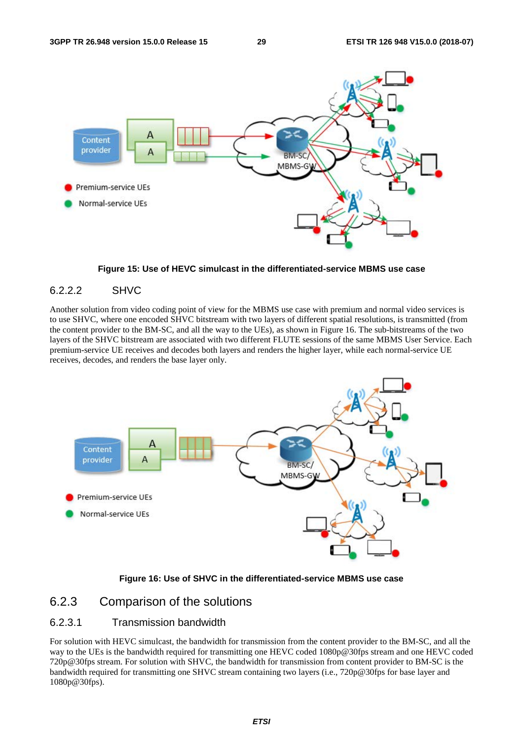Figure 15: Use of HEVC simulcast in the differentiated-service MBMS use case

#### 6.2.2.2 SHVC

Another solution from video coding point of view for the MBMS use case with premium and normal video services is to use SHVC, where one encoded SHVC bitstream with two layers of different spatial resolutions, is transmitted (from the content provider to the BM-SC, and all the way to the UEs), as shown in Figure 16. The sub-bitstreams of the two layers of the SHVC bitstream are associated with two different FLUTE sessions of the same MBMS User Service. Each premium-service UE receives and decodes both layers and renders the higher layer, while each normal-service UE receives, decodes, and renders the base layer only.

Figure 16: Use of SHVC in the differentiated-service MBMS use case

### 6.2.3 Comparison of the solutions

#### 6.2.3.1 Transmission bandwidth

For solution with HEVC simulcast, the bandwidth for transmission from the content provider to the BM-SC, and all the way to the UEs is the bandwidth required for transmitting one HEVC coded 1080p@30fps stream and one HEVC coded 720p@30fps stream. For solution with SHVC, the bandwidth for transmission from content provider to BM-SC is the bandwidth required for transmitting one SHVC stream containing two layers (i.e., 720p@30fps for base layer and 1080p@30fps).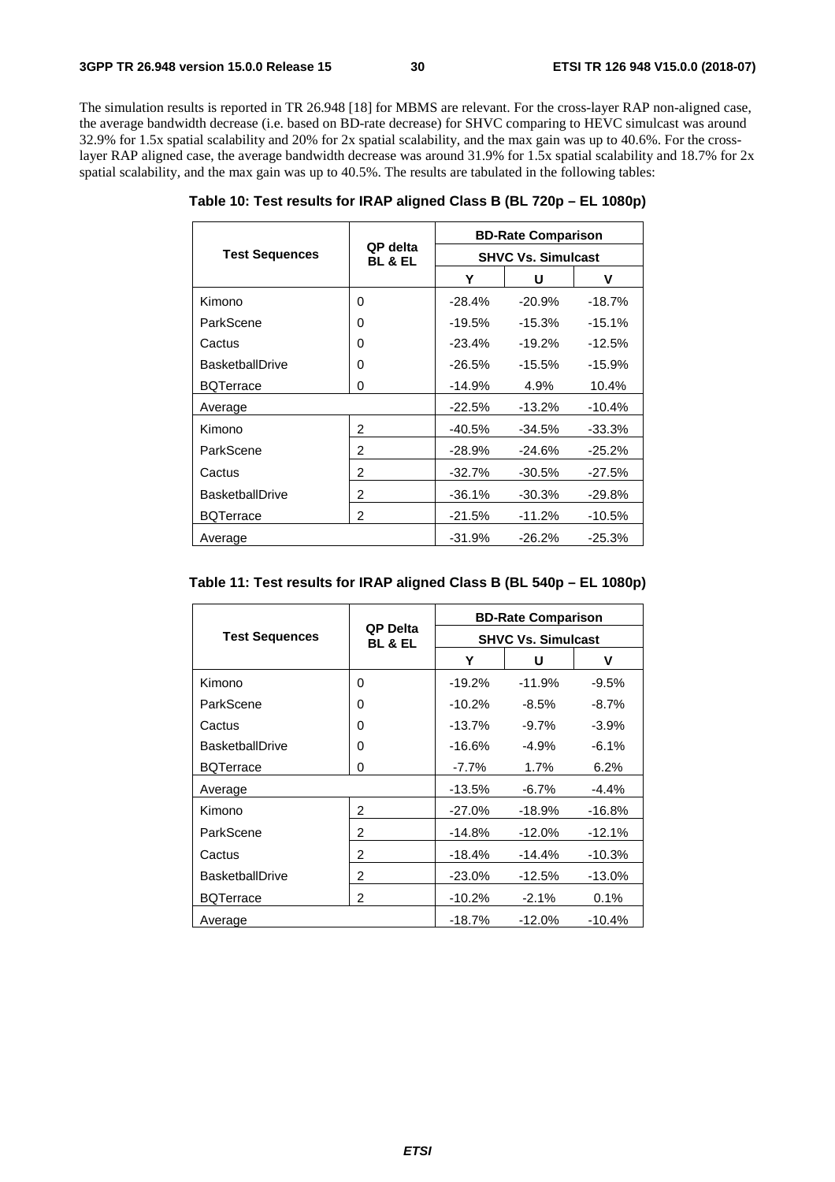The simulation results is reported in TR 26.948 [18] for MBMS are relevant. For the cross-layer RAP non-aligned case, the average bandwidth decrease (i.e. based on BD-rate decrease) for SHVC comparing to HEVC simulcast was around 32.9% for 1.5x spatial scalability and 20% for 2x spatial scalability, and the max gain was up to 40.6%. For the cross-layer RAP aligned case, the average bandwidth decrease was around 31.9% for 1.5x spatial scalability and 18.7% for 2x spatial scalability, and the max gain was up to 40.5%. The results are tabulated in the following tables:

**Table 10: Test results for IRAP aligned Class B (BL 720p – EL 1080p)**

| Test Sequences | QP delta BL & EL | BD-Rate Comparison | | |
|---|---|---|---|---|
| | | SHVC Vs. Simulcast | | |
| | | Y | U | V |
| Kimono | 0 | -28.4% | -20.9% | -18.7% |
| ParkScene | 0 | -19.5% | -15.3% | -15.1% |
| Cactus | 0 | -23.4% | -19.2% | -12.5% |
| BasketballDrive | 0 | -26.5% | -15.5% | -15.9% |
| BQTerrace | 0 | -14.9% | 4.9% | 10.4% |
| Average | | -22.5% | -13.2% | -10.4% |
| Kimono | 2 | -40.5% | -34.5% | -33.3% |
| ParkScene | 2 | -28.9% | -24.6% | -25.2% |
| Cactus | 2 | -32.7% | -30.5% | -27.5% |
| BasketballDrive | 2 | -36.1% | -30.3% | -29.8% |
| BQTerrace | 2 | -21.5% | -11.2% | -10.5% |
| Average | | -31.9% | -26.2% | -25.3% |

**Table 11: Test results for IRAP aligned Class B (BL 540p – EL 1080p)**

| Test Sequences | QP Delta BL & EL | BD-Rate Comparison | | |
|---|---|---|---|---|
| | | SHVC Vs. Simulcast | | |
| | | Y | U | V |
| Kimono | 0 | -19.2% | -11.9% | -9.5% |
| ParkScene | 0 | -10.2% | -8.5% | -8.7% |
| Cactus | 0 | -13.7% | -9.7% | -3.9% |
| BasketballDrive | 0 | -16.6% | -4.9% | -6.1% |
| BQTerrace | 0 | -7.7% | 1.7% | 6.2% |
| Average | | -13.5% | -6.7% | -4.4% |
| Kimono | 2 | -27.0% | -18.9% | -16.8% |
| ParkScene | 2 | -14.8% | -12.0% | -12.1% |
| Cactus | 2 | -18.4% | -14.4% | -10.3% |
| BasketballDrive | 2 | -23.0% | -12.5% | -13.0% |
| BQTerrace | 2 | -10.2% | -2.1% | 0.1% |
| Average | | -18.7% | -12.0% | -10.4% |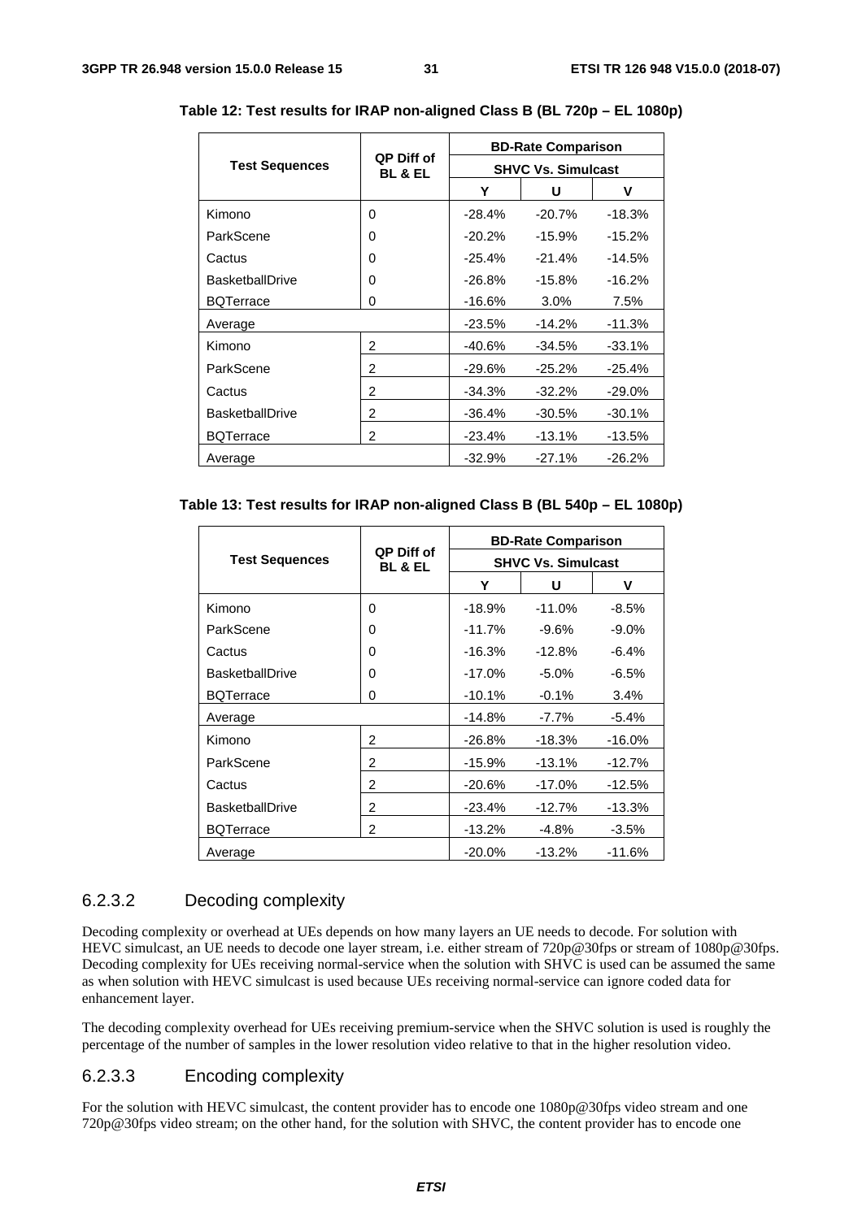**Table 12: Test results for IRAP non-aligned Class B (BL 720p – EL 1080p)**

| Test Sequences | QP Diff of BL & EL | BD-Rate Comparison | | |
|---|---|---|---|---|
| | | SHVC Vs. Simulcast | | |
| | | Y | U | V |
| Kimono | 0 | -28.4% | -20.7% | -18.3% |
| ParkScene | 0 | -20.2% | -15.9% | -15.2% |
| Cactus | 0 | -25.4% | -21.4% | -14.5% |
| BasketballDrive | 0 | -26.8% | -15.8% | -16.2% |
| BQTerrace | 0 | -16.6% | 3.0% | 7.5% |
| Average | | -23.5% | -14.2% | -11.3% |
| Kimono | 2 | -40.6% | -34.5% | -33.1% |
| ParkScene | 2 | -29.6% | -25.2% | -25.4% |
| Cactus | 2 | -34.3% | -32.2% | -29.0% |
| BasketballDrive | 2 | -36.4% | -30.5% | -30.1% |
| BQTerrace | 2 | -23.4% | -13.1% | -13.5% |
| Average | | -32.9% | -27.1% | -26.2% |

**Table 13: Test results for IRAP non-aligned Class B (BL 540p – EL 1080p)**

| Test Sequences | QP Diff of BL & EL | BD-Rate Comparison | | |
|---|---|---|---|---|
| | | SHVC Vs. Simulcast | | |
| | | Y | U | V |
| Kimono | 0 | -18.9% | -11.0% | -8.5% |
| ParkScene | 0 | -11.7% | -9.6% | -9.0% |
| Cactus | 0 | -16.3% | -12.8% | -6.4% |
| BasketballDrive | 0 | -17.0% | -5.0% | -6.5% |
| BQTerrace | 0 | -10.1% | -0.1% | 3.4% |
| Average | | -14.8% | -7.7% | -5.4% |
| Kimono | 2 | -26.8% | -18.3% | -16.0% |
| ParkScene | 2 | -15.9% | -13.1% | -12.7% |
| Cactus | 2 | -20.6% | -17.0% | -12.5% |
| BasketballDrive | 2 | -23.4% | -12.7% | -13.3% |
| BQTerrace | 2 | -13.2% | -4.8% | -3.5% |
| Average | | -20.0% | -13.2% | -11.6% |

#### 6.2.3.2 Decoding complexity

Decoding complexity or overhead at UEs depends on how many layers an UE needs to decode. For solution with HEVC simulcast, an UE needs to decode one layer stream, i.e. either stream of 720p@30fps or stream of 1080p@30fps. Decoding complexity for UEs receiving normal-service when the solution with SHVC is used can be assumed the same as when solution with HEVC simulcast is used because UEs receiving normal-service can ignore coded data for enhancement layer.

The decoding complexity overhead for UEs receiving premium-service when the SHVC solution is used is roughly the percentage of the number of samples in the lower resolution video relative to that in the higher resolution video.

#### 6.2.3.3 Encoding complexity

For the solution with HEVC simulcast, the content provider has to encode one 1080p@30fps video stream and one 720p@30fps video stream; on the other hand, for the solution with SHVC, the content provider has to encode one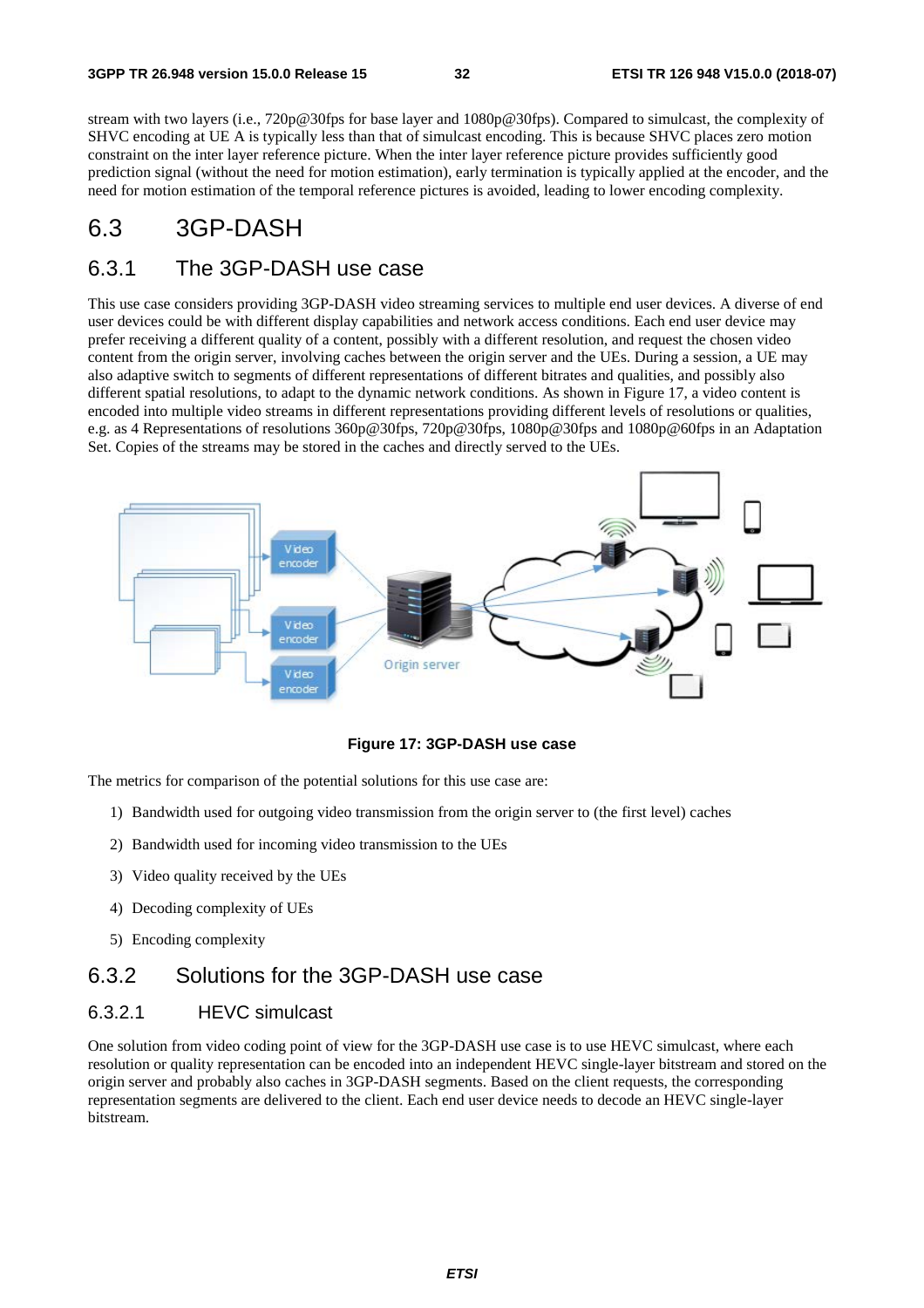stream with two layers (i.e., 720p@30fps for base layer and 1080p@30fps). Compared to simulcast, the complexity of SHVC encoding at UE A is typically less than that of simulcast encoding. This is because SHVC places zero motion constraint on the inter layer reference picture. When the inter layer reference picture provides sufficiently good prediction signal (without the need for motion estimation), early termination is typically applied at the encoder, and the need for motion estimation of the temporal reference pictures is avoided, leading to lower encoding complexity.

## 6.3 3GP-DASH

### 6.3.1 The 3GP-DASH use case

This use case considers providing 3GP-DASH video streaming services to multiple end user devices. A diverse of end user devices could be with different display capabilities and network access conditions. Each end user device may prefer receiving a different quality of a content, possibly with a different resolution, and request the chosen video content from the origin server, involving caches between the origin server and the UEs. During a session, a UE may also adaptive switch to segments of different representations of different bitrates and qualities, and possibly also different spatial resolutions, to adapt to the dynamic network conditions. As shown in Figure 17, a video content is encoded into multiple video streams in different representations providing different levels of resolutions or qualities, e.g. as 4 Representations of resolutions 360p@30fps, 720p@30fps, 1080p@30fps and 1080p@60fps in an Adaptation Set. Copies of the streams may be stored in the caches and directly served to the UEs.

**Figure 17: 3GP-DASH use case**

The metrics for comparison of the potential solutions for this use case are:

1) Bandwidth used for outgoing video transmission from the origin server to (the first level) caches

2) Bandwidth used for incoming video transmission to the UEs

3) Video quality received by the UEs

4) Decoding complexity of UEs

5) Encoding complexity

### 6.3.2 Solutions for the 3GP-DASH use case

#### 6.3.2.1 HEVC simulcast

One solution from video coding point of view for the 3GP-DASH use case is to use HEVC simulcast, where each resolution or quality representation can be encoded into an independent HEVC single-layer bitstream and stored on the origin server and probably also caches in 3GP-DASH segments. Based on the client requests, the corresponding representation segments are delivered to the client. Each end user device needs to decode an HEVC single-layer bitstream.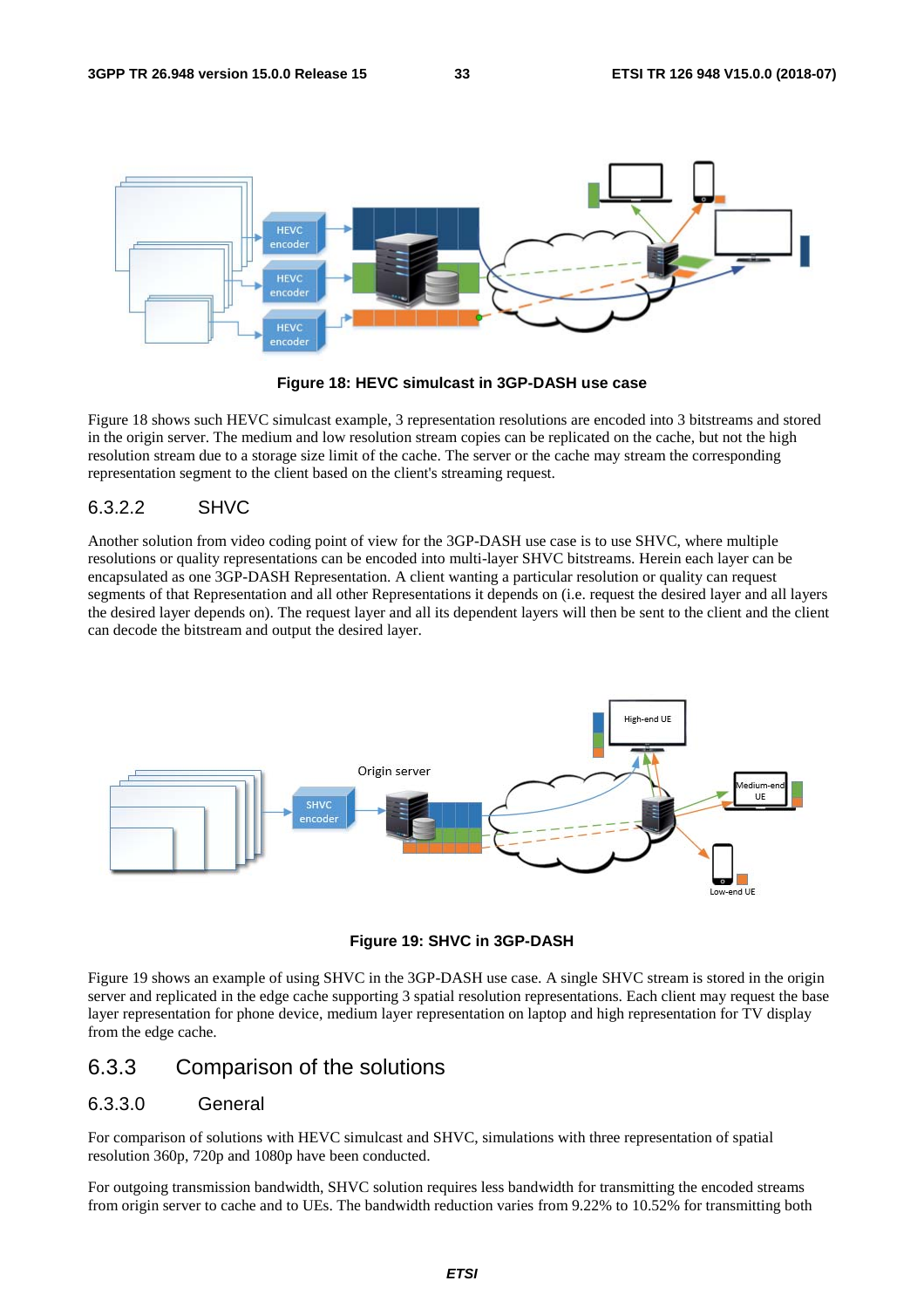**Figure 18: HEVC simulcast in 3GP-DASH use case**

Figure 18 shows such HEVC simulcast example, 3 representation resolutions are encoded into 3 bitstreams and stored in the origin server. The medium and low resolution stream copies can be replicated on the cache, but not the high resolution stream due to a storage size limit of the cache. The server or the cache may stream the corresponding representation segment to the client based on the client's streaming request.

### 6.3.2.2 SHVC

Another solution from video coding point of view for the 3GP-DASH use case is to use SHVC, where multiple resolutions or quality representations can be encoded into multi-layer SHVC bitstreams. Herein each layer can be encapsulated as one 3GP-DASH Representation. A client wanting a particular resolution or quality can request segments of that Representation and all other Representations it depends on (i.e. request the desired layer and all layers the desired layer depends on). The request layer and all its dependent layers will then be sent to the client and the client can decode the bitstream and output the desired layer.

**Figure 19: SHVC in 3GP-DASH**

Figure 19 shows an example of using SHVC in the 3GP-DASH use case. A single SHVC stream is stored in the origin server and replicated in the edge cache supporting 3 spatial resolution representations. Each client may request the base layer representation for phone device, medium layer representation on laptop and high representation for TV display from the edge cache.

## 6.3.3 Comparison of the solutions

### 6.3.3.0 General

For comparison of solutions with HEVC simulcast and SHVC, simulations with three representation of spatial resolution 360p, 720p and 1080p have been conducted.

For outgoing transmission bandwidth, SHVC solution requires less bandwidth for transmitting the encoded streams from origin server to cache and to UEs. The bandwidth reduction varies from 9.22% to 10.52% for transmitting both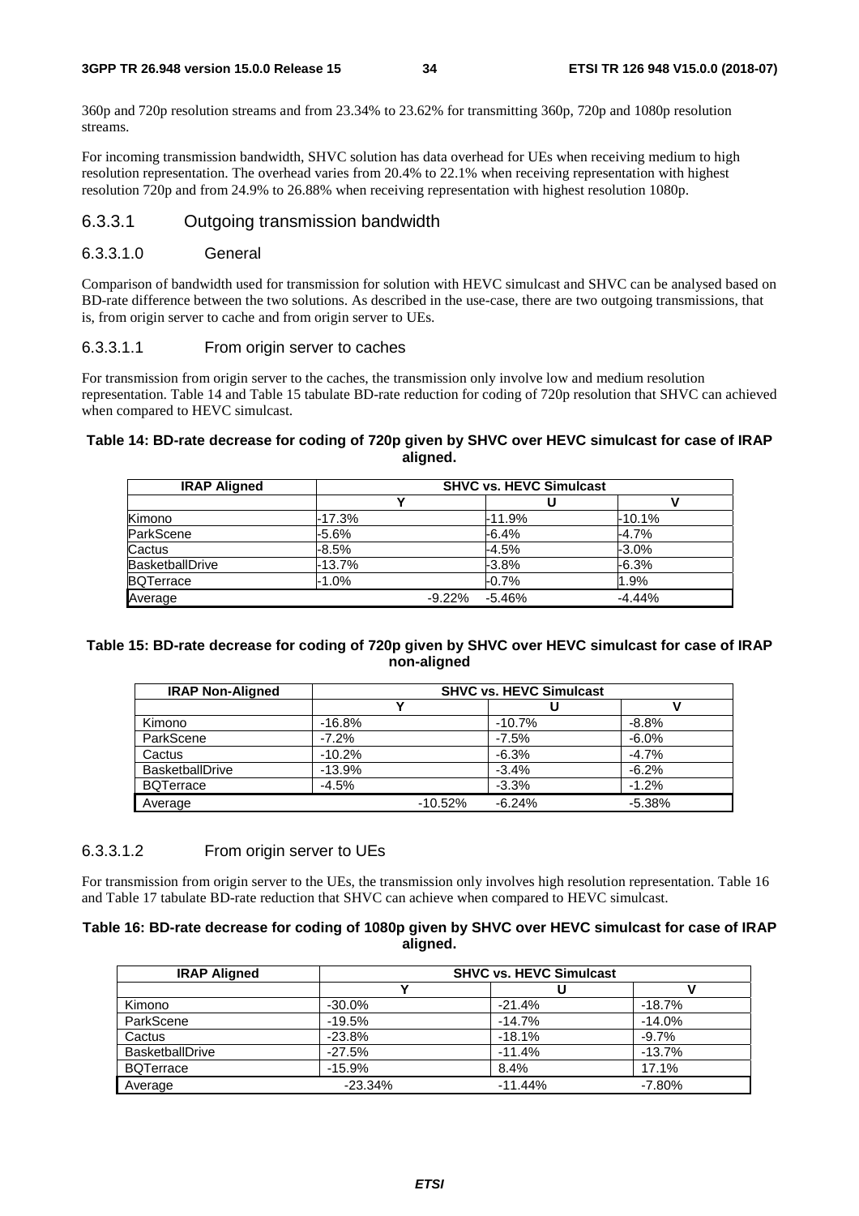360p and 720p resolution streams and from 23.34% to 23.62% for transmitting 360p, 720p and 1080p resolution streams.

For incoming transmission bandwidth, SHVC solution has data overhead for UEs when receiving medium to high resolution representation. The overhead varies from 20.4% to 22.1% when receiving representation with highest resolution 720p and from 24.9% to 26.88% when receiving representation with highest resolution 1080p.

### 6.3.3.1 Outgoing transmission bandwidth

#### 6.3.3.1.0 General

Comparison of bandwidth used for transmission for solution with HEVC simulcast and SHVC can be analysed based on BD-rate difference between the two solutions. As described in the use-case, there are two outgoing transmissions, that is, from origin server to cache and from origin server to UEs.

#### 6.3.3.1.1 From origin server to caches

For transmission from origin server to the caches, the transmission only involve low and medium resolution representation. Table 14 and Table 15 tabulate BD-rate reduction for coding of 720p resolution that SHVC can achieved when compared to HEVC simulcast.

**Table 14: BD-rate decrease for coding of 720p given by SHVC over HEVC simulcast for case of IRAP aligned.**

| IRAP Aligned | SHVC vs. HEVC Simulcast | | |
|---|---|---|---|
| | Y | U | V |
| Kimono | -17.3% | -11.9% | -10.1% |
| ParkScene | -5.6% | -6.4% | -4.7% |
| Cactus | -8.5% | -4.5% | -3.0% |
| BasketballDrive | -13.7% | -3.8% | -6.3% |
| BQTerrace | -1.0% | -0.7% | 1.9% |
| Average | -9.22% | -5.46% | -4.44% |

**Table 15: BD-rate decrease for coding of 720p given by SHVC over HEVC simulcast for case of IRAP non-aligned**

| IRAP Non-Aligned | SHVC vs. HEVC Simulcast | | |
|---|---|---|---|
| | Y | U | V |
| Kimono | -16.8% | -10.7% | -8.8% |
| ParkScene | -7.2% | -7.5% | -6.0% |
| Cactus | -10.2% | -6.3% | -4.7% |
| BasketballDrive | -13.9% | -3.4% | -6.2% |
| BQTerrace | -4.5% | -3.3% | -1.2% |
| Average | -10.52% | -6.24% | -5.38% |

#### 6.3.3.1.2 From origin server to UEs

For transmission from origin server to the UEs, the transmission only involves high resolution representation. Table 16 and Table 17 tabulate BD-rate reduction that SHVC can achieve when compared to HEVC simulcast.

**Table 16: BD-rate decrease for coding of 1080p given by SHVC over HEVC simulcast for case of IRAP aligned.**

| IRAP Aligned | SHVC vs. HEVC Simulcast | | |
|---|---|---|---|
| | Y | U | V |
| Kimono | -30.0% | -21.4% | -18.7% |
| ParkScene | -19.5% | -14.7% | -14.0% |
| Cactus | -23.8% | -18.1% | -9.7% |
| BasketballDrive | -27.5% | -11.4% | -13.7% |
| BQTerrace | -15.9% | 8.4% | 17.1% |
| Average | -23.34% | -11.44% | -7.80% |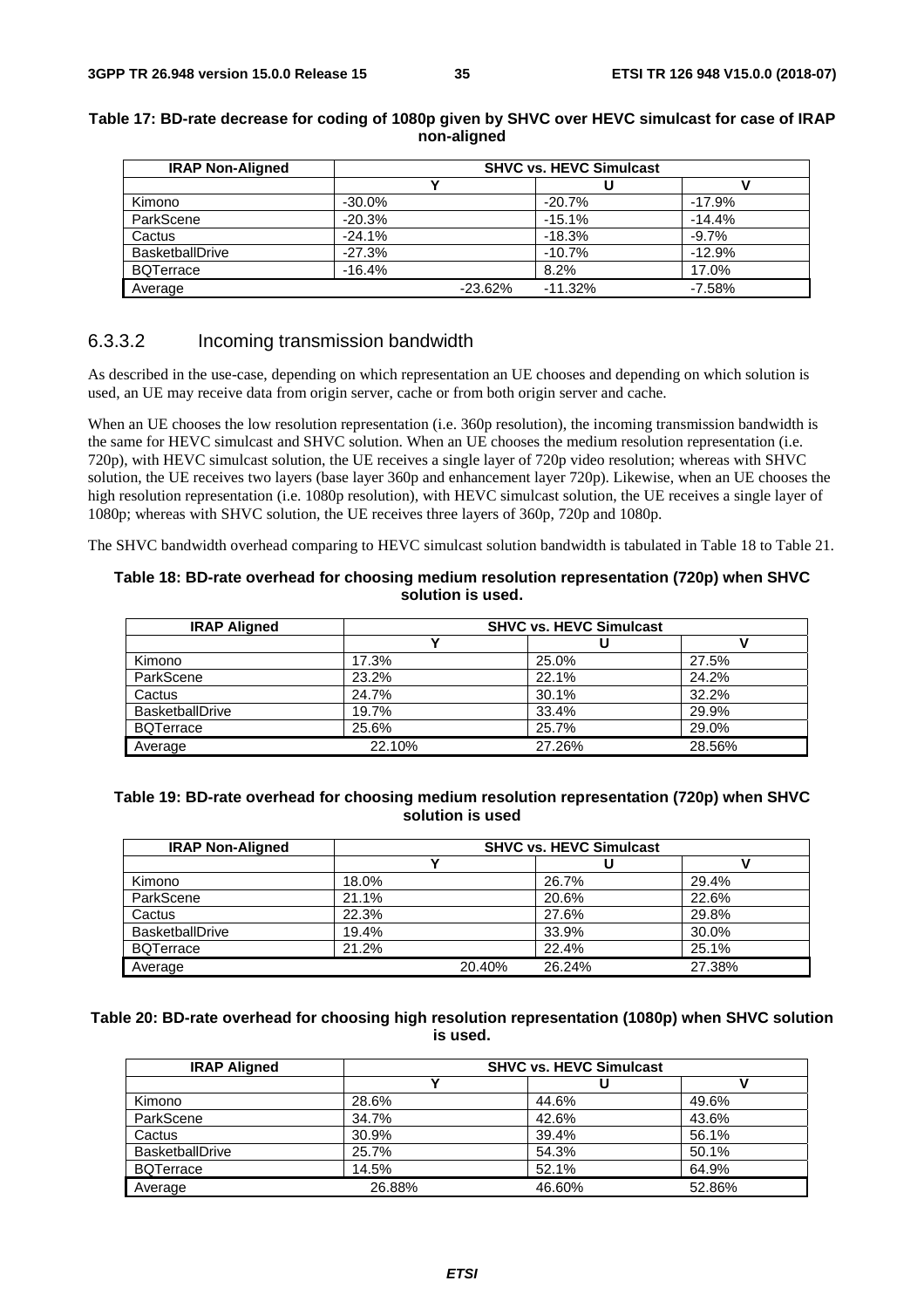**Table 17: BD-rate decrease for coding of 1080p given by SHVC over HEVC simulcast for case of IRAP non-aligned**

| IRAP Non-Aligned | SHVC vs. HEVC Simulcast | | |
|---|---|---|---|
| | Y | U | V |
| Kimono | -30.0% | -20.7% | -17.9% |
| ParkScene | -20.3% | -15.1% | -14.4% |
| Cactus | -24.1% | -18.3% | -9.7% |
| BasketballDrive | -27.3% | -10.7% | -12.9% |
| BQTerrace | -16.4% | 8.2% | 17.0% |
| Average | -23.62% | -11.32% | -7.58% |

### 6.3.3.2 Incoming transmission bandwidth

As described in the use-case, depending on which representation an UE chooses and depending on which solution is used, an UE may receive data from origin server, cache or from both origin server and cache.

When an UE chooses the low resolution representation (i.e. 360p resolution), the incoming transmission bandwidth is the same for HEVC simulcast and SHVC solution. When an UE chooses the medium resolution representation (i.e. 720p), with HEVC simulcast solution, the UE receives a single layer of 720p video resolution; whereas with SHVC solution, the UE receives two layers (base layer 360p and enhancement layer 720p). Likewise, when an UE chooses the high resolution representation (i.e. 1080p resolution), with HEVC simulcast solution, the UE receives a single layer of 1080p; whereas with SHVC solution, the UE receives three layers of 360p, 720p and 1080p.

The SHVC bandwidth overhead comparing to HEVC simulcast solution bandwidth is tabulated in Table 18 to Table 21.

**Table 18: BD-rate overhead for choosing medium resolution representation (720p) when SHVC solution is used.**

| IRAP Aligned | SHVC vs. HEVC Simulcast | | |
|---|---|---|---|
| | Y | U | V |
| Kimono | 17.3% | 25.0% | 27.5% |
| ParkScene | 23.2% | 22.1% | 24.2% |
| Cactus | 24.7% | 30.1% | 32.2% |
| BasketballDrive | 19.7% | 33.4% | 29.9% |
| BQTerrace | 25.6% | 25.7% | 29.0% |
| Average | 22.10% | 27.26% | 28.56% |

**Table 19: BD-rate overhead for choosing medium resolution representation (720p) when SHVC solution is used**

| IRAP Non-Aligned | SHVC vs. HEVC Simulcast | | |
|---|---|---|---|
| | Y | U | V |
| Kimono | 18.0% | 26.7% | 29.4% |
| ParkScene | 21.1% | 20.6% | 22.6% |
| Cactus | 22.3% | 27.6% | 29.8% |
| BasketballDrive | 19.4% | 33.9% | 30.0% |
| BQTerrace | 21.2% | 22.4% | 25.1% |
| Average | 20.40% | 26.24% | 27.38% |

**Table 20: BD-rate overhead for choosing high resolution representation (1080p) when SHVC solution is used.**

| IRAP Aligned | SHVC vs. HEVC Simulcast | | |
|---|---|---|---|
| | Y | U | V |
| Kimono | 28.6% | 44.6% | 49.6% |
| ParkScene | 34.7% | 42.6% | 43.6% |
| Cactus | 30.9% | 39.4% | 56.1% |
| BasketballDrive | 25.7% | 54.3% | 50.1% |
| BQTerrace | 14.5% | 52.1% | 64.9% |
| Average | 26.88% | 46.60% | 52.86% |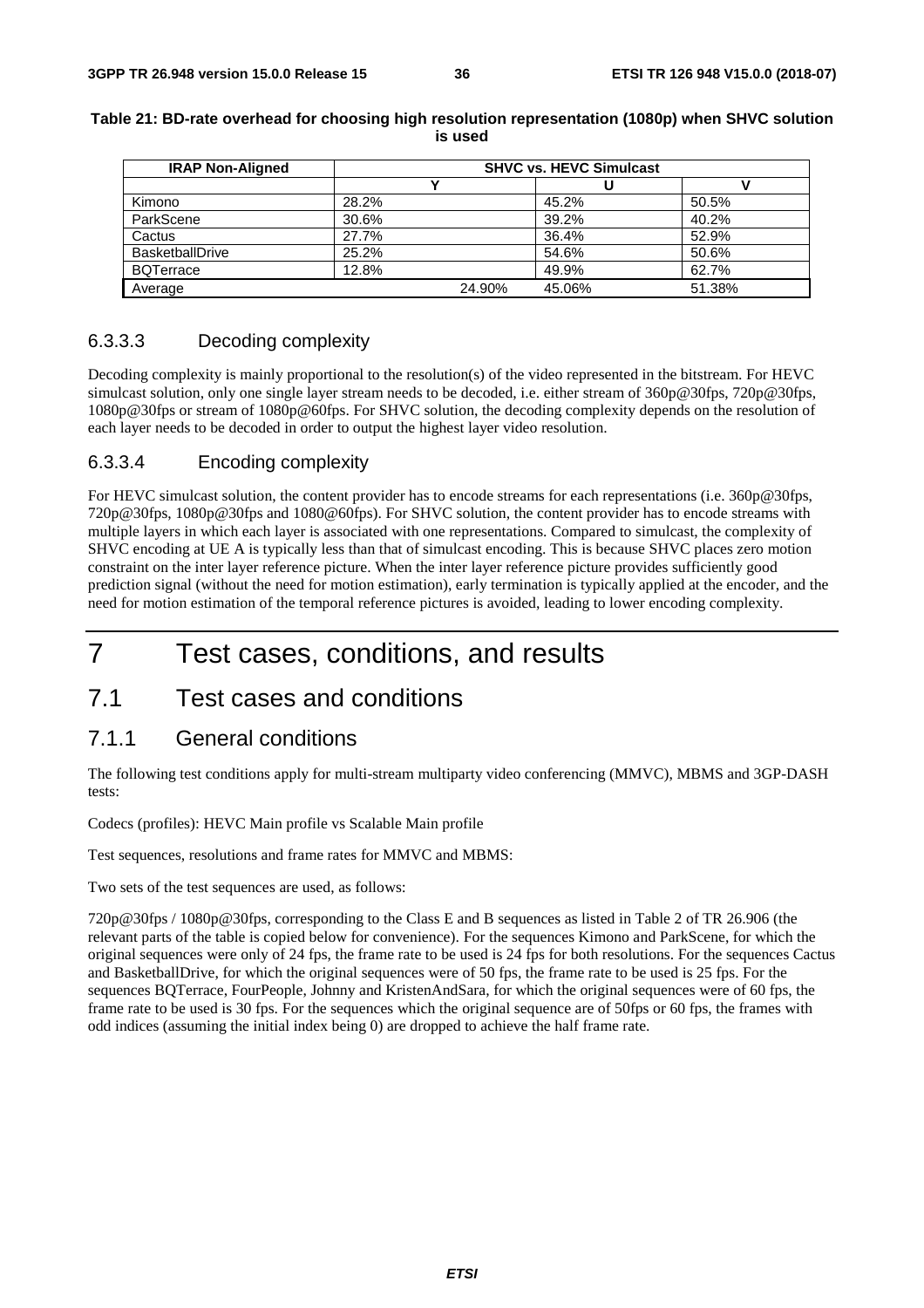**Table 21: BD-rate overhead for choosing high resolution representation (1080p) when SHVC solution is used**

| IRAP Non-Aligned | SHVC vs. HEVC Simulcast | | |
|---|---|---|---|
| | Y | U | V |
| Kimono | 28.2% | 45.2% | 50.5% |
| ParkScene | 30.6% | 39.2% | 40.2% |
| Cactus | 27.7% | 36.4% | 52.9% |
| BasketballDrive | 25.2% | 54.6% | 50.6% |
| BQTerrace | 12.8% | 49.9% | 62.7% |
| Average | 24.90% | 45.06% | 51.38% |

#### 6.3.3.3 Decoding complexity

Decoding complexity is mainly proportional to the resolution(s) of the video represented in the bitstream. For HEVC simulcast solution, only one single layer stream needs to be decoded, i.e. either stream of 360p@30fps, 720p@30fps, 1080p@30fps or stream of 1080p@60fps. For SHVC solution, the decoding complexity depends on the resolution of each layer needs to be decoded in order to output the highest layer video resolution.

#### 6.3.3.4 Encoding complexity

For HEVC simulcast solution, the content provider has to encode streams for each representations (i.e. 360p@30fps, 720p@30fps, 1080p@30fps and 1080@60fps). For SHVC solution, the content provider has to encode streams with multiple layers in which each layer is associated with one representations. Compared to simulcast, the complexity of SHVC encoding at UE A is typically less than that of simulcast encoding. This is because SHVC places zero motion constraint on the inter layer reference picture. When the inter layer reference picture provides sufficiently good prediction signal (without the need for motion estimation), early termination is typically applied at the encoder, and the need for motion estimation of the temporal reference pictures is avoided, leading to lower encoding complexity.

# 7 Test cases, conditions, and results

## 7.1 Test cases and conditions

### 7.1.1 General conditions

The following test conditions apply for multi-stream multiparty video conferencing (MMVC), MBMS and 3GP-DASH tests:

Codecs (profiles): HEVC Main profile vs Scalable Main profile

Test sequences, resolutions and frame rates for MMVC and MBMS:

Two sets of the test sequences are used, as follows:

720p@30fps / 1080p@30fps, corresponding to the Class E and B sequences as listed in Table 2 of TR 26.906 (the relevant parts of the table is copied below for convenience). For the sequences Kimono and ParkScene, for which the original sequences were only of 24 fps, the frame rate to be used is 24 fps for both resolutions. For the sequences Cactus and BasketballDrive, for which the original sequences were of 50 fps, the frame rate to be used is 25 fps. For the sequences BQTerrace, FourPeople, Johnny and KristenAndSara, for which the original sequences were of 60 fps, the frame rate to be used is 30 fps. For the sequences which the original sequence are of 50fps or 60 fps, the frames with odd indices (assuming the initial index being 0) are dropped to achieve the half frame rate.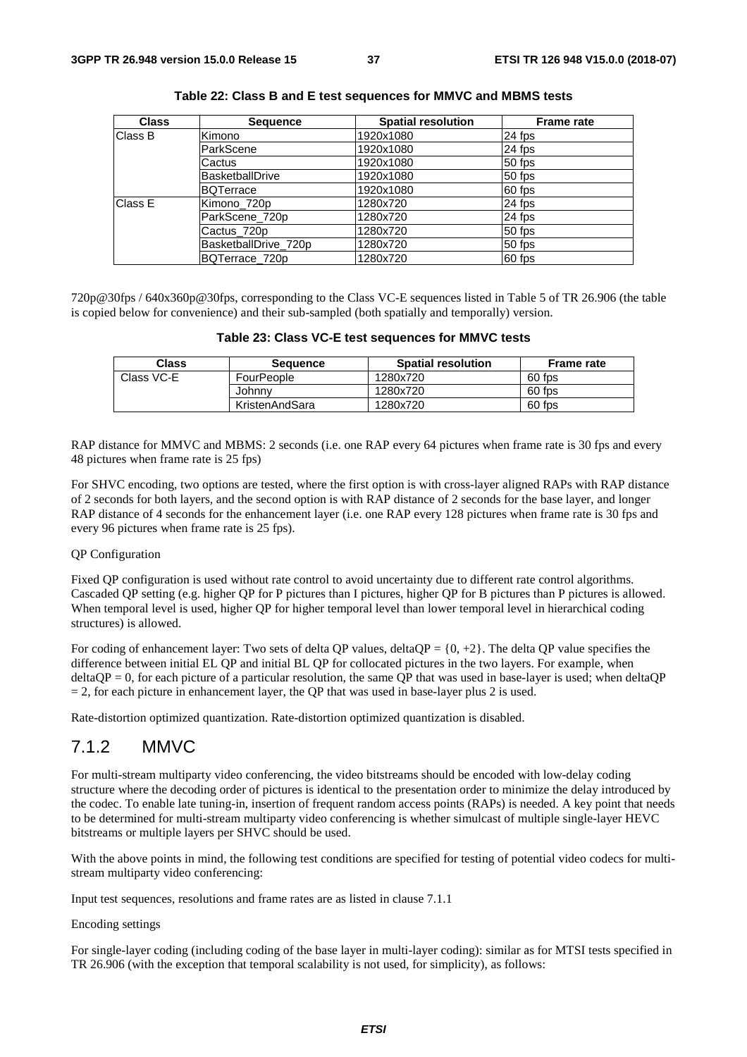**Table 22: Class B and E test sequences for MMVC and MBMS tests**

| Class | Sequence | Spatial resolution | Frame rate |
|---|---|---|---|
| Class B | Kimono | 1920x1080 | 24 fps |
| | ParkScene | 1920x1080 | 24 fps |
| | Cactus | 1920x1080 | 50 fps |
| | BasketballDrive | 1920x1080 | 50 fps |
| | BQTerrace | 1920x1080 | 60 fps |
| Class E | Kimono_720p | 1280x720 | 24 fps |
| | ParkScene_720p | 1280x720 | 24 fps |
| | Cactus_720p | 1280x720 | 50 fps |
| | BasketballDrive_720p | 1280x720 | 50 fps |
| | BQTerrace_720p | 1280x720 | 60 fps |

720p@30fps / 640x360p@30fps, corresponding to the Class VC-E sequences listed in Table 5 of TR 26.906 (the table is copied below for convenience) and their sub-sampled (both spatially and temporally) version.

**Table 23: Class VC-E test sequences for MMVC tests**

| Class | Sequence | Spatial resolution | Frame rate |
|---|---|---|---|
| Class VC-E | FourPeople | 1280x720 | 60 fps |
| | Johnny | 1280x720 | 60 fps |
| | KristenAndSara | 1280x720 | 60 fps |

RAP distance for MMVC and MBMS: 2 seconds (i.e. one RAP every 64 pictures when frame rate is 30 fps and every 48 pictures when frame rate is 25 fps)

For SHVC encoding, two options are tested, where the first option is with cross-layer aligned RAPs with RAP distance of 2 seconds for both layers, and the second option is with RAP distance of 2 seconds for the base layer, and longer RAP distance of 4 seconds for the enhancement layer (i.e. one RAP every 128 pictures when frame rate is 30 fps and every 96 pictures when frame rate is 25 fps).

QP Configuration

Fixed QP configuration is used without rate control to avoid uncertainty due to different rate control algorithms. Cascaded QP setting (e.g. higher QP for P pictures than I pictures, higher QP for B pictures than P pictures is allowed. When temporal level is used, higher QP for higher temporal level than lower temporal level in hierarchical coding structures) is allowed.

For coding of enhancement layer: Two sets of delta QP values, deltaQP = {0, +2}. The delta QP value specifies the difference between initial EL QP and initial BL QP for collocated pictures in the two layers. For example, when deltaQP = 0, for each picture of a particular resolution, the same QP that was used in base-layer is used; when deltaQP = 2, for each picture in enhancement layer, the QP that was used in base-layer plus 2 is used.

Rate-distortion optimized quantization. Rate-distortion optimized quantization is disabled.

## 7.1.2 MMVC

For multi-stream multiparty video conferencing, the video bitstreams should be encoded with low-delay coding structure where the decoding order of pictures is identical to the presentation order to minimize the delay introduced by the codec. To enable late tuning-in, insertion of frequent random access points (RAPs) is needed. A key point that needs to be determined for multi-stream multiparty video conferencing is whether simulcast of multiple single-layer HEVC bitstreams or multiple layers per SHVC should be used.

With the above points in mind, the following test conditions are specified for testing of potential video codecs for multi-stream multiparty video conferencing:

Input test sequences, resolutions and frame rates are as listed in clause 7.1.1

Encoding settings

For single-layer coding (including coding of the base layer in multi-layer coding): similar as for MTSI tests specified in TR 26.906 (with the exception that temporal scalability is not used, for simplicity), as follows: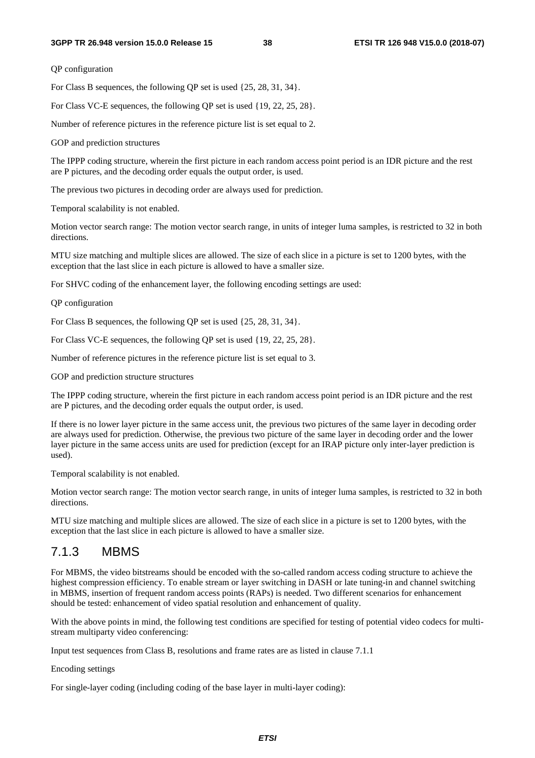QP configuration

For Class B sequences, the following QP set is used {25, 28, 31, 34}.

For Class VC-E sequences, the following QP set is used {19, 22, 25, 28}.

Number of reference pictures in the reference picture list is set equal to 2.

GOP and prediction structures

The IPPP coding structure, wherein the first picture in each random access point period is an IDR picture and the rest are P pictures, and the decoding order equals the output order, is used.

The previous two pictures in decoding order are always used for prediction.

Temporal scalability is not enabled.

Motion vector search range: The motion vector search range, in units of integer luma samples, is restricted to 32 in both directions.

MTU size matching and multiple slices are allowed. The size of each slice in a picture is set to 1200 bytes, with the exception that the last slice in each picture is allowed to have a smaller size.

For SHVC coding of the enhancement layer, the following encoding settings are used:

QP configuration

For Class B sequences, the following QP set is used {25, 28, 31, 34}.

For Class VC-E sequences, the following QP set is used {19, 22, 25, 28}.

Number of reference pictures in the reference picture list is set equal to 3.

GOP and prediction structure structures

The IPPP coding structure, wherein the first picture in each random access point period is an IDR picture and the rest are P pictures, and the decoding order equals the output order, is used.

If there is no lower layer picture in the same access unit, the previous two pictures of the same layer in decoding order are always used for prediction. Otherwise, the previous two picture of the same layer in decoding order and the lower layer picture in the same access units are used for prediction (except for an IRAP picture only inter-layer prediction is used).

Temporal scalability is not enabled.

Motion vector search range: The motion vector search range, in units of integer luma samples, is restricted to 32 in both directions.

MTU size matching and multiple slices are allowed. The size of each slice in a picture is set to 1200 bytes, with the exception that the last slice in each picture is allowed to have a smaller size.

### 7.1.3 MBMS

For MBMS, the video bitstreams should be encoded with the so-called random access coding structure to achieve the highest compression efficiency. To enable stream or layer switching in DASH or late tuning-in and channel switching in MBMS, insertion of frequent random access points (RAPs) is needed. Two different scenarios for enhancement should be tested: enhancement of video spatial resolution and enhancement of quality.

With the above points in mind, the following test conditions are specified for testing of potential video codecs for multi-stream multiparty video conferencing:

Input test sequences from Class B, resolutions and frame rates are as listed in clause 7.1.1

Encoding settings

For single-layer coding (including coding of the base layer in multi-layer coding):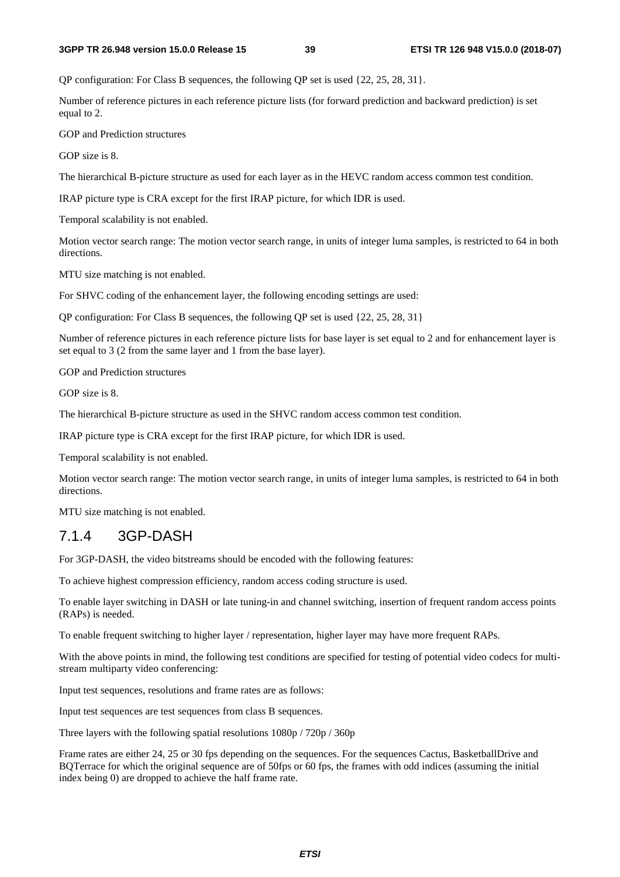QP configuration: For Class B sequences, the following QP set is used {22, 25, 28, 31}.

Number of reference pictures in each reference picture lists (for forward prediction and backward prediction) is set equal to 2.

GOP and Prediction structures

GOP size is 8.

The hierarchical B-picture structure as used for each layer as in the HEVC random access common test condition.

IRAP picture type is CRA except for the first IRAP picture, for which IDR is used.

Temporal scalability is not enabled.

Motion vector search range: The motion vector search range, in units of integer luma samples, is restricted to 64 in both directions.

MTU size matching is not enabled.

For SHVC coding of the enhancement layer, the following encoding settings are used:

QP configuration: For Class B sequences, the following QP set is used {22, 25, 28, 31}

Number of reference pictures in each reference picture lists for base layer is set equal to 2 and for enhancement layer is set equal to 3 (2 from the same layer and 1 from the base layer).

GOP and Prediction structures

GOP size is 8.

The hierarchical B-picture structure as used in the SHVC random access common test condition.

IRAP picture type is CRA except for the first IRAP picture, for which IDR is used.

Temporal scalability is not enabled.

Motion vector search range: The motion vector search range, in units of integer luma samples, is restricted to 64 in both directions.

MTU size matching is not enabled.

### 7.1.4 3GP-DASH

For 3GP-DASH, the video bitstreams should be encoded with the following features:

To achieve highest compression efficiency, random access coding structure is used.

To enable layer switching in DASH or late tuning-in and channel switching, insertion of frequent random access points (RAPs) is needed.

To enable frequent switching to higher layer / representation, higher layer may have more frequent RAPs.

With the above points in mind, the following test conditions are specified for testing of potential video codecs for multi-stream multiparty video conferencing:

Input test sequences, resolutions and frame rates are as follows:

Input test sequences are test sequences from class B sequences.

Three layers with the following spatial resolutions 1080p / 720p / 360p

Frame rates are either 24, 25 or 30 fps depending on the sequences. For the sequences Cactus, BasketballDrive and BQTerrace for which the original sequence are of 50fps or 60 fps, the frames with odd indices (assuming the initial index being 0) are dropped to achieve the half frame rate.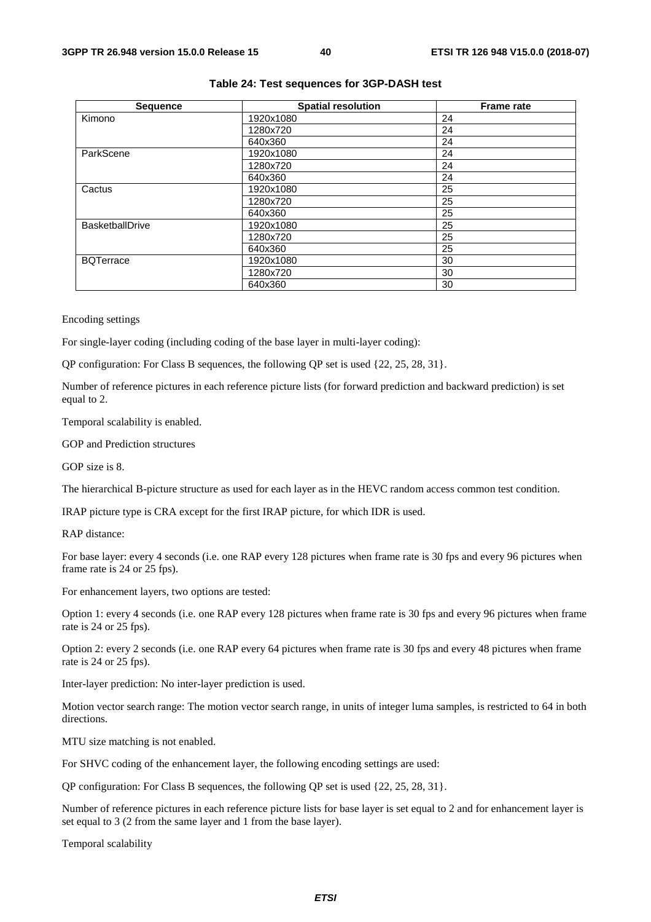**Table 24: Test sequences for 3GP-DASH test**

| Sequence | Spatial resolution | Frame rate |
|---|---|---|
| Kimono | 1920x1080 | 24 |
| | 1280x720 | 24 |
| | 640x360 | 24 |
| ParkScene | 1920x1080 | 24 |
| | 1280x720 | 24 |
| | 640x360 | 24 |
| Cactus | 1920x1080 | 25 |
| | 1280x720 | 25 |
| | 640x360 | 25 |
| BasketballDrive | 1920x1080 | 25 |
| | 1280x720 | 25 |
| | 640x360 | 25 |
| BQTerrace | 1920x1080 | 30 |
| | 1280x720 | 30 |
| | 640x360 | 30 |

Encoding settings

For single-layer coding (including coding of the base layer in multi-layer coding):

QP configuration: For Class B sequences, the following QP set is used {22, 25, 28, 31}.

Number of reference pictures in each reference picture lists (for forward prediction and backward prediction) is set equal to 2.

Temporal scalability is enabled.

GOP and Prediction structures

GOP size is 8.

The hierarchical B-picture structure as used for each layer as in the HEVC random access common test condition.

IRAP picture type is CRA except for the first IRAP picture, for which IDR is used.

RAP distance:

For base layer: every 4 seconds (i.e. one RAP every 128 pictures when frame rate is 30 fps and every 96 pictures when frame rate is 24 or 25 fps).

For enhancement layers, two options are tested:

Option 1: every 4 seconds (i.e. one RAP every 128 pictures when frame rate is 30 fps and every 96 pictures when frame rate is 24 or 25 fps).

Option 2: every 2 seconds (i.e. one RAP every 64 pictures when frame rate is 30 fps and every 48 pictures when frame rate is 24 or 25 fps).

Inter-layer prediction: No inter-layer prediction is used.

Motion vector search range: The motion vector search range, in units of integer luma samples, is restricted to 64 in both directions.

MTU size matching is not enabled.

For SHVC coding of the enhancement layer, the following encoding settings are used:

QP configuration: For Class B sequences, the following QP set is used {22, 25, 28, 31}.

Number of reference pictures in each reference picture lists for base layer is set equal to 2 and for enhancement layer is set equal to 3 (2 from the same layer and 1 from the base layer).

Temporal scalability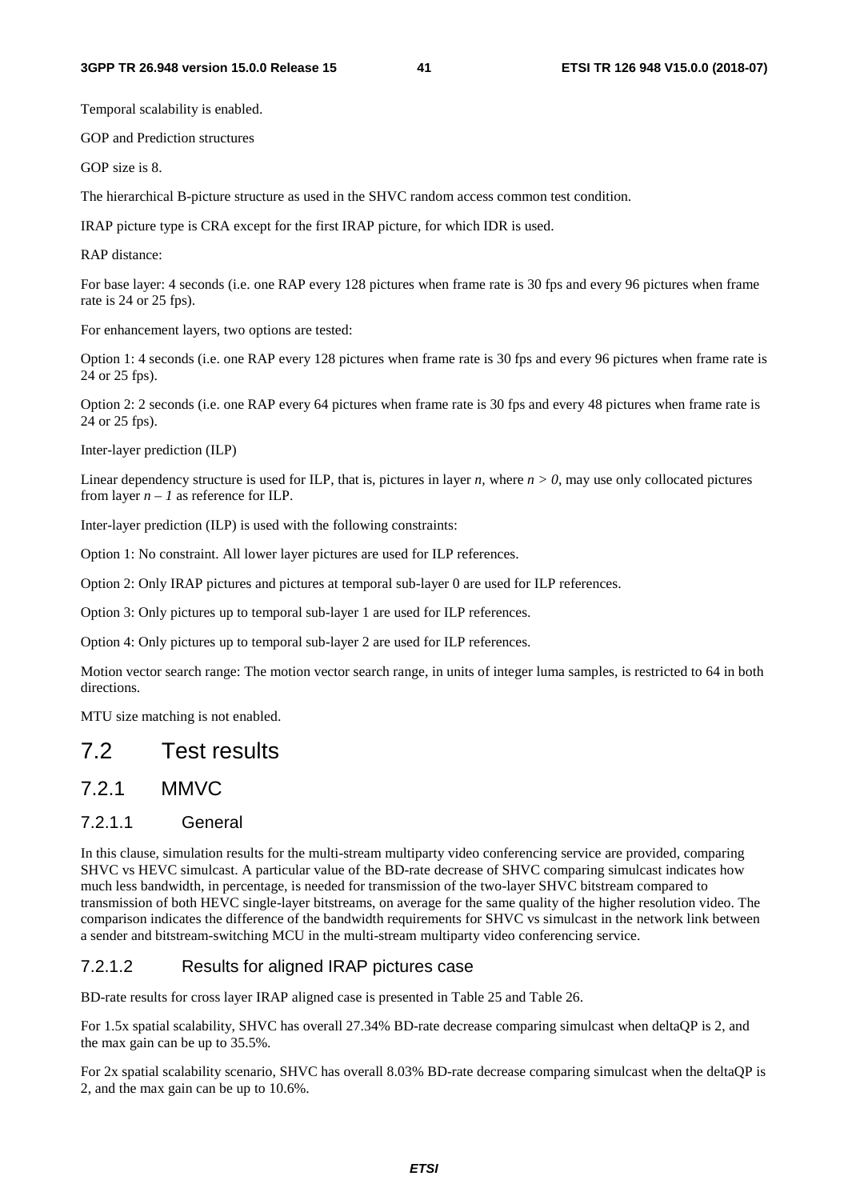Temporal scalability is enabled.

GOP and Prediction structures

GOP size is 8.

The hierarchical B-picture structure as used in the SHVC random access common test condition.

IRAP picture type is CRA except for the first IRAP picture, for which IDR is used.

RAP distance:

For base layer: 4 seconds (i.e. one RAP every 128 pictures when frame rate is 30 fps and every 96 pictures when frame rate is 24 or 25 fps).

For enhancement layers, two options are tested:

Option 1: 4 seconds (i.e. one RAP every 128 pictures when frame rate is 30 fps and every 96 pictures when frame rate is 24 or 25 fps).

Option 2: 2 seconds (i.e. one RAP every 64 pictures when frame rate is 30 fps and every 48 pictures when frame rate is 24 or 25 fps).

Inter-layer prediction (ILP)

Linear dependency structure is used for ILP, that is, pictures in layer $n$, where $n > 0$, may use only collocated pictures from layer $n - 1$ as reference for ILP.

Inter-layer prediction (ILP) is used with the following constraints:

Option 1: No constraint. All lower layer pictures are used for ILP references.

Option 2: Only IRAP pictures and pictures at temporal sub-layer 0 are used for ILP references.

Option 3: Only pictures up to temporal sub-layer 1 are used for ILP references.

Option 4: Only pictures up to temporal sub-layer 2 are used for ILP references.

Motion vector search range: The motion vector search range, in units of integer luma samples, is restricted to 64 in both directions.

MTU size matching is not enabled.

# 7.2 Test results

## 7.2.1 MMVC

### 7.2.1.1 General

In this clause, simulation results for the multi-stream multiparty video conferencing service are provided, comparing SHVC vs HEVC simulcast. A particular value of the BD-rate decrease of SHVC comparing simulcast indicates how much less bandwidth, in percentage, is needed for transmission of the two-layer SHVC bitstream compared to transmission of both HEVC single-layer bitstreams, on average for the same quality of the higher resolution video. The comparison indicates the difference of the bandwidth requirements for SHVC vs simulcast in the network link between a sender and bitstream-switching MCU in the multi-stream multiparty video conferencing service.

### 7.2.1.2 Results for aligned IRAP pictures case

BD-rate results for cross layer IRAP aligned case is presented in Table 25 and Table 26.

For 1.5x spatial scalability, SHVC has overall 27.34% BD-rate decrease comparing simulcast when deltaQP is 2, and the max gain can be up to 35.5%.

For 2x spatial scalability scenario, SHVC has overall 8.03% BD-rate decrease comparing simulcast when the deltaQP is 2, and the max gain can be up to 10.6%.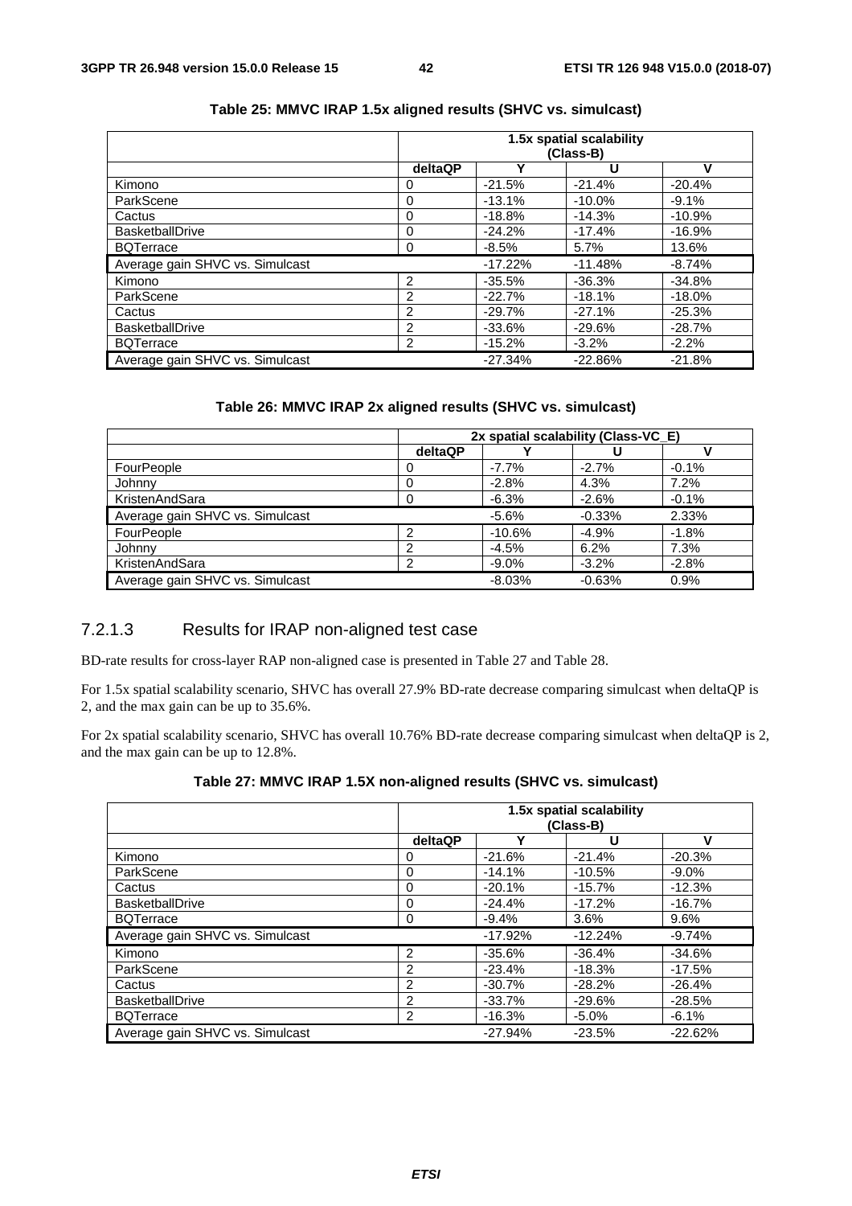**Table 25: MMVC IRAP 1.5x aligned results (SHVC vs. simulcast)**

| | 1.5x spatial scalability (Class-B) | | | |
|---|---|---|---|---|
| | deltaQP | Y | U | V |
| Kimono | 0 | -21.5% | -21.4% | -20.4% |
| ParkScene | 0 | -13.1% | -10.0% | -9.1% |
| Cactus | 0 | -18.8% | -14.3% | -10.9% |
| BasketballDrive | 0 | -24.2% | -17.4% | -16.9% |
| BQTerrace | 0 | -8.5% | 5.7% | 13.6% |
| Average gain SHVC vs. Simulcast | | -17.22% | -11.48% | -8.74% |
| Kimono | 2 | -35.5% | -36.3% | -34.8% |
| ParkScene | 2 | -22.7% | -18.1% | -18.0% |
| Cactus | 2 | -29.7% | -27.1% | -25.3% |
| BasketballDrive | 2 | -33.6% | -29.6% | -28.7% |
| BQTerrace | 2 | -15.2% | -3.2% | -2.2% |
| Average gain SHVC vs. Simulcast | | -27.34% | -22.86% | -21.8% |

**Table 26: MMVC IRAP 2x aligned results (SHVC vs. simulcast)**

| | 2x spatial scalability (Class-VC_E) | | | |
|---|---|---|---|---|
| | deltaQP | Y | U | V |
| FourPeople | 0 | -7.7% | -2.7% | -0.1% |
| Johnny | 0 | -2.8% | 4.3% | 7.2% |
| KristenAndSara | 0 | -6.3% | -2.6% | -0.1% |
| Average gain SHVC vs. Simulcast | | -5.6% | -0.33% | 2.33% |
| FourPeople | 2 | -10.6% | -4.9% | -1.8% |
| Johnny | 2 | -4.5% | 6.2% | 7.3% |
| KristenAndSara | 2 | -9.0% | -3.2% | -2.8% |
| Average gain SHVC vs. Simulcast | | -8.03% | -0.63% | 0.9% |

### 7.2.1.3 Results for IRAP non-aligned test case

BD-rate results for cross-layer RAP non-aligned case is presented in Table 27 and Table 28.

For 1.5x spatial scalability scenario, SHVC has overall 27.9% BD-rate decrease comparing simulcast when deltaQP is 2, and the max gain can be up to 35.6%.

For 2x spatial scalability scenario, SHVC has overall 10.76% BD-rate decrease comparing simulcast when deltaQP is 2, and the max gain can be up to 12.8%.

**Table 27: MMVC IRAP 1.5X non-aligned results (SHVC vs. simulcast)**

| | 1.5x spatial scalability (Class-B) | | | |
|---|---|---|---|---|
| | deltaQP | Y | U | V |
| Kimono | 0 | -21.6% | -21.4% | -20.3% |
| ParkScene | 0 | -14.1% | -10.5% | -9.0% |
| Cactus | 0 | -20.1% | -15.7% | -12.3% |
| BasketballDrive | 0 | -24.4% | -17.2% | -16.7% |
| BQTerrace | 0 | -9.4% | 3.6% | 9.6% |
| Average gain SHVC vs. Simulcast | | -17.92% | -12.24% | -9.74% |
| Kimono | 2 | -35.6% | -36.4% | -34.6% |
| ParkScene | 2 | -23.4% | -18.3% | -17.5% |
| Cactus | 2 | -30.7% | -28.2% | -26.4% |
| BasketballDrive | 2 | -33.7% | -29.6% | -28.5% |
| BQTerrace | 2 | -16.3% | -5.0% | -6.1% |
| Average gain SHVC vs. Simulcast | | -27.94% | -23.5% | -22.62% |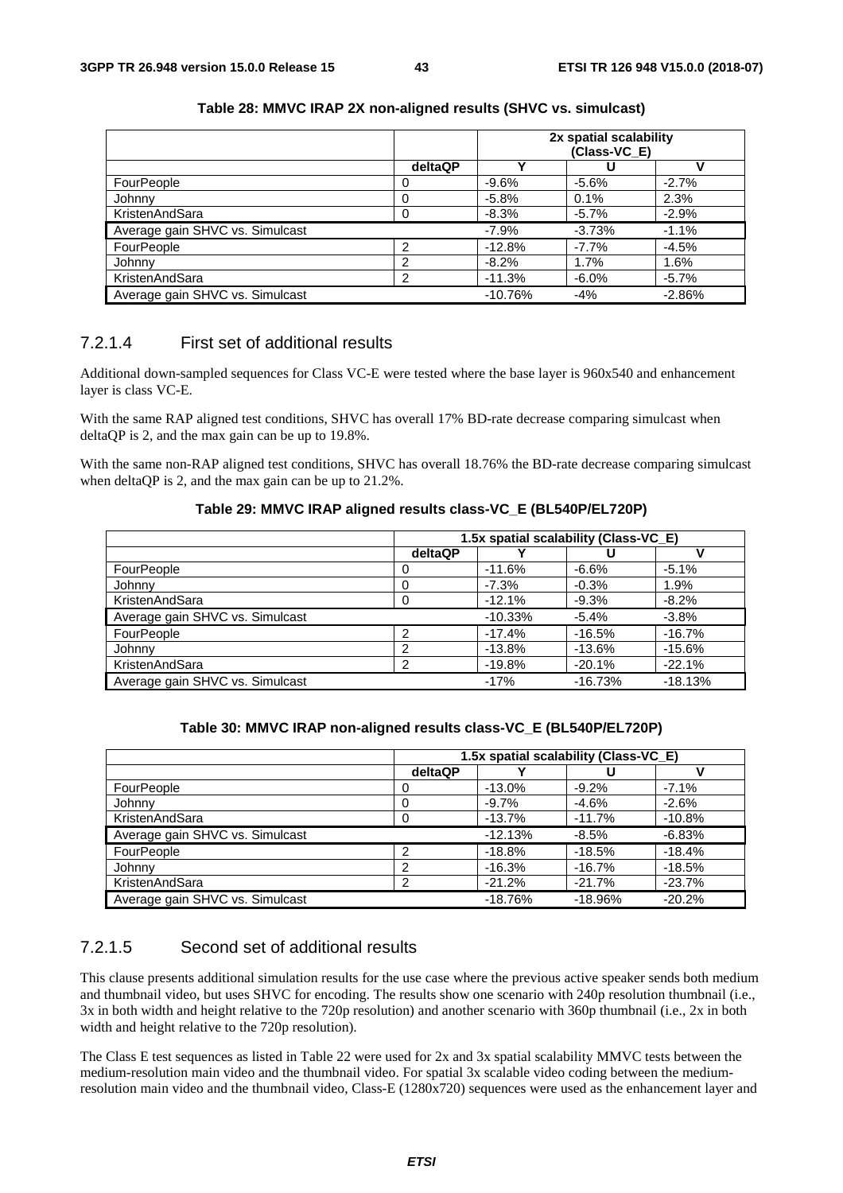**Table 28: MMVC IRAP 2X non-aligned results (SHVC vs. simulcast)**

| | | 2x spatial scalability (Class-VC_E) | | |
|---|---|---|---|---|
| | deltaQP | Y | U | V |
| FourPeople | 0 | -9.6% | -5.6% | -2.7% |
| Johnny | 0 | -5.8% | 0.1% | 2.3% |
| KristenAndSara | 0 | -8.3% | -5.7% | -2.9% |
| Average gain SHVC vs. Simulcast | | -7.9% | -3.73% | -1.1% |
| FourPeople | 2 | -12.8% | -7.7% | -4.5% |
| Johnny | 2 | -8.2% | 1.7% | 1.6% |
| KristenAndSara | 2 | -11.3% | -6.0% | -5.7% |
| Average gain SHVC vs. Simulcast | | -10.76% | -4% | -2.86% |

### 7.2.1.4 First set of additional results

Additional down-sampled sequences for Class VC-E were tested where the base layer is 960x540 and enhancement layer is class VC-E.

With the same RAP aligned test conditions, SHVC has overall 17% BD-rate decrease comparing simulcast when deltaQP is 2, and the max gain can be up to 19.8%.

With the same non-RAP aligned test conditions, SHVC has overall 18.76% the BD-rate decrease comparing simulcast when deltaQP is 2, and the max gain can be up to 21.2%.

**Table 29: MMVC IRAP aligned results class-VC_E (BL540P/EL720P)**

| | 1.5x spatial scalability (Class-VC_E) | | | |
|---|---|---|---|---|
| | deltaQP | Y | U | V |
| FourPeople | 0 | -11.6% | -6.6% | -5.1% |
| Johnny | 0 | -7.3% | -0.3% | 1.9% |
| KristenAndSara | 0 | -12.1% | -9.3% | -8.2% |
| Average gain SHVC vs. Simulcast | | -10.33% | -5.4% | -3.8% |
| FourPeople | 2 | -17.4% | -16.5% | -16.7% |
| Johnny | 2 | -13.8% | -13.6% | -15.6% |
| KristenAndSara | 2 | -19.8% | -20.1% | -22.1% |
| Average gain SHVC vs. Simulcast | | -17% | -16.73% | -18.13% |

**Table 30: MMVC IRAP non-aligned results class-VC_E (BL540P/EL720P)**

| | 1.5x spatial scalability (Class-VC_E) | | | |
|---|---|---|---|---|
| | deltaQP | Y | U | V |
| FourPeople | 0 | -13.0% | -9.2% | -7.1% |
| Johnny | 0 | -9.7% | -4.6% | -2.6% |
| KristenAndSara | 0 | -13.7% | -11.7% | -10.8% |
| Average gain SHVC vs. Simulcast | | -12.13% | -8.5% | -6.83% |
| FourPeople | 2 | -18.8% | -18.5% | -18.4% |
| Johnny | 2 | -16.3% | -16.7% | -18.5% |
| KristenAndSara | 2 | -21.2% | -21.7% | -23.7% |
| Average gain SHVC vs. Simulcast | | -18.76% | -18.96% | -20.2% |

### 7.2.1.5 Second set of additional results

This clause presents additional simulation results for the use case where the previous active speaker sends both medium and thumbnail video, but uses SHVC for encoding. The results show one scenario with 240p resolution thumbnail (i.e., 3x in both width and height relative to the 720p resolution) and another scenario with 360p thumbnail (i.e., 2x in both width and height relative to the 720p resolution).

The Class E test sequences as listed in Table 22 were used for 2x and 3x spatial scalability MMVC tests between the medium-resolution main video and the thumbnail video. For spatial 3x scalable video coding between the medium-resolution main video and the thumbnail video, Class-E (1280x720) sequences were used as the enhancement layer and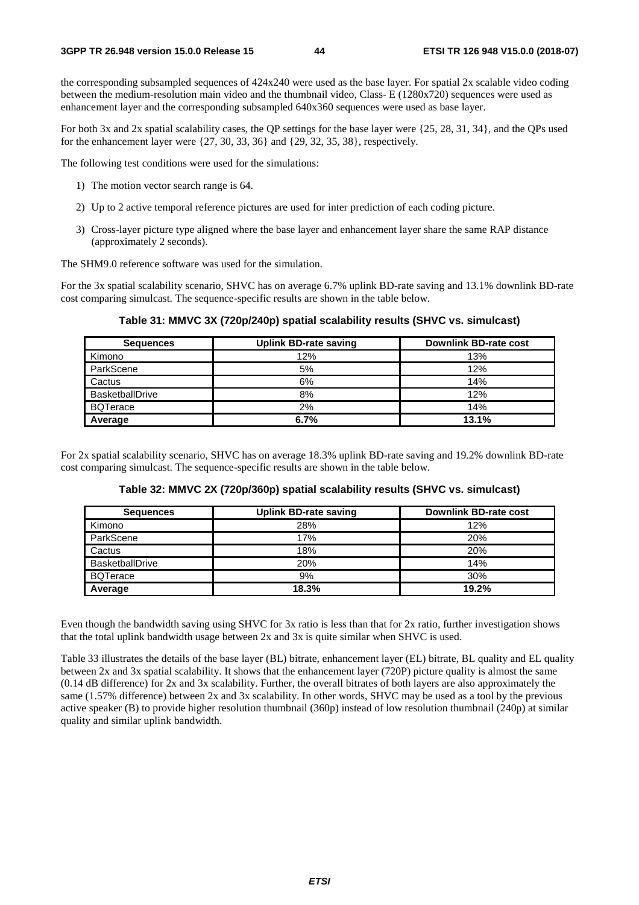the corresponding subsampled sequences of 424x240 were used as the base layer. For spatial 2x scalable video coding between the medium-resolution main video and the thumbnail video, Class- E (1280x720) sequences were used as enhancement layer and the corresponding subsampled 640x360 sequences were used as base layer.

For both 3x and 2x spatial scalability cases, the QP settings for the base layer were {25, 28, 31, 34}, and the QPs used for the enhancement layer were {27, 30, 33, 36} and {29, 32, 35, 38}, respectively.

The following test conditions were used for the simulations:

1) The motion vector search range is 64.

2) Up to 2 active temporal reference pictures are used for inter prediction of each coding picture.

3) Cross-layer picture type aligned where the base layer and enhancement layer share the same RAP distance (approximately 2 seconds).

The SHM9.0 reference software was used for the simulation.

For the 3x spatial scalability scenario, SHVC has on average 6.7% uplink BD-rate saving and 13.1% downlink BD-rate cost comparing simulcast. The sequence-specific results are shown in the table below.

**Table 31: MMVC 3X (720p/240p) spatial scalability results (SHVC vs. simulcast)**

| Sequences | Uplink BD-rate saving | Downlink BD-rate cost |
|---|---|---|
| Kimono | 12% | 13% |
| ParkScene | 5% | 12% |
| Cactus | 6% | 14% |
| BasketballDrive | 8% | 12% |
| BQTerace | 2% | 14% |
| **Average** | **6.7%** | **13.1%** |

For 2x spatial scalability scenario, SHVC has on average 18.3% uplink BD-rate saving and 19.2% downlink BD-rate cost comparing simulcast. The sequence-specific results are shown in the table below.

**Table 32: MMVC 2X (720p/360p) spatial scalability results (SHVC vs. simulcast)**

| Sequences | Uplink BD-rate saving | Downlink BD-rate cost |
|---|---|---|
| Kimono | 28% | 12% |
| ParkScene | 17% | 20% |
| Cactus | 18% | 20% |
| BasketballDrive | 20% | 14% |
| BQTerace | 9% | 30% |
| **Average** | **18.3%** | **19.2%** |

Even though the bandwidth saving using SHVC for 3x ratio is less than that for 2x ratio, further investigation shows that the total uplink bandwidth usage between 2x and 3x is quite similar when SHVC is used.

Table 33 illustrates the details of the base layer (BL) bitrate, enhancement layer (EL) bitrate, BL quality and EL quality between 2x and 3x spatial scalability. It shows that the enhancement layer (720P) picture quality is almost the same (0.14 dB difference) for 2x and 3x scalability. Further, the overall bitrates of both layers are also approximately the same (1.57% difference) between 2x and 3x scalability. In other words, SHVC may be used as a tool by the previous active speaker (B) to provide higher resolution thumbnail (360p) instead of low resolution thumbnail (240p) at similar quality and similar uplink bandwidth.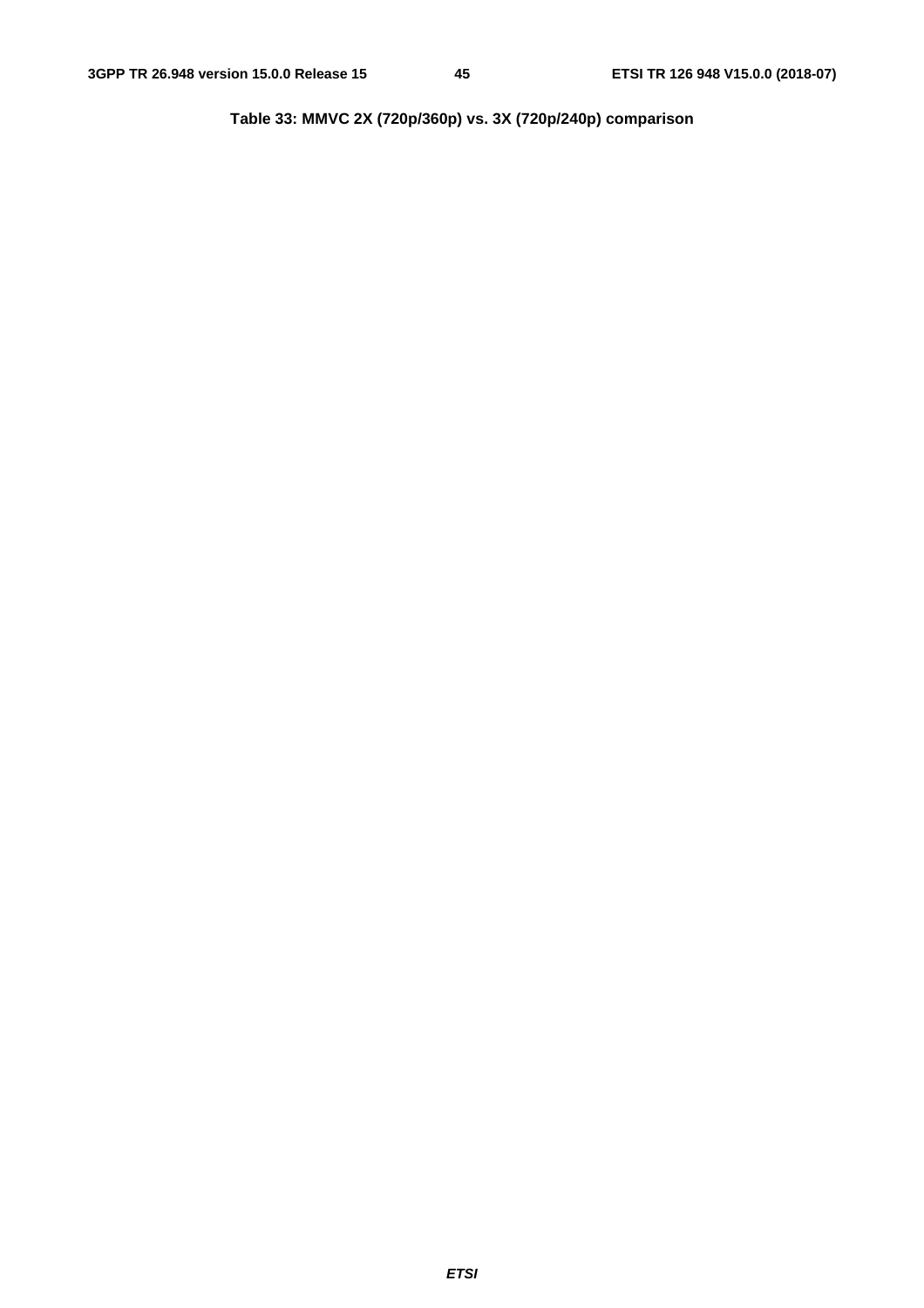**Table 33: MMVC 2X (720p/360p) vs. 3X (720p/240p) comparison**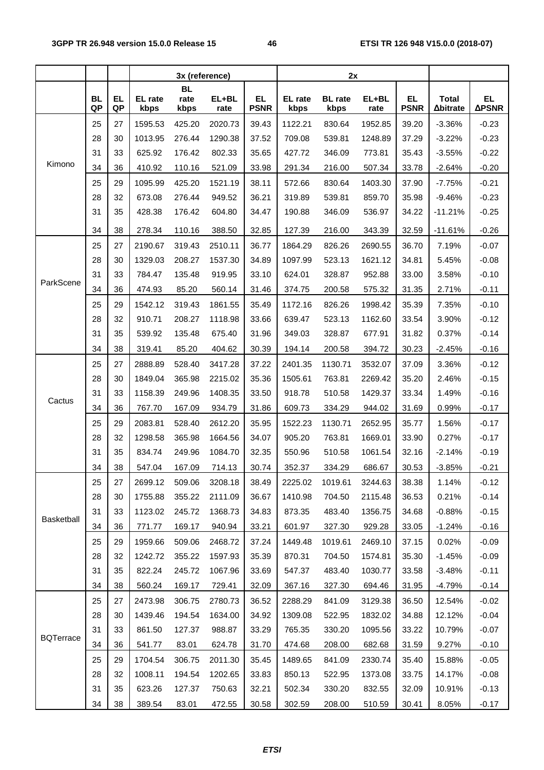| | | | 3x (reference) | | | | 2x | | | | | |
|---|---|---|---|---|---|---|---|---|---|---|---|---|
| | BL QP | EL QP | EL rate kbps | BL rate kbps | EL+BL rate | EL PSNR | EL rate kbps | BL rate kbps | EL+BL rate | EL PSNR | Total Δbitrate | EL ΔPSNR |
| Kimono | 25 | 27 | 1595.53 | 425.20 | 2020.73 | 39.43 | 1122.21 | 830.64 | 1952.85 | 39.20 | -3.36% | -0.23 |
| | 28 | 30 | 1013.95 | 276.44 | 1290.38 | 37.52 | 709.08 | 539.81 | 1248.89 | 37.29 | -3.22% | -0.23 |
| | 31 | 33 | 625.92 | 176.42 | 802.33 | 35.65 | 427.72 | 346.09 | 773.81 | 35.43 | -3.55% | -0.22 |
| | 34 | 36 | 410.92 | 110.16 | 521.09 | 33.98 | 291.34 | 216.00 | 507.34 | 33.78 | -2.64% | -0.20 |
| | 25 | 29 | 1095.99 | 425.20 | 1521.19 | 38.11 | 572.66 | 830.64 | 1403.30 | 37.90 | -7.75% | -0.21 |
| | 28 | 32 | 673.08 | 276.44 | 949.52 | 36.21 | 319.89 | 539.81 | 859.70 | 35.98 | -9.46% | -0.23 |
| | 31 | 35 | 428.38 | 176.42 | 604.80 | 34.47 | 190.88 | 346.09 | 536.97 | 34.22 | -11.21% | -0.25 |
| | 34 | 38 | 278.34 | 110.16 | 388.50 | 32.85 | 127.39 | 216.00 | 343.39 | 32.59 | -11.61% | -0.26 |
| ParkScene | 25 | 27 | 2190.67 | 319.43 | 2510.11 | 36.77 | 1864.29 | 826.26 | 2690.55 | 36.70 | 7.19% | -0.07 |
| | 28 | 30 | 1329.03 | 208.27 | 1537.30 | 34.89 | 1097.99 | 523.13 | 1621.12 | 34.81 | 5.45% | -0.08 |
| | 31 | 33 | 784.47 | 135.48 | 919.95 | 33.10 | 624.01 | 328.87 | 952.88 | 33.00 | 3.58% | -0.10 |
| | 34 | 36 | 474.93 | 85.20 | 560.14 | 31.46 | 374.75 | 200.58 | 575.32 | 31.35 | 2.71% | -0.11 |
| | 25 | 29 | 1542.12 | 319.43 | 1861.55 | 35.49 | 1172.16 | 826.26 | 1998.42 | 35.39 | 7.35% | -0.10 |
| | 28 | 32 | 910.71 | 208.27 | 1118.98 | 33.66 | 639.47 | 523.13 | 1162.60 | 33.54 | 3.90% | -0.12 |
| | 31 | 35 | 539.92 | 135.48 | 675.40 | 31.96 | 349.03 | 328.87 | 677.91 | 31.82 | 0.37% | -0.14 |
| | 34 | 38 | 319.41 | 85.20 | 404.62 | 30.39 | 194.14 | 200.58 | 394.72 | 30.23 | -2.45% | -0.16 |
| Cactus | 25 | 27 | 2888.89 | 528.40 | 3417.28 | 37.22 | 2401.35 | 1130.71 | 3532.07 | 37.09 | 3.36% | -0.12 |
| | 28 | 30 | 1849.04 | 365.98 | 2215.02 | 35.36 | 1505.61 | 763.81 | 2269.42 | 35.20 | 2.46% | -0.15 |
| | 31 | 33 | 1158.39 | 249.96 | 1408.35 | 33.50 | 918.78 | 510.58 | 1429.37 | 33.34 | 1.49% | -0.16 |
| | 34 | 36 | 767.70 | 167.09 | 934.79 | 31.86 | 609.73 | 334.29 | 944.02 | 31.69 | 0.99% | -0.17 |
| | 25 | 29 | 2083.81 | 528.40 | 2612.20 | 35.95 | 1522.23 | 1130.71 | 2652.95 | 35.77 | 1.56% | -0.17 |
| | 28 | 32 | 1298.58 | 365.98 | 1664.56 | 34.07 | 905.20 | 763.81 | 1669.01 | 33.90 | 0.27% | -0.17 |
| | 31 | 35 | 834.74 | 249.96 | 1084.70 | 32.35 | 550.96 | 510.58 | 1061.54 | 32.16 | -2.14% | -0.19 |
| | 34 | 38 | 547.04 | 167.09 | 714.13 | 30.74 | 352.37 | 334.29 | 686.67 | 30.53 | -3.85% | -0.21 |
| Basketball | 25 | 27 | 2699.12 | 509.06 | 3208.18 | 38.49 | 2225.02 | 1019.61 | 3244.63 | 38.38 | 1.14% | -0.12 |
| | 28 | 30 | 1755.88 | 355.22 | 2111.09 | 36.67 | 1410.98 | 704.50 | 2115.48 | 36.53 | 0.21% | -0.14 |
| | 31 | 33 | 1123.02 | 245.72 | 1368.73 | 34.83 | 873.35 | 483.40 | 1356.75 | 34.68 | -0.88% | -0.15 |
| | 34 | 36 | 771.77 | 169.17 | 940.94 | 33.21 | 601.97 | 327.30 | 929.28 | 33.05 | -1.24% | -0.16 |
| | 25 | 29 | 1959.66 | 509.06 | 2468.72 | 37.24 | 1449.48 | 1019.61 | 2469.10 | 37.15 | 0.02% | -0.09 |
| | 28 | 32 | 1242.72 | 355.22 | 1597.93 | 35.39 | 870.31 | 704.50 | 1574.81 | 35.30 | -1.45% | -0.09 |
| | 31 | 35 | 822.24 | 245.72 | 1067.96 | 33.69 | 547.37 | 483.40 | 1030.77 | 33.58 | -3.48% | -0.11 |
| | 34 | 38 | 560.24 | 169.17 | 729.41 | 32.09 | 367.16 | 327.30 | 694.46 | 31.95 | -4.79% | -0.14 |
| BQTerrace | 25 | 27 | 2473.98 | 306.75 | 2780.73 | 36.52 | 2288.29 | 841.09 | 3129.38 | 36.50 | 12.54% | -0.02 |
| | 28 | 30 | 1439.46 | 194.54 | 1634.00 | 34.92 | 1309.08 | 522.95 | 1832.02 | 34.88 | 12.12% | -0.04 |
| | 31 | 33 | 861.50 | 127.37 | 988.87 | 33.29 | 765.35 | 330.20 | 1095.56 | 33.22 | 10.79% | -0.07 |
| | 34 | 36 | 541.77 | 83.01 | 624.78 | 31.70 | 474.68 | 208.00 | 682.68 | 31.59 | 9.27% | -0.10 |
| | 25 | 29 | 1704.54 | 306.75 | 2011.30 | 35.45 | 1489.65 | 841.09 | 2330.74 | 35.40 | 15.88% | -0.05 |
| | 28 | 32 | 1008.11 | 194.54 | 1202.65 | 33.83 | 850.13 | 522.95 | 1373.08 | 33.75 | 14.17% | -0.08 |
| | 31 | 35 | 623.26 | 127.37 | 750.63 | 32.21 | 502.34 | 330.20 | 832.55 | 32.09 | 10.91% | -0.13 |
| | 34 | 38 | 389.54 | 83.01 | 472.55 | 30.58 | 302.59 | 208.00 | 510.59 | 30.41 | 8.05% | -0.17 |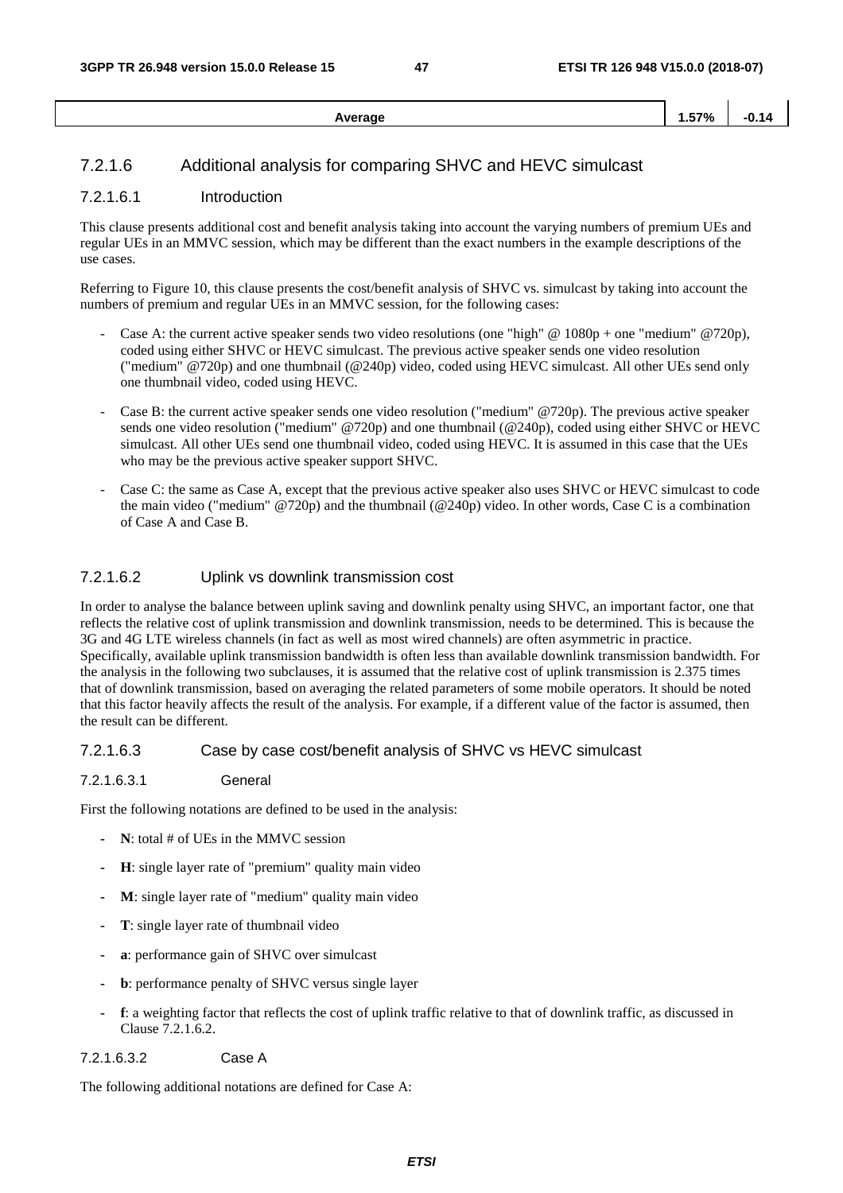| Average | 1.57% | -0.14 |
| --- | --- | --- |

### 7.2.1.6 Additional analysis for comparing SHVC and HEVC simulcast

#### 7.2.1.6.1 Introduction

This clause presents additional cost and benefit analysis taking into account the varying numbers of premium UEs and regular UEs in an MMVC session, which may be different than the exact numbers in the example descriptions of the use cases.

Referring to Figure 10, this clause presents the cost/benefit analysis of SHVC vs. simulcast by taking into account the numbers of premium and regular UEs in an MMVC session, for the following cases:

- Case A: the current active speaker sends two video resolutions (one "high" @ 1080p + one "medium" @720p), coded using either SHVC or HEVC simulcast. The previous active speaker sends one video resolution ("medium" @720p) and one thumbnail (@240p) video, coded using HEVC simulcast. All other UEs send only one thumbnail video, coded using HEVC.
- Case B: the current active speaker sends one video resolution ("medium" @720p). The previous active speaker sends one video resolution ("medium" @720p) and one thumbnail (@240p), coded using either SHVC or HEVC simulcast. All other UEs send one thumbnail video, coded using HEVC. It is assumed in this case that the UEs who may be the previous active speaker support SHVC.
- Case C: the same as Case A, except that the previous active speaker also uses SHVC or HEVC simulcast to code the main video ("medium" @720p) and the thumbnail (@240p) video. In other words, Case C is a combination of Case A and Case B.

#### 7.2.1.6.2 Uplink vs downlink transmission cost

In order to analyse the balance between uplink saving and downlink penalty using SHVC, an important factor, one that reflects the relative cost of uplink transmission and downlink transmission, needs to be determined. This is because the 3G and 4G LTE wireless channels (in fact as well as most wired channels) are often asymmetric in practice. Specifically, available uplink transmission bandwidth is often less than available downlink transmission bandwidth. For the analysis in the following two subclauses, it is assumed that the relative cost of uplink transmission is 2.375 times that of downlink transmission, based on averaging the related parameters of some mobile operators. It should be noted that this factor heavily affects the result of the analysis. For example, if a different value of the factor is assumed, then the result can be different.

#### 7.2.1.6.3 Case by case cost/benefit analysis of SHVC vs HEVC simulcast

##### 7.2.1.6.3.1 General

First the following notations are defined to be used in the analysis:

- **N**: total # of UEs in the MMVC session
- **H**: single layer rate of "premium" quality main video
- **M**: single layer rate of "medium" quality main video
- **T**: single layer rate of thumbnail video
- **a**: performance gain of SHVC over simulcast
- **b**: performance penalty of SHVC versus single layer
- **f**: a weighting factor that reflects the cost of uplink traffic relative to that of downlink traffic, as discussed in Clause 7.2.1.6.2.

##### 7.2.1.6.3.2 Case A

The following additional notations are defined for Case A: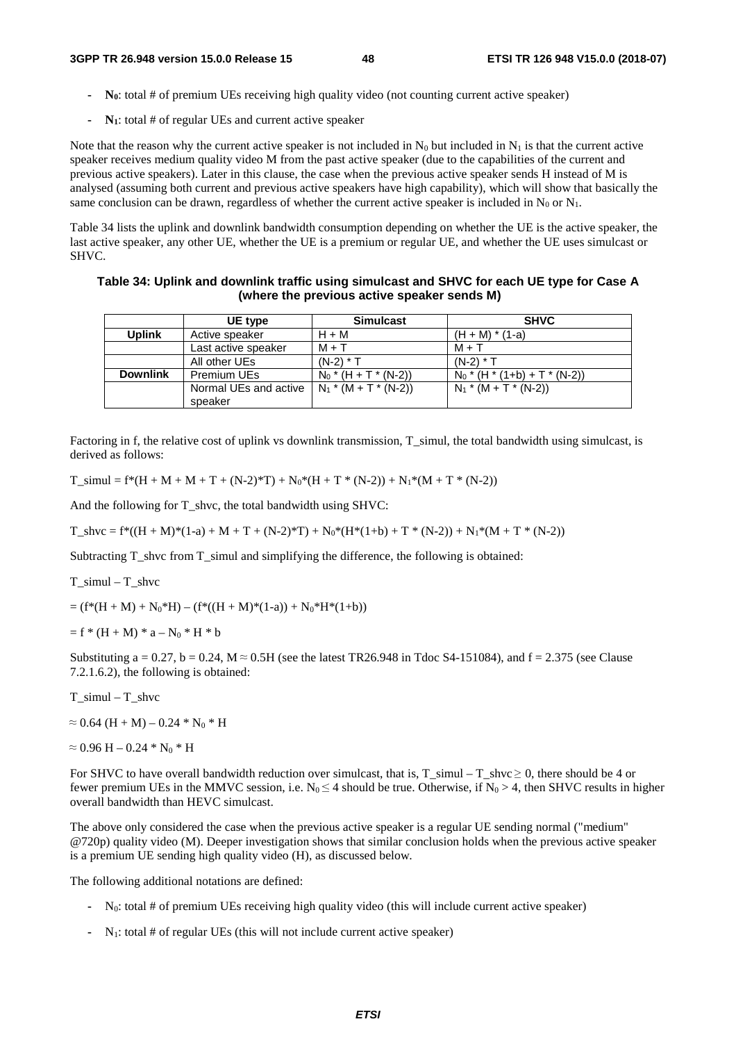- **$N_0$**: total # of premium UEs receiving high quality video (not counting current active speaker)
- **$N_1$**: total # of regular UEs and current active speaker

Note that the reason why the current active speaker is not included in $N_0$ but included in $N_1$ is that the current active speaker receives medium quality video M from the past active speaker (due to the capabilities of the current and previous active speakers). Later in this clause, the case when the previous active speaker sends H instead of M is analysed (assuming both current and previous active speakers have high capability), which will show that basically the same conclusion can be drawn, regardless of whether the current active speaker is included in $N_0$ or $N_1$.

Table 34 lists the uplink and downlink bandwidth consumption depending on whether the UE is the active speaker, the last active speaker, any other UE, whether the UE is a premium or regular UE, and whether the UE uses simulcast or SHVC.

**Table 34: Uplink and downlink traffic using simulcast and SHVC for each UE type for Case A (where the previous active speaker sends M)**

| | UE type | Simulcast | SHVC |
|---|---|---|---|
| **Uplink** | Active speaker | H + M | (H + M) * (1-a) |
| | Last active speaker | M + T | M + T |
| | All other UEs | (N-2) * T | (N-2) * T |
| **Downlink** | Premium UEs | $N_0$ * (H + T * (N-2)) | $N_0$ * (H * (1+b) + T * (N-2)) |
| | Normal UEs and active speaker | $N_1$ * (M + T * (N-2)) | $N_1$ * (M + T * (N-2)) |

Factoring in f, the relative cost of uplink vs downlink transmission, T_simul, the total bandwidth using simulcast, is derived as follows:

$$T\_simul = f*(H + M + M + T + (N-2)*T) + N_0*(H + T * (N-2)) + N_1*(M + T * (N-2))$$

And the following for T_shvc, the total bandwidth using SHVC:

$$T\_shvc = f*((H + M)*(1-a) + M + T + (N-2)*T) + N_0*(H*(1+b) + T * (N-2)) + N_1*(M + T * (N-2))$$

Subtracting T_shvc from T_simul and simplifying the difference, the following is obtained:

T_simul – T_shvc

$$= (f*(H + M) + N_0*H) – (f*((H + M)*(1-a)) + N_0*H*(1+b))$$

$$= f * (H + M) * a – N_0 * H * b$$

Substituting a = 0.27, b = 0.24, M ≈ 0.5H (see the latest TR26.948 in Tdoc S4-151084), and f = 2.375 (see Clause 7.2.1.6.2), the following is obtained:

T_simul – T_shvc

$$\approx 0.64 (H + M) – 0.24 * N_0 * H$$

$$\approx 0.96 H – 0.24 * N_0 * H$$

For SHVC to have overall bandwidth reduction over simulcast, that is, T_simul – T_shvc ≥ 0, there should be 4 or fewer premium UEs in the MMVC session, i.e. $N_0 \leq 4$ should be true. Otherwise, if $N_0 > 4$, then SHVC results in higher overall bandwidth than HEVC simulcast.

The above only considered the case when the previous active speaker is a regular UE sending normal ("medium" @720p) quality video (M). Deeper investigation shows that similar conclusion holds when the previous active speaker is a premium UE sending high quality video (H), as discussed below.

The following additional notations are defined:

- $N_0$: total # of premium UEs receiving high quality video (this will include current active speaker)
- $N_1$: total # of regular UEs (this will not include current active speaker)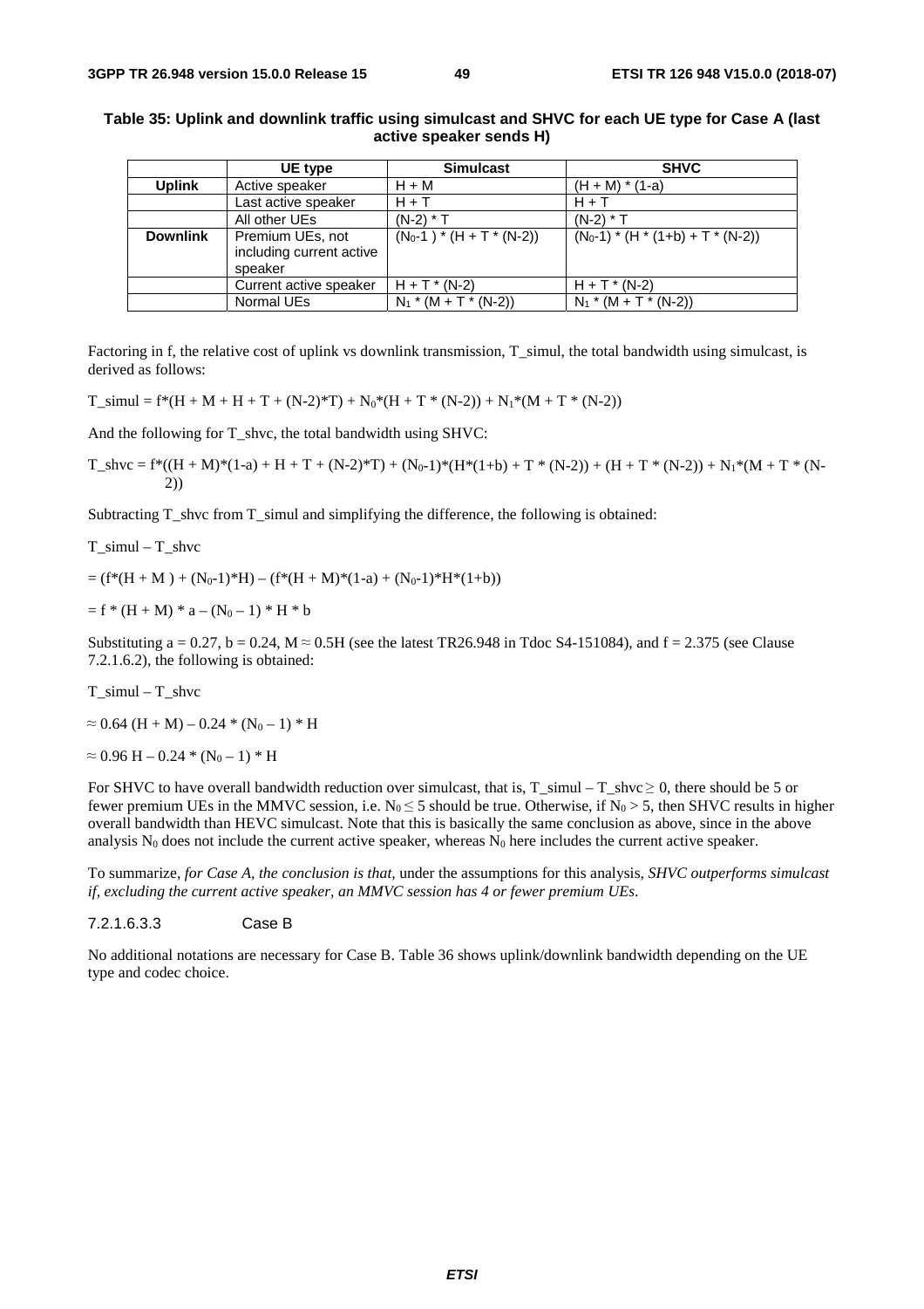**Table 35: Uplink and downlink traffic using simulcast and SHVC for each UE type for Case A (last active speaker sends H)**

| | UE type | Simulcast | SHVC |
|---|---|---|---|
| **Uplink** | Active speaker | H + M | (H + M) * (1-a) |
| | Last active speaker | H + T | H + T |
| | All other UEs | (N-2) * T | (N-2) * T |
| **Downlink** | Premium UEs, not including current active speaker | $(N_0-1)$ * (H + T * (N-2)) | $(N_0-1)$ * (H * (1+b) + T * (N-2)) |
| | Current active speaker | H + T * (N-2) | H + T * (N-2) |
| | Normal UEs | $N_1$ * (M + T * (N-2)) | $N_1$ * (M + T * (N-2)) |

Factoring in f, the relative cost of uplink vs downlink transmission, T_simul, the total bandwidth using simulcast, is derived as follows:

$$T\_simul = f*(H + M + H + T + (N-2)*T) + N_0*(H + T * (N-2)) + N_1*(M + T * (N-2))$$

And the following for T_shvc, the total bandwidth using SHVC:

$$T\_shvc = f*((H + M)*(1-a) + H + T + (N-2)*T) + (N_0-1)*(H*(1+b) + T * (N-2)) + (H + T * (N-2)) + N_1*(M + T * (N-2))$$

Subtracting T_shvc from T_simul and simplifying the difference, the following is obtained:

T_simul – T_shvc

$$= (f*(H + M) + (N_0-1)*H) – (f*(H + M)*(1-a) + (N_0-1)*H*(1+b))$$

$$= f * (H + M) * a – (N_0 – 1) * H * b$$

Substituting a = 0.27, b = 0.24, M ≈ 0.5H (see the latest TR26.948 in Tdoc S4-151084), and f = 2.375 (see Clause 7.2.1.6.2), the following is obtained:

T_simul – T_shvc

$$\approx 0.64 (H + M) – 0.24 * (N_0 – 1) * H$$

$$\approx 0.96 H – 0.24 * (N_0 – 1) * H$$

For SHVC to have overall bandwidth reduction over simulcast, that is, T_simul – T_shvc ≥ 0, there should be 5 or fewer premium UEs in the MMVC session, i.e. $N_0 \leq 5$ should be true. Otherwise, if $N_0 > 5$, then SHVC results in higher overall bandwidth than HEVC simulcast. Note that this is basically the same conclusion as above, since in the above analysis $N_0$ does not include the current active speaker, whereas $N_0$ here includes the current active speaker.

To summarize, *for Case A, the conclusion is that,* under the assumptions for this analysis, *SHVC outperforms simulcast if, excluding the current active speaker, an MMVC session has 4 or fewer premium UEs.*

#### 7.2.1.6.3.3 Case B

No additional notations are necessary for Case B. Table 36 shows uplink/downlink bandwidth depending on the UE type and codec choice.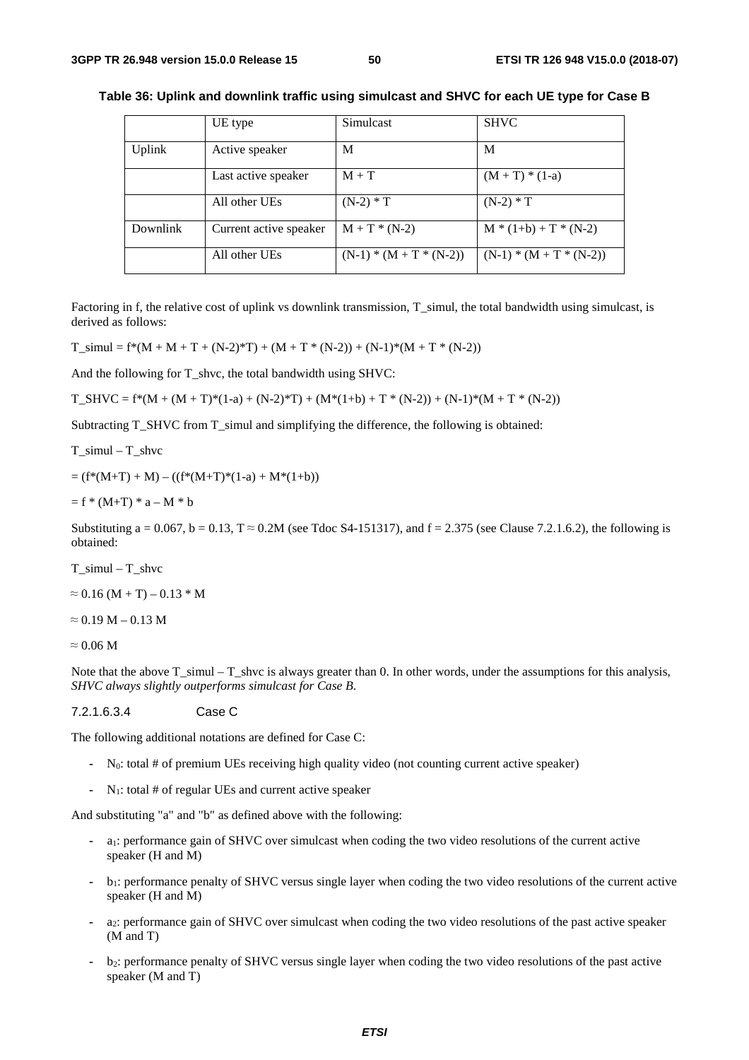**Table 36: Uplink and downlink traffic using simulcast and SHVC for each UE type for Case B**

| | UE type | Simulcast | SHVC |
|---|---|---|---|
| Uplink | Active speaker | M | M |
| | Last active speaker | M + T | (M + T) * (1-a) |
| | All other UEs | (N-2) * T | (N-2) * T |
| Downlink | Current active speaker | M + T * (N-2) | M * (1+b) + T * (N-2) |
| | All other UEs | (N-1) * (M + T * (N-2)) | (N-1) * (M + T * (N-2)) |

Factoring in f, the relative cost of uplink vs downlink transmission, T_simul, the total bandwidth using simulcast, is derived as follows:

$T\_simul = f*(M + M + T + (N-2)*T) + (M + T * (N-2)) + (N-1)*(M + T * (N-2))$

And the following for T_shvc, the total bandwidth using SHVC:

$T\_SHVC = f*(M + (M + T)*(1-a) + (N-2)*T) + (M*(1+b) + T * (N-2)) + (N-1)*(M + T * (N-2))$

Subtracting T_SHVC from T_simul and simplifying the difference, the following is obtained:

$T\_simul – T\_shvc$

$= (f*(M+T) + M) – ((f*(M+T)*(1-a) + M*(1+b))$

$= f * (M+T) * a – M * b$

Substituting a = 0.067, b = 0.13, T ≈ 0.2M (see Tdoc S4-151317), and f = 2.375 (see Clause 7.2.1.6.2), the following is obtained:

$T\_simul – T\_shvc$

$\approx 0.16 (M + T) – 0.13 * M$

$\approx 0.19 M – 0.13 M$

$\approx 0.06 M$

Note that the above T_simul – T_shvc is always greater than 0. In other words, under the assumptions for this analysis, *SHVC always slightly outperforms simulcast for Case B.*

#### 7.2.1.6.3.4 Case C

The following additional notations are defined for Case C:

- $N_0$: total # of premium UEs receiving high quality video (not counting current active speaker)
- $N_1$: total # of regular UEs and current active speaker

And substituting "a" and "b" as defined above with the following:

- $a_1$: performance gain of SHVC over simulcast when coding the two video resolutions of the current active speaker (H and M)
- $b_1$: performance penalty of SHVC versus single layer when coding the two video resolutions of the current active speaker (H and M)
- $a_2$: performance gain of SHVC over simulcast when coding the two video resolutions of the past active speaker (M and T)
- $b_2$: performance penalty of SHVC versus single layer when coding the two video resolutions of the past active speaker (M and T)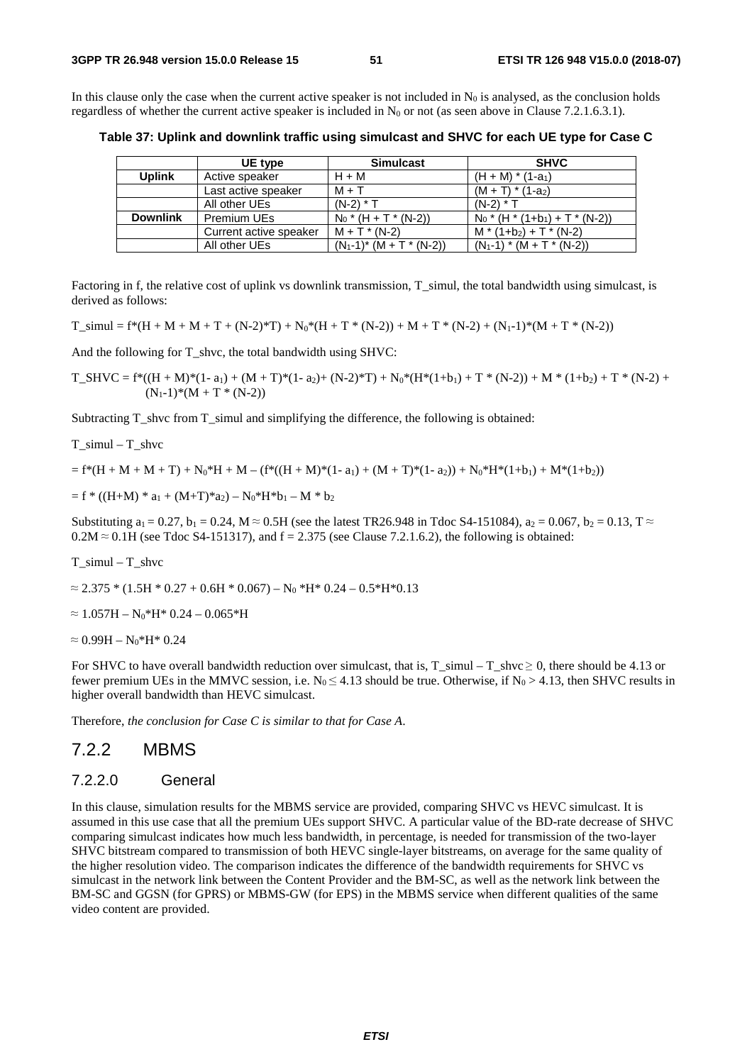In this clause only the case when the current active speaker is not included in $N_0$ is analysed, as the conclusion holds regardless of whether the current active speaker is included in $N_0$ or not (as seen above in Clause 7.2.1.6.3.1).

**Table 37: Uplink and downlink traffic using simulcast and SHVC for each UE type for Case C**

| | UE type | Simulcast | SHVC |
|---|---|---|---|
| **Uplink** | Active speaker | H + M | $(H + M) * (1\text{-}a_1)$ |
| | Last active speaker | M + T | $(M + T) * (1\text{-}a_2)$ |
| | All other UEs | (N-2) * T | (N-2) * T |
| **Downlink** | Premium UEs | $N_0 * (H + T * (N\text{-}2))$ | $N_0 * (H * (1+b_1) + T * (N\text{-}2))$ |
| | Current active speaker | M + T * (N-2) | $M * (1+b_2) + T * (N\text{-}2)$ |
| | All other UEs | $(N_1\text{-}1) * (M + T * (N\text{-}2))$ | $(N_1\text{-}1) * (M + T * (N\text{-}2))$ |

Factoring in f, the relative cost of uplink vs downlink transmission, T_simul, the total bandwidth using simulcast, is derived as follows:

$$T\_simul = f*(H + M + M + T + (N-2)*T) + N_0*(H + T * (N-2)) + M + T * (N-2) + (N_1-1)*(M + T * (N-2))$$

And the following for T_shvc, the total bandwidth using SHVC:

$$T\_SHVC = f*((H + M)*(1- a_1) + (M + T)*(1- a_2)+ (N-2)*T) + N_0*(H*(1+b_1) + T * (N-2)) + M * (1+b_2) + T * (N-2) + (N_1-1)*(M + T * (N-2))$$

Subtracting T_shvc from T_simul and simplifying the difference, the following is obtained:

T_simul – T_shvc

$$= f*(H + M + M + T) + N_0*H + M – (f*((H + M)*(1- a_1) + (M + T)*(1- a_2)) + N_0*H*(1+b_1) + M*(1+b_2))$$

$$= f * ((H+M) * a_1 + (M+T)*a_2) – N_0*H*b_1 – M * b_2$$

Substituting $a_1 = 0.27$, $b_1 = 0.24$, $M \approx 0.5H$ (see the latest TR26.948 in Tdoc S4-151084), $a_2 = 0.067$, $b_2 = 0.13$, $T \approx 0.2M \approx 0.1H$ (see Tdoc S4-151317), and $f = 2.375$ (see Clause 7.2.1.6.2), the following is obtained:

T_simul – T_shvc

$$\approx 2.375 * (1.5H * 0.27 + 0.6H * 0.067) – N_0 *H* 0.24 – 0.5*H*0.13$$

$$\approx 1.057H – N_0*H* 0.24 – 0.065*H$$

$$\approx 0.99H – N_0*H* 0.24$$

For SHVC to have overall bandwidth reduction over simulcast, that is, T_simul – T_shvc $\geq 0$, there should be 4.13 or fewer premium UEs in the MMVC session, i.e. $N_0 \leq 4.13$ should be true. Otherwise, if $N_0 > 4.13$, then SHVC results in higher overall bandwidth than HEVC simulcast.

Therefore, *the conclusion for Case C is similar to that for Case A*.

## 7.2.2 MBMS

### 7.2.2.0 General

In this clause, simulation results for the MBMS service are provided, comparing SHVC vs HEVC simulcast. It is assumed in this use case that all the premium UEs support SHVC. A particular value of the BD-rate decrease of SHVC comparing simulcast indicates how much less bandwidth, in percentage, is needed for transmission of the two-layer SHVC bitstream compared to transmission of both HEVC single-layer bitstreams, on average for the same quality of the higher resolution video. The comparison indicates the difference of the bandwidth requirements for SHVC vs simulcast in the network link between the Content Provider and the BM-SC, as well as the network link between the BM-SC and GGSN (for GPRS) or MBMS-GW (for EPS) in the MBMS service when different qualities of the same video content are provided.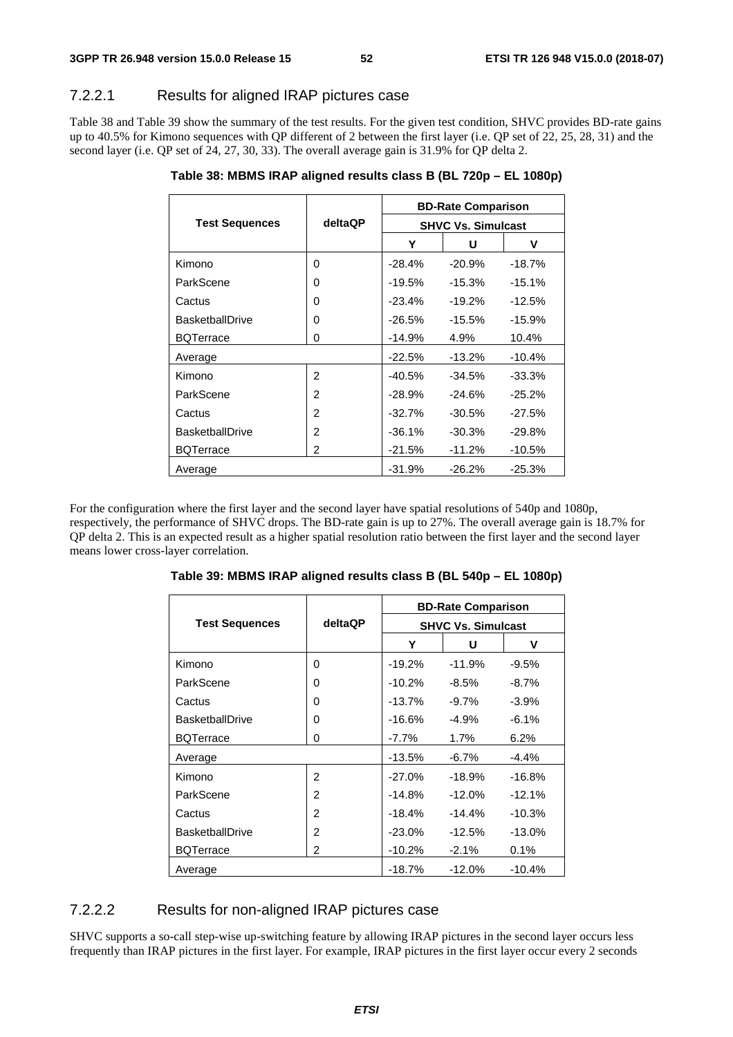#### 7.2.2.1 Results for aligned IRAP pictures case

Table 38 and Table 39 show the summary of the test results. For the given test condition, SHVC provides BD-rate gains up to 40.5% for Kimono sequences with QP different of 2 between the first layer (i.e. QP set of 22, 25, 28, 31) and the second layer (i.e. QP set of 24, 27, 30, 33). The overall average gain is 31.9% for QP delta 2.

**Table 38: MBMS IRAP aligned results class B (BL 720p – EL 1080p)**

| Test Sequences | deltaQP | BD-Rate Comparison | | |
|---|---|---|---|---|
| | | SHVC Vs. Simulcast | | |
| | | Y | U | V |
| Kimono | 0 | -28.4% | -20.9% | -18.7% |
| ParkScene | 0 | -19.5% | -15.3% | -15.1% |
| Cactus | 0 | -23.4% | -19.2% | -12.5% |
| BasketballDrive | 0 | -26.5% | -15.5% | -15.9% |
| BQTerrace | 0 | -14.9% | 4.9% | 10.4% |
| Average | | -22.5% | -13.2% | -10.4% |
| Kimono | 2 | -40.5% | -34.5% | -33.3% |
| ParkScene | 2 | -28.9% | -24.6% | -25.2% |
| Cactus | 2 | -32.7% | -30.5% | -27.5% |
| BasketballDrive | 2 | -36.1% | -30.3% | -29.8% |
| BQTerrace | 2 | -21.5% | -11.2% | -10.5% |
| Average | | -31.9% | -26.2% | -25.3% |

For the configuration where the first layer and the second layer have spatial resolutions of 540p and 1080p, respectively, the performance of SHVC drops. The BD-rate gain is up to 27%. The overall average gain is 18.7% for QP delta 2. This is an expected result as a higher spatial resolution ratio between the first layer and the second layer means lower cross-layer correlation.

**Table 39: MBMS IRAP aligned results class B (BL 540p – EL 1080p)**

| Test Sequences | deltaQP | BD-Rate Comparison | | |
|---|---|---|---|---|
| | | SHVC Vs. Simulcast | | |
| | | Y | U | V |
| Kimono | 0 | -19.2% | -11.9% | -9.5% |
| ParkScene | 0 | -10.2% | -8.5% | -8.7% |
| Cactus | 0 | -13.7% | -9.7% | -3.9% |
| BasketballDrive | 0 | -16.6% | -4.9% | -6.1% |
| BQTerrace | 0 | -7.7% | 1.7% | 6.2% |
| Average | | -13.5% | -6.7% | -4.4% |
| Kimono | 2 | -27.0% | -18.9% | -16.8% |
| ParkScene | 2 | -14.8% | -12.0% | -12.1% |
| Cactus | 2 | -18.4% | -14.4% | -10.3% |
| BasketballDrive | 2 | -23.0% | -12.5% | -13.0% |
| BQTerrace | 2 | -10.2% | -2.1% | 0.1% |
| Average | | -18.7% | -12.0% | -10.4% |

#### 7.2.2.2 Results for non-aligned IRAP pictures case

SHVC supports a so-call step-wise up-switching feature by allowing IRAP pictures in the second layer occurs less frequently than IRAP pictures in the first layer. For example, IRAP pictures in the first layer occur every 2 seconds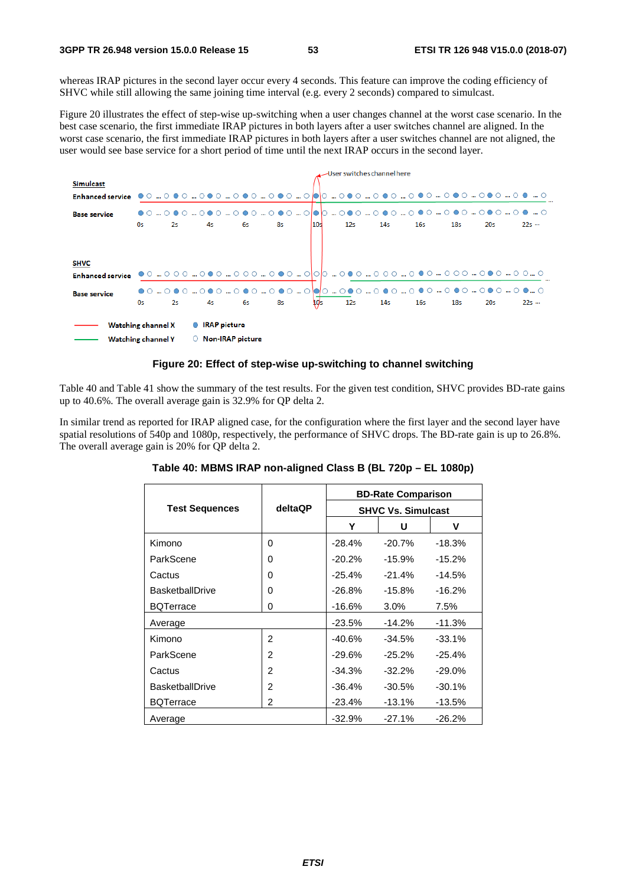whereas IRAP pictures in the second layer occur every 4 seconds. This feature can improve the coding efficiency of SHVC while still allowing the same joining time interval (e.g. every 2 seconds) compared to simulcast.

Figure 20 illustrates the effect of step-wise up-switching when a user changes channel at the worst case scenario. In the best case scenario, the first immediate IRAP pictures in both layers after a user switches channel are aligned. In the worst case scenario, the first immediate IRAP pictures in both layers after a user switches channel are not aligned, the user would see base service for a short period of time until the next IRAP occurs in the second layer.

**Figure 20: Effect of step-wise up-switching to channel switching**

Table 40 and Table 41 show the summary of the test results. For the given test condition, SHVC provides BD-rate gains up to 40.6%. The overall average gain is 32.9% for QP delta 2.

In similar trend as reported for IRAP aligned case, for the configuration where the first layer and the second layer have spatial resolutions of 540p and 1080p, respectively, the performance of SHVC drops. The BD-rate gain is up to 26.8%. The overall average gain is 20% for QP delta 2.

**Table 40: MBMS IRAP non-aligned Class B (BL 720p – EL 1080p)**

| Test Sequences | deltaQP | BD-Rate Comparison SHVC Vs. Simulcast | | |
|---|---|---|---|---|
| | | Y | U | V |
| Kimono | 0 | -28.4% | -20.7% | -18.3% |
| ParkScene | 0 | -20.2% | -15.9% | -15.2% |
| Cactus | 0 | -25.4% | -21.4% | -14.5% |
| BasketballDrive | 0 | -26.8% | -15.8% | -16.2% |
| BQTerrace | 0 | -16.6% | 3.0% | 7.5% |
| Average | | -23.5% | -14.2% | -11.3% |
| Kimono | 2 | -40.6% | -34.5% | -33.1% |
| ParkScene | 2 | -29.6% | -25.2% | -25.4% |
| Cactus | 2 | -34.3% | -32.2% | -29.0% |
| BasketballDrive | 2 | -36.4% | -30.5% | -30.1% |
| BQTerrace | 2 | -23.4% | -13.1% | -13.5% |
| Average | | -32.9% | -27.1% | -26.2% |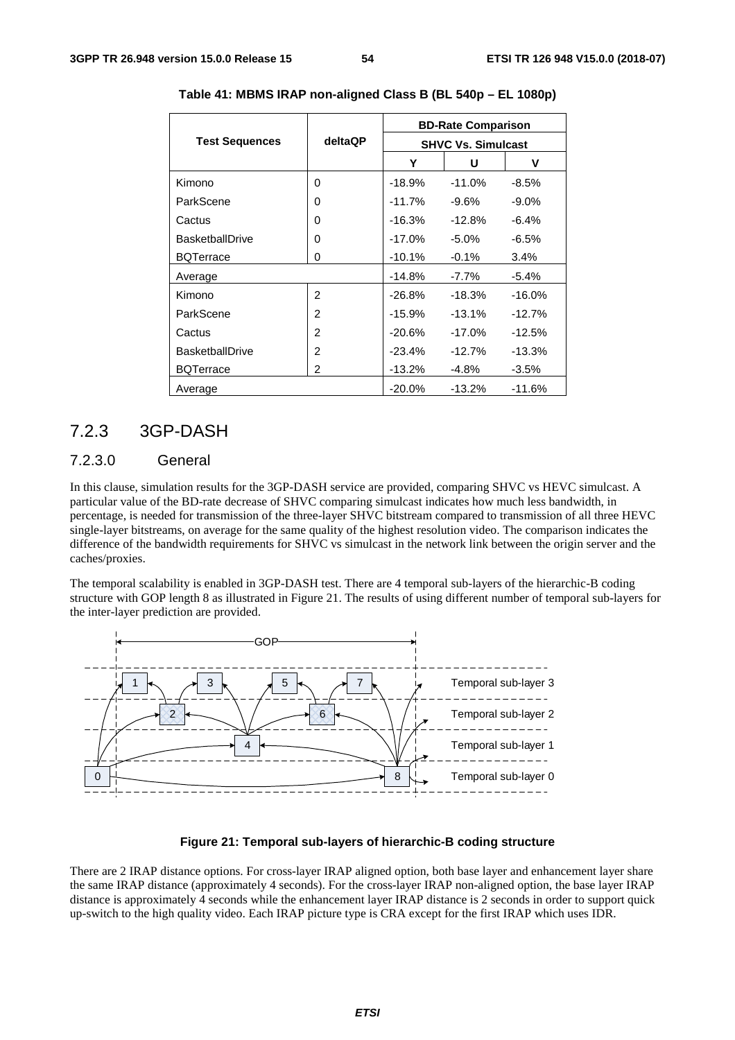**Table 41: MBMS IRAP non-aligned Class B (BL 540p – EL 1080p)**

| Test Sequences | deltaQP | BD-Rate Comparison | | |
|---|---|---|---|---|
| | | SHVC Vs. Simulcast | | |
| | | Y | U | V |
| Kimono | 0 | -18.9% | -11.0% | -8.5% |
| ParkScene | 0 | -11.7% | -9.6% | -9.0% |
| Cactus | 0 | -16.3% | -12.8% | -6.4% |
| BasketballDrive | 0 | -17.0% | -5.0% | -6.5% |
| BQTerrace | 0 | -10.1% | -0.1% | 3.4% |
| Average | | -14.8% | -7.7% | -5.4% |
| Kimono | 2 | -26.8% | -18.3% | -16.0% |
| ParkScene | 2 | -15.9% | -13.1% | -12.7% |
| Cactus | 2 | -20.6% | -17.0% | -12.5% |
| BasketballDrive | 2 | -23.4% | -12.7% | -13.3% |
| BQTerrace | 2 | -13.2% | -4.8% | -3.5% |
| Average | | -20.0% | -13.2% | -11.6% |

### 7.2.3 3GP-DASH

#### 7.2.3.0 General

In this clause, simulation results for the 3GP-DASH service are provided, comparing SHVC vs HEVC simulcast. A particular value of the BD-rate decrease of SHVC comparing simulcast indicates how much less bandwidth, in percentage, is needed for transmission of the three-layer SHVC bitstream compared to transmission of all three HEVC single-layer bitstreams, on average for the same quality of the highest resolution video. The comparison indicates the difference of the bandwidth requirements for SHVC vs simulcast in the network link between the origin server and the caches/proxies.

The temporal scalability is enabled in 3GP-DASH test. There are 4 temporal sub-layers of the hierarchic-B coding structure with GOP length 8 as illustrated in Figure 21. The results of using different number of temporal sub-layers for the inter-layer prediction are provided.

**Figure 21: Temporal sub-layers of hierarchic-B coding structure**

There are 2 IRAP distance options. For cross-layer IRAP aligned option, both base layer and enhancement layer share the same IRAP distance (approximately 4 seconds). For the cross-layer IRAP non-aligned option, the base layer IRAP distance is approximately 4 seconds while the enhancement layer IRAP distance is 2 seconds in order to support quick up-switch to the high quality video. Each IRAP picture type is CRA except for the first IRAP which uses IDR.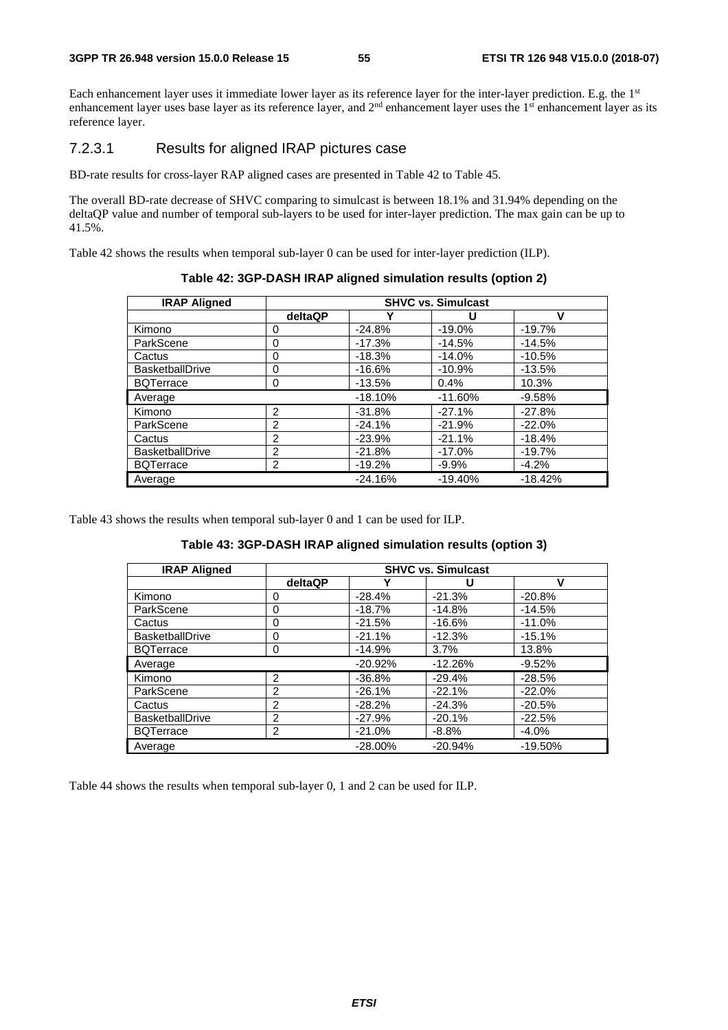Each enhancement layer uses it immediate lower layer as its reference layer for the inter-layer prediction. E.g. the 1st enhancement layer uses base layer as its reference layer, and 2nd enhancement layer uses the 1st enhancement layer as its reference layer.

#### 7.2.3.1 Results for aligned IRAP pictures case

BD-rate results for cross-layer RAP aligned cases are presented in Table 42 to Table 45.

The overall BD-rate decrease of SHVC comparing to simulcast is between 18.1% and 31.94% depending on the deltaQP value and number of temporal sub-layers to be used for inter-layer prediction. The max gain can be up to 41.5%.

Table 42 shows the results when temporal sub-layer 0 can be used for inter-layer prediction (ILP).

**Table 42: 3GP-DASH IRAP aligned simulation results (option 2)**

| IRAP Aligned | SHVC vs. Simulcast | | | |
|---|---|---|---|---|
| | deltaQP | Y | U | V |
| Kimono | 0 | -24.8% | -19.0% | -19.7% |
| ParkScene | 0 | -17.3% | -14.5% | -14.5% |
| Cactus | 0 | -18.3% | -14.0% | -10.5% |
| BasketballDrive | 0 | -16.6% | -10.9% | -13.5% |
| BQTerrace | 0 | -13.5% | 0.4% | 10.3% |
| Average | | -18.10% | -11.60% | -9.58% |
| Kimono | 2 | -31.8% | -27.1% | -27.8% |
| ParkScene | 2 | -24.1% | -21.9% | -22.0% |
| Cactus | 2 | -23.9% | -21.1% | -18.4% |
| BasketballDrive | 2 | -21.8% | -17.0% | -19.7% |
| BQTerrace | 2 | -19.2% | -9.9% | -4.2% |
| Average | | -24.16% | -19.40% | -18.42% |

Table 43 shows the results when temporal sub-layer 0 and 1 can be used for ILP.

**Table 43: 3GP-DASH IRAP aligned simulation results (option 3)**

| IRAP Aligned | SHVC vs. Simulcast | | | |
|---|---|---|---|---|
| | deltaQP | Y | U | V |
| Kimono | 0 | -28.4% | -21.3% | -20.8% |
| ParkScene | 0 | -18.7% | -14.8% | -14.5% |
| Cactus | 0 | -21.5% | -16.6% | -11.0% |
| BasketballDrive | 0 | -21.1% | -12.3% | -15.1% |
| BQTerrace | 0 | -14.9% | 3.7% | 13.8% |
| Average | | -20.92% | -12.26% | -9.52% |
| Kimono | 2 | -36.8% | -29.4% | -28.5% |
| ParkScene | 2 | -26.1% | -22.1% | -22.0% |
| Cactus | 2 | -28.2% | -24.3% | -20.5% |
| BasketballDrive | 2 | -27.9% | -20.1% | -22.5% |
| BQTerrace | 2 | -21.0% | -8.8% | -4.0% |
| Average | | -28.00% | -20.94% | -19.50% |

Table 44 shows the results when temporal sub-layer 0, 1 and 2 can be used for ILP.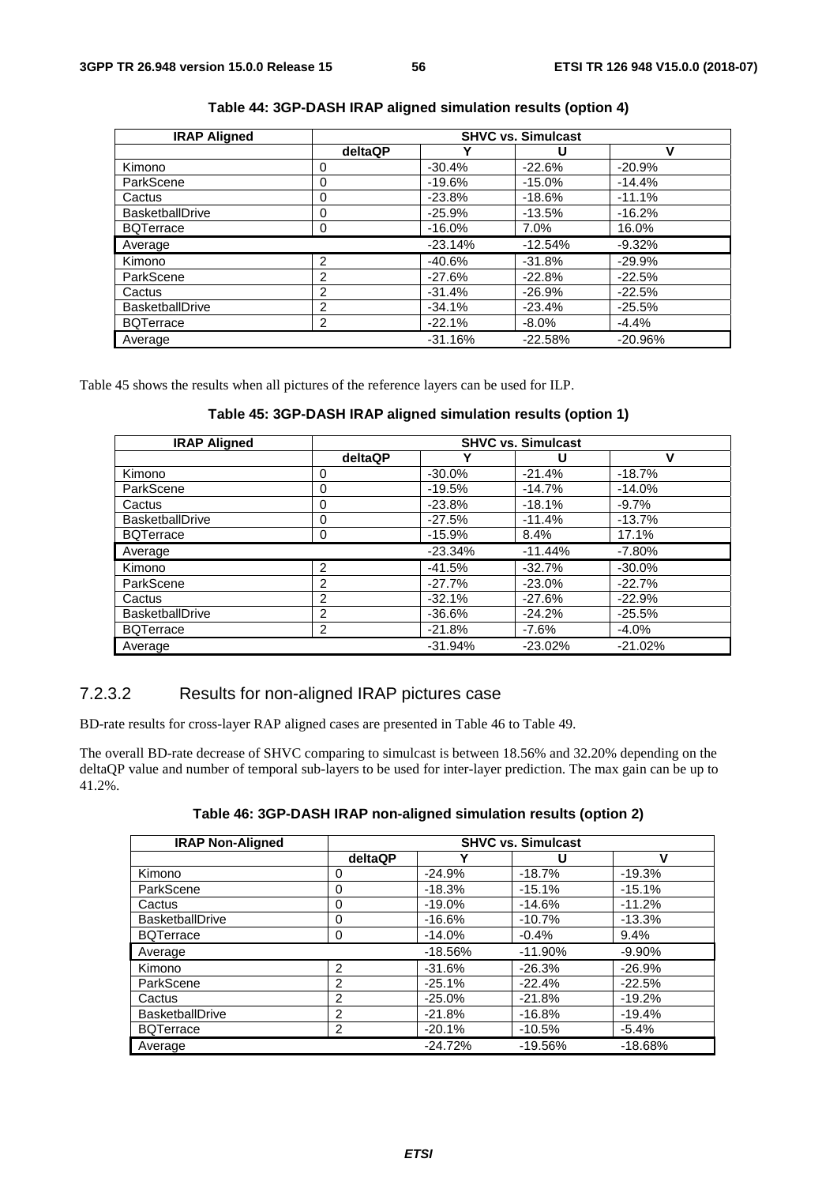**Table 44: 3GP-DASH IRAP aligned simulation results (option 4)**

| IRAP Aligned | SHVC vs. Simulcast | | | |
|---|---|---|---|---|
| | deltaQP | Y | U | V |
| Kimono | 0 | -30.4% | -22.6% | -20.9% |
| ParkScene | 0 | -19.6% | -15.0% | -14.4% |
| Cactus | 0 | -23.8% | -18.6% | -11.1% |
| BasketballDrive | 0 | -25.9% | -13.5% | -16.2% |
| BQTerrace | 0 | -16.0% | 7.0% | 16.0% |
| Average | | -23.14% | -12.54% | -9.32% |
| Kimono | 2 | -40.6% | -31.8% | -29.9% |
| ParkScene | 2 | -27.6% | -22.8% | -22.5% |
| Cactus | 2 | -31.4% | -26.9% | -22.5% |
| BasketballDrive | 2 | -34.1% | -23.4% | -25.5% |
| BQTerrace | 2 | -22.1% | -8.0% | -4.4% |
| Average | | -31.16% | -22.58% | -20.96% |

Table 45 shows the results when all pictures of the reference layers can be used for ILP.

**Table 45: 3GP-DASH IRAP aligned simulation results (option 1)**

| IRAP Aligned | SHVC vs. Simulcast | | | |
|---|---|---|---|---|
| | deltaQP | Y | U | V |
| Kimono | 0 | -30.0% | -21.4% | -18.7% |
| ParkScene | 0 | -19.5% | -14.7% | -14.0% |
| Cactus | 0 | -23.8% | -18.1% | -9.7% |
| BasketballDrive | 0 | -27.5% | -11.4% | -13.7% |
| BQTerrace | 0 | -15.9% | 8.4% | 17.1% |
| Average | | -23.34% | -11.44% | -7.80% |
| Kimono | 2 | -41.5% | -32.7% | -30.0% |
| ParkScene | 2 | -27.7% | -23.0% | -22.7% |
| Cactus | 2 | -32.1% | -27.6% | -22.9% |
| BasketballDrive | 2 | -36.6% | -24.2% | -25.5% |
| BQTerrace | 2 | -21.8% | -7.6% | -4.0% |
| Average | | -31.94% | -23.02% | -21.02% |

### 7.2.3.2 Results for non-aligned IRAP pictures case

BD-rate results for cross-layer RAP aligned cases are presented in Table 46 to Table 49.

The overall BD-rate decrease of SHVC comparing to simulcast is between 18.56% and 32.20% depending on the deltaQP value and number of temporal sub-layers to be used for inter-layer prediction. The max gain can be up to 41.2%.

**Table 46: 3GP-DASH IRAP non-aligned simulation results (option 2)**

| IRAP Non-Aligned | SHVC vs. Simulcast | | | |
|---|---|---|---|---|
| | deltaQP | Y | U | V |
| Kimono | 0 | -24.9% | -18.7% | -19.3% |
| ParkScene | 0 | -18.3% | -15.1% | -15.1% |
| Cactus | 0 | -19.0% | -14.6% | -11.2% |
| BasketballDrive | 0 | -16.6% | -10.7% | -13.3% |
| BQTerrace | 0 | -14.0% | -0.4% | 9.4% |
| Average | | -18.56% | -11.90% | -9.90% |
| Kimono | 2 | -31.6% | -26.3% | -26.9% |
| ParkScene | 2 | -25.1% | -22.4% | -22.5% |
| Cactus | 2 | -25.0% | -21.8% | -19.2% |
| BasketballDrive | 2 | -21.8% | -16.8% | -19.4% |
| BQTerrace | 2 | -20.1% | -10.5% | -5.4% |
| Average | | -24.72% | -19.56% | -18.68% |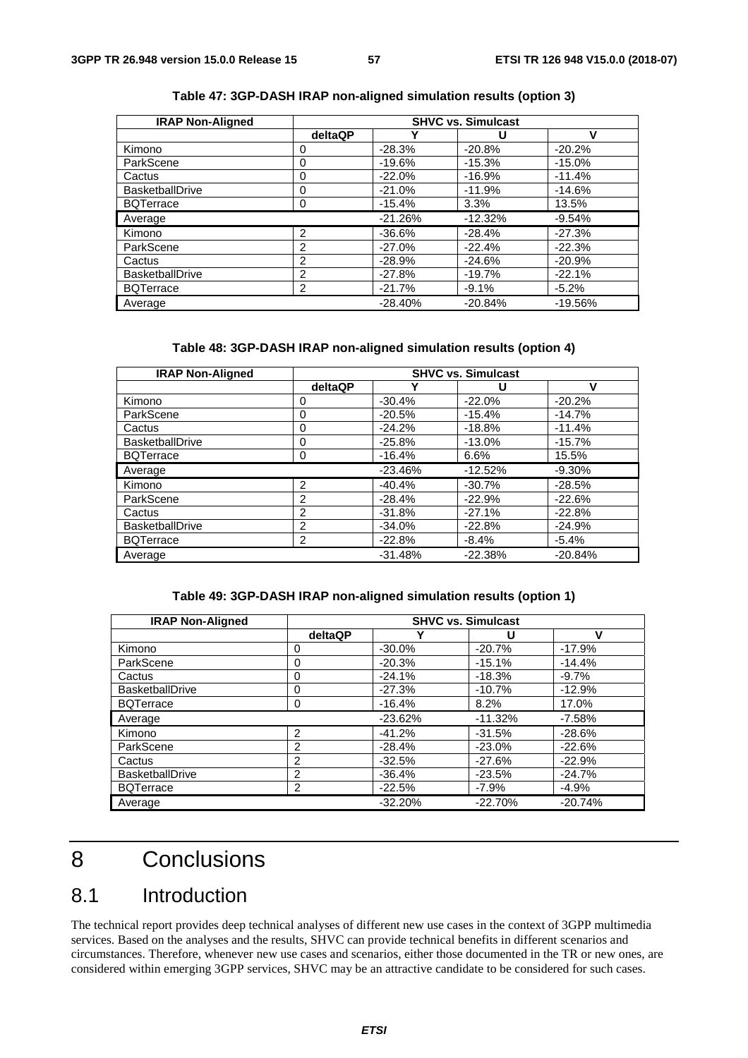**Table 47: 3GP-DASH IRAP non-aligned simulation results (option 3)**

| IRAP Non-Aligned | SHVC vs. Simulcast | | | |
|---|---|---|---|---|
| | deltaQP | Y | U | V |
| Kimono | 0 | -28.3% | -20.8% | -20.2% |
| ParkScene | 0 | -19.6% | -15.3% | -15.0% |
| Cactus | 0 | -22.0% | -16.9% | -11.4% |
| BasketballDrive | 0 | -21.0% | -11.9% | -14.6% |
| BQTerrace | 0 | -15.4% | 3.3% | 13.5% |
| Average | | -21.26% | -12.32% | -9.54% |
| Kimono | 2 | -36.6% | -28.4% | -27.3% |
| ParkScene | 2 | -27.0% | -22.4% | -22.3% |
| Cactus | 2 | -28.9% | -24.6% | -20.9% |
| BasketballDrive | 2 | -27.8% | -19.7% | -22.1% |
| BQTerrace | 2 | -21.7% | -9.1% | -5.2% |
| Average | | -28.40% | -20.84% | -19.56% |

**Table 48: 3GP-DASH IRAP non-aligned simulation results (option 4)**

| IRAP Non-Aligned | SHVC vs. Simulcast | | | |
|---|---|---|---|---|
| | deltaQP | Y | U | V |
| Kimono | 0 | -30.4% | -22.0% | -20.2% |
| ParkScene | 0 | -20.5% | -15.4% | -14.7% |
| Cactus | 0 | -24.2% | -18.8% | -11.4% |
| BasketballDrive | 0 | -25.8% | -13.0% | -15.7% |
| BQTerrace | 0 | -16.4% | 6.6% | 15.5% |
| Average | | -23.46% | -12.52% | -9.30% |
| Kimono | 2 | -40.4% | -30.7% | -28.5% |
| ParkScene | 2 | -28.4% | -22.9% | -22.6% |
| Cactus | 2 | -31.8% | -27.1% | -22.8% |
| BasketballDrive | 2 | -34.0% | -22.8% | -24.9% |
| BQTerrace | 2 | -22.8% | -8.4% | -5.4% |
| Average | | -31.48% | -22.38% | -20.84% |

**Table 49: 3GP-DASH IRAP non-aligned simulation results (option 1)**

| IRAP Non-Aligned | SHVC vs. Simulcast | | | |
|---|---|---|---|---|
| | deltaQP | Y | U | V |
| Kimono | 0 | -30.0% | -20.7% | -17.9% |
| ParkScene | 0 | -20.3% | -15.1% | -14.4% |
| Cactus | 0 | -24.1% | -18.3% | -9.7% |
| BasketballDrive | 0 | -27.3% | -10.7% | -12.9% |
| BQTerrace | 0 | -16.4% | 8.2% | 17.0% |
| Average | | -23.62% | -11.32% | -7.58% |
| Kimono | 2 | -41.2% | -31.5% | -28.6% |
| ParkScene | 2 | -28.4% | -23.0% | -22.6% |
| Cactus | 2 | -32.5% | -27.6% | -22.9% |
| BasketballDrive | 2 | -36.4% | -23.5% | -24.7% |
| BQTerrace | 2 | -22.5% | -7.9% | -4.9% |
| Average | | -32.20% | -22.70% | -20.74% |

# 8 Conclusions

## 8.1 Introduction

The technical report provides deep technical analyses of different new use cases in the context of 3GPP multimedia services. Based on the analyses and the results, SHVC can provide technical benefits in different scenarios and circumstances. Therefore, whenever new use cases and scenarios, either those documented in the TR or new ones, are considered within emerging 3GPP services, SHVC may be an attractive candidate to be considered for such cases.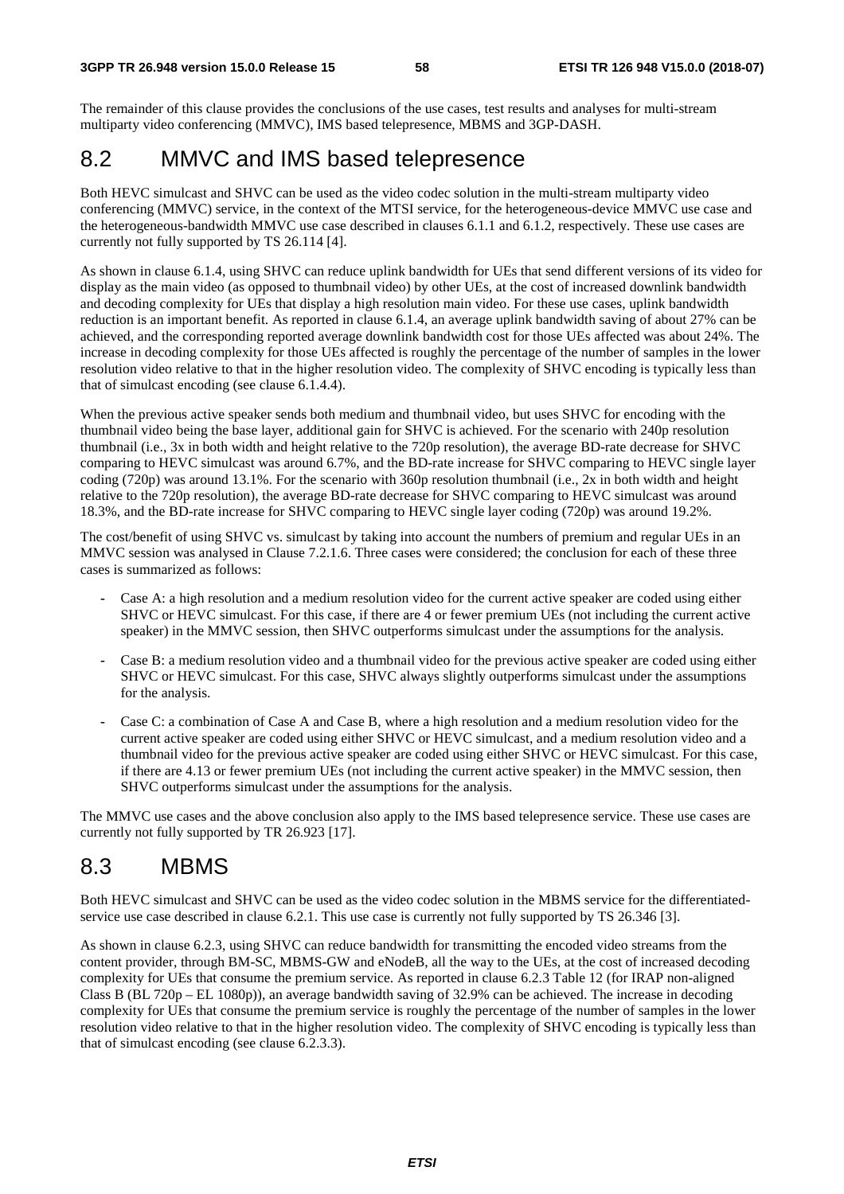The remainder of this clause provides the conclusions of the use cases, test results and analyses for multi-stream multiparty video conferencing (MMVC), IMS based telepresence, MBMS and 3GP-DASH.

## 8.2 MMVC and IMS based telepresence

Both HEVC simulcast and SHVC can be used as the video codec solution in the multi-stream multiparty video conferencing (MMVC) service, in the context of the MTSI service, for the heterogeneous-device MMVC use case and the heterogeneous-bandwidth MMVC use case described in clauses 6.1.1 and 6.1.2, respectively. These use cases are currently not fully supported by TS 26.114 [4].

As shown in clause 6.1.4, using SHVC can reduce uplink bandwidth for UEs that send different versions of its video for display as the main video (as opposed to thumbnail video) by other UEs, at the cost of increased downlink bandwidth and decoding complexity for UEs that display a high resolution main video. For these use cases, uplink bandwidth reduction is an important benefit. As reported in clause 6.1.4, an average uplink bandwidth saving of about 27% can be achieved, and the corresponding reported average downlink bandwidth cost for those UEs affected was about 24%. The increase in decoding complexity for those UEs affected is roughly the percentage of the number of samples in the lower resolution video relative to that in the higher resolution video. The complexity of SHVC encoding is typically less than that of simulcast encoding (see clause 6.1.4.4).

When the previous active speaker sends both medium and thumbnail video, but uses SHVC for encoding with the thumbnail video being the base layer, additional gain for SHVC is achieved. For the scenario with 240p resolution thumbnail (i.e., 3x in both width and height relative to the 720p resolution), the average BD-rate decrease for SHVC comparing to HEVC simulcast was around 6.7%, and the BD-rate increase for SHVC comparing to HEVC single layer coding (720p) was around 13.1%. For the scenario with 360p resolution thumbnail (i.e., 2x in both width and height relative to the 720p resolution), the average BD-rate decrease for SHVC comparing to HEVC simulcast was around 18.3%, and the BD-rate increase for SHVC comparing to HEVC single layer coding (720p) was around 19.2%.

The cost/benefit of using SHVC vs. simulcast by taking into account the numbers of premium and regular UEs in an MMVC session was analysed in Clause 7.2.1.6. Three cases were considered; the conclusion for each of these three cases is summarized as follows:

- Case A: a high resolution and a medium resolution video for the current active speaker are coded using either SHVC or HEVC simulcast. For this case, if there are 4 or fewer premium UEs (not including the current active speaker) in the MMVC session, then SHVC outperforms simulcast under the assumptions for the analysis.
- Case B: a medium resolution video and a thumbnail video for the previous active speaker are coded using either SHVC or HEVC simulcast. For this case, SHVC always slightly outperforms simulcast under the assumptions for the analysis.
- Case C: a combination of Case A and Case B, where a high resolution and a medium resolution video for the current active speaker are coded using either SHVC or HEVC simulcast, and a medium resolution video and a thumbnail video for the previous active speaker are coded using either SHVC or HEVC simulcast. For this case, if there are 4.13 or fewer premium UEs (not including the current active speaker) in the MMVC session, then SHVC outperforms simulcast under the assumptions for the analysis.

The MMVC use cases and the above conclusion also apply to the IMS based telepresence service. These use cases are currently not fully supported by TR 26.923 [17].

## 8.3 MBMS

Both HEVC simulcast and SHVC can be used as the video codec solution in the MBMS service for the differentiated-service use case described in clause 6.2.1. This use case is currently not fully supported by TS 26.346 [3].

As shown in clause 6.2.3, using SHVC can reduce bandwidth for transmitting the encoded video streams from the content provider, through BM-SC, MBMS-GW and eNodeB, all the way to the UEs, at the cost of increased decoding complexity for UEs that consume the premium service. As reported in clause 6.2.3 Table 12 (for IRAP non-aligned Class B (BL 720p – EL 1080p)), an average bandwidth saving of 32.9% can be achieved. The increase in decoding complexity for UEs that consume the premium service is roughly the percentage of the number of samples in the lower resolution video relative to that in the higher resolution video. The complexity of SHVC encoding is typically less than that of simulcast encoding (see clause 6.2.3.3).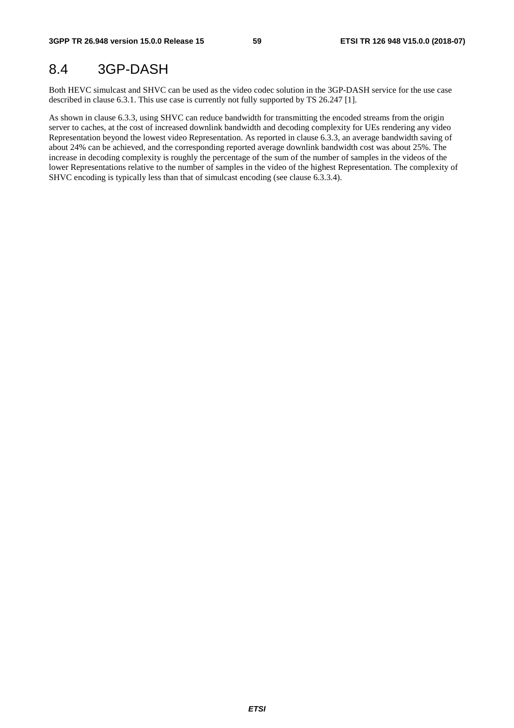## 8.4 3GP-DASH

Both HEVC simulcast and SHVC can be used as the video codec solution in the 3GP-DASH service for the use case described in clause 6.3.1. This use case is currently not fully supported by TS 26.247 [1].

As shown in clause 6.3.3, using SHVC can reduce bandwidth for transmitting the encoded streams from the origin server to caches, at the cost of increased downlink bandwidth and decoding complexity for UEs rendering any video Representation beyond the lowest video Representation. As reported in clause 6.3.3, an average bandwidth saving of about 24% can be achieved, and the corresponding reported average downlink bandwidth cost was about 25%. The increase in decoding complexity is roughly the percentage of the sum of the number of samples in the videos of the lower Representations relative to the number of samples in the video of the highest Representation. The complexity of SHVC encoding is typically less than that of simulcast encoding (see clause 6.3.3.4).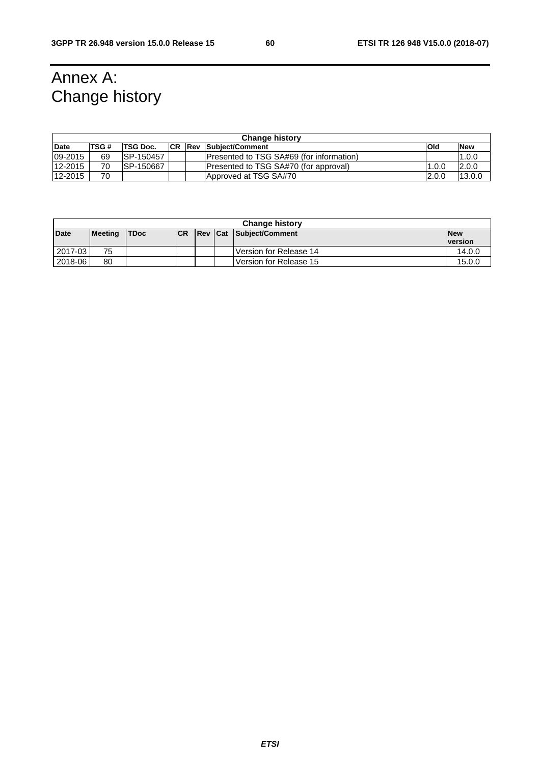# Annex A: Change history

| Change history | | | | | | | |
|---|---|---|---|---|---|---|---|
| **Date** | **TSG #** | **TSG Doc.** | **CR** | **Rev** | **Subject/Comment** | **Old** | **New** |
| 09-2015 | 69 | SP-150457 | | | Presented to TSG SA#69 (for information) | | 1.0.0 |
| 12-2015 | 70 | SP-150667 | | | Presented to TSG SA#70 (for approval) | 1.0.0 | 2.0.0 |
| 12-2015 | 70 | | | | Approved at TSG SA#70 | 2.0.0 | 13.0.0 |

| Change history | | | | | | | |
|---|---|---|---|---|---|---|---|
| **Date** | **Meeting** | **TDoc** | **CR** | **Rev** | **Cat** | **Subject/Comment** | **New version** |
| 2017-03 | 75 | | | | | Version for Release 14 | 14.0.0 |
| 2018-06 | 80 | | | | | Version for Release 15 | 15.0.0 |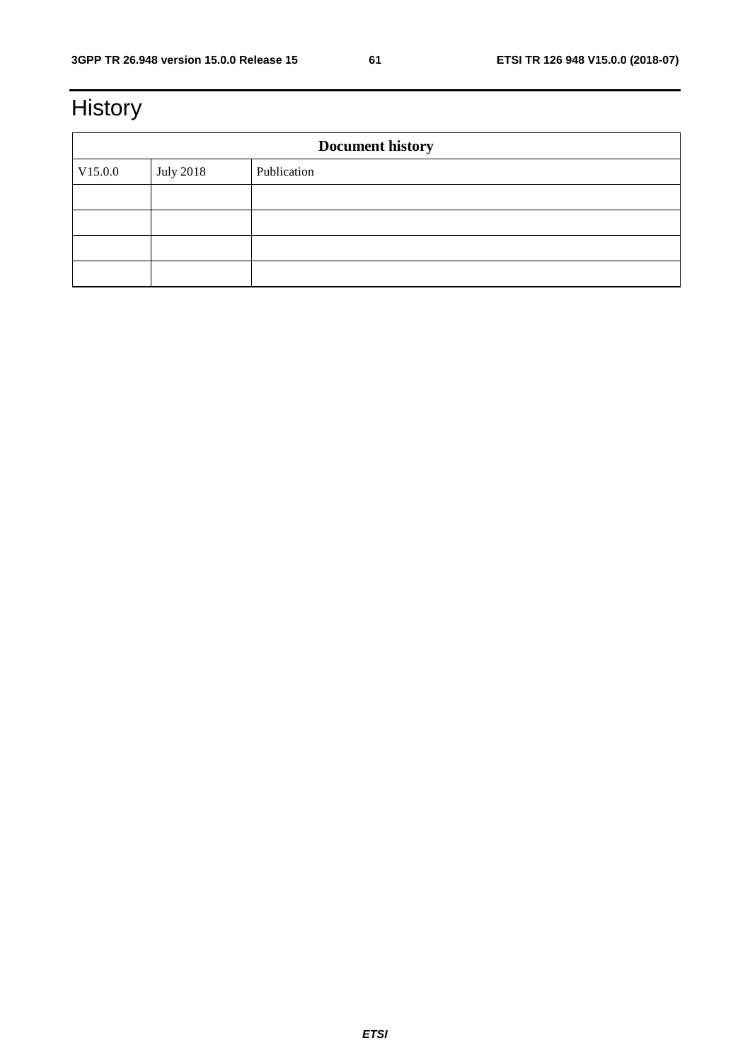# History

| Document history | | |
|---|---|---|
| V15.0.0 | July 2018 | Publication |
| | | |
| | | |
| | | |
| | | |